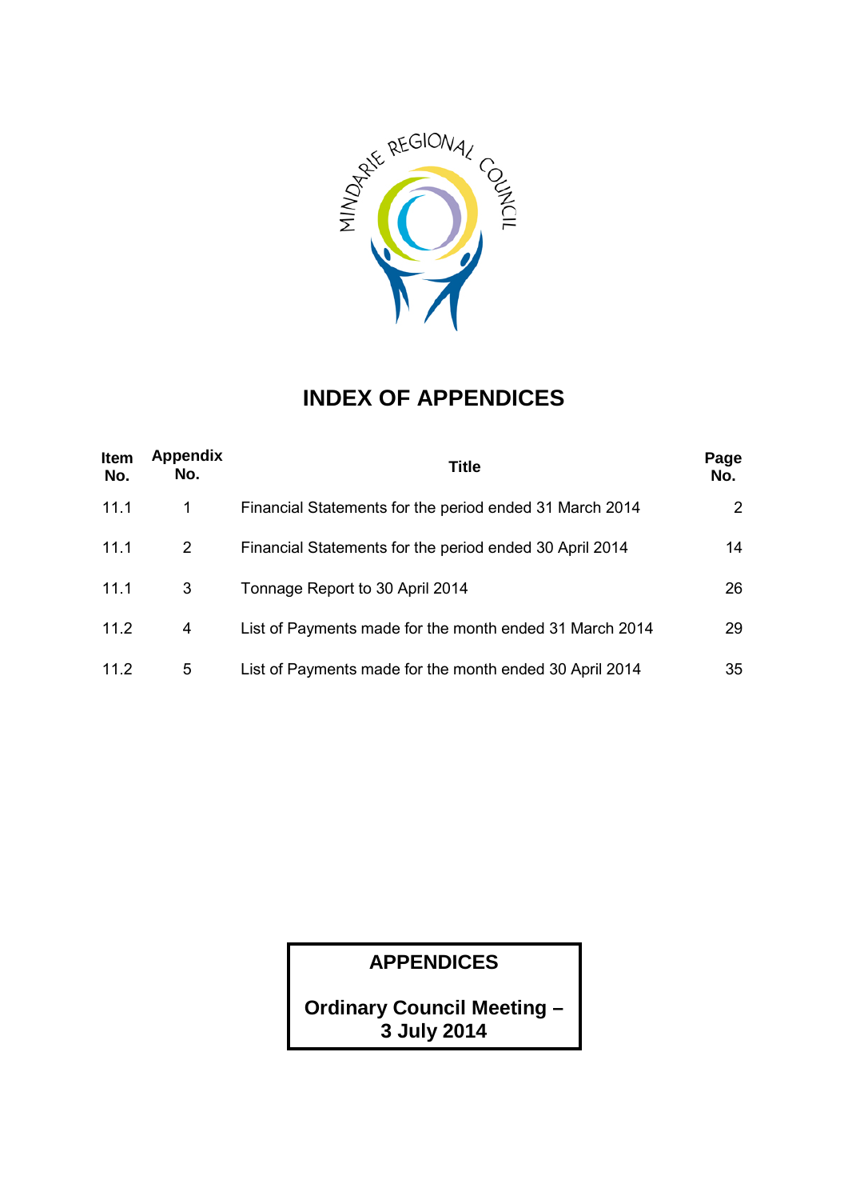MINDARIE REGIONAL COUNCIL

# INDEX OF APPENDICES

| Item No. | Appendix No. | Title | Page No. |
|---|---|---|---|
| 11.1 | 1 | Financial Statements for the period ended 31 March 2014 | 2 |
| 11.1 | 2 | Financial Statements for the period ended 30 April 2014 | 14 |
| 11.1 | 3 | Tonnage Report to 30 April 2014 | 26 |
| 11.2 | 4 | List of Payments made for the month ended 31 March 2014 | 29 |
| 11.2 | 5 | List of Payments made for the month ended 30 April 2014 | 35 |

**APPENDICES**

**Ordinary Council Meeting – 3 July 2014**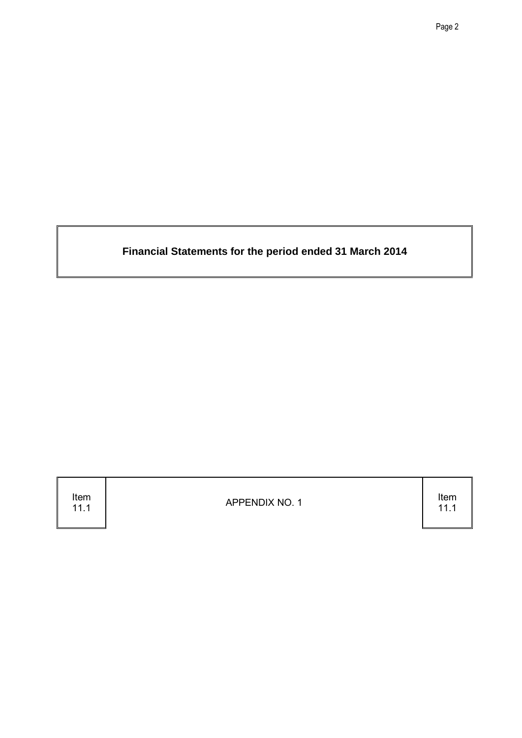**Financial Statements for the period ended 31 March 2014**

| Item 11.1 | APPENDIX NO. 1 | Item 11.1 |
|---|---|---|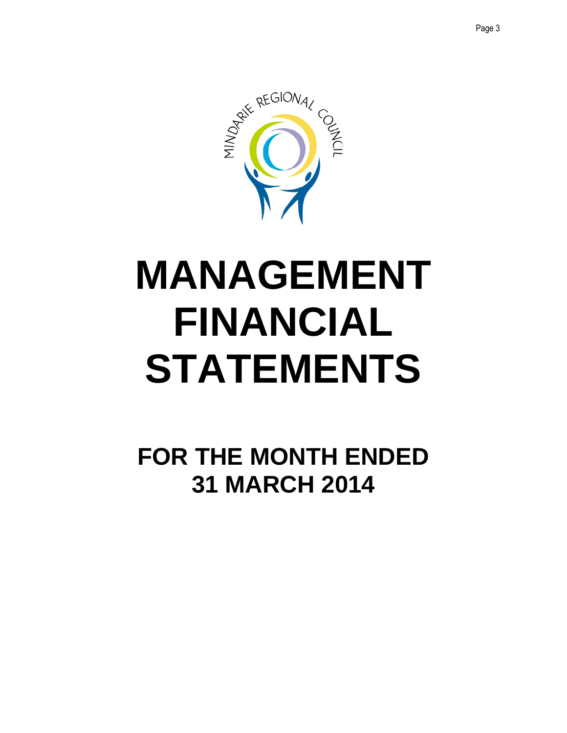MINDARIE REGIONAL COUNCIL

# MANAGEMENT FINANCIAL STATEMENTS

## FOR THE MONTH ENDED 31 MARCH 2014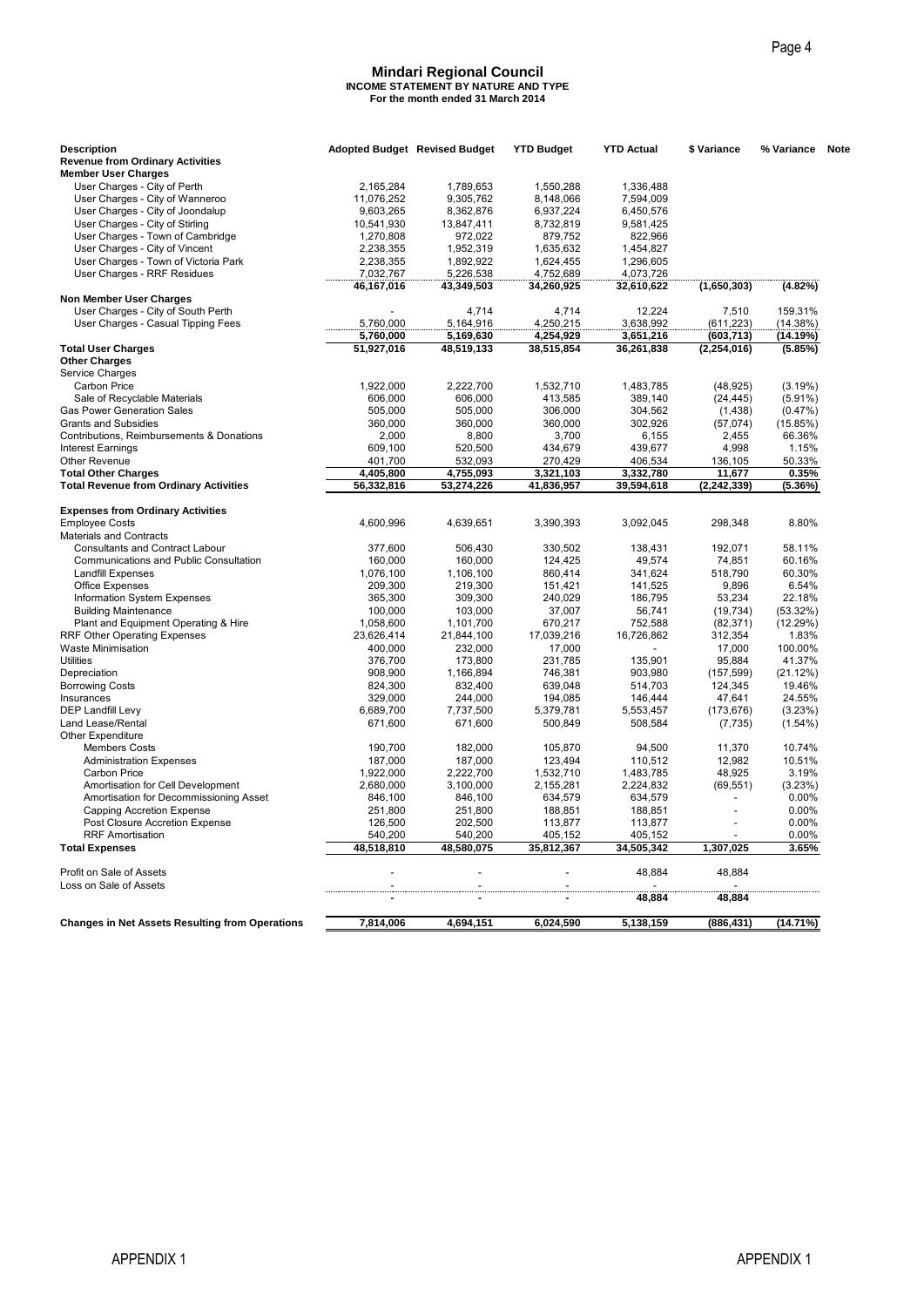# Mindari Regional Council

**INCOME STATEMENT BY NATURE AND TYPE**
**For the month ended 31 March 2014**

| Description | Adopted Budget | Revised Budget | YTD Budget | YTD Actual | $ Variance | % Variance | Note |
|---|---|---|---|---|---|---|---|
| **Revenue from Ordinary Activities** | | | | | | | |
| **Member User Charges** | | | | | | | |
| User Charges - City of Perth | 2,165,284 | 1,789,653 | 1,550,288 | 1,336,488 | | | |
| User Charges - City of Wanneroo | 11,076,252 | 9,305,762 | 8,148,066 | 7,594,009 | | | |
| User Charges - City of Joondalup | 9,603,265 | 8,362,876 | 6,937,224 | 6,450,576 | | | |
| User Charges - City of Stirling | 10,541,930 | 13,847,411 | 8,732,819 | 9,581,425 | | | |
| User Charges - Town of Cambridge | 1,270,808 | 972,022 | 879,752 | 822,966 | | | |
| User Charges - City of Vincent | 2,238,355 | 1,952,319 | 1,635,632 | 1,454,827 | | | |
| User Charges - Town of Victoria Park | 2,238,355 | 1,892,922 | 1,624,455 | 1,296,605 | | | |
| User Charges - RRF Residues | 7,032,767 | 5,226,538 | 4,752,689 | 4,073,726 | | | |
| | **46,167,016** | **43,349,503** | **34,260,925** | **32,610,622** | **(1,650,303)** | **(4.82%)** | |
| **Non Member User Charges** | | | | | | | |
| User Charges - City of South Perth | - | 4,714 | 4,714 | 12,224 | 7,510 | 159.31% | |
| User Charges - Casual Tipping Fees | 5,760,000 | 5,164,916 | 4,250,215 | 3,638,992 | (611,223) | (14.38%) | |
| | **5,760,000** | **5,169,630** | **4,254,929** | **3,651,216** | **(603,713)** | **(14.19%)** | |
| **Total User Charges** | **51,927,016** | **48,519,133** | **38,515,854** | **36,261,838** | **(2,254,016)** | **(5.85%)** | |
| **Other Charges** | | | | | | | |
| Service Charges | | | | | | | |
| Carbon Price | 1,922,000 | 2,222,700 | 1,532,710 | 1,483,785 | (48,925) | (3.19%) | |
| Sale of Recyclable Materials | 606,000 | 606,000 | 413,585 | 389,140 | (24,445) | (5.91%) | |
| Gas Power Generation Sales | 505,000 | 505,000 | 306,000 | 304,562 | (1,438) | (0.47%) | |
| Grants and Subsidies | 360,000 | 360,000 | 360,000 | 302,926 | (57,074) | (15.85%) | |
| Contributions, Reimbursements & Donations | 2,000 | 8,800 | 3,700 | 6,155 | 2,455 | 66.36% | |
| Interest Earnings | 609,100 | 520,500 | 434,679 | 439,677 | 4,998 | 1.15% | |
| Other Revenue | 401,700 | 532,093 | 270,429 | 406,534 | 136,105 | 50.33% | |
| **Total Other Charges** | **4,405,800** | **4,755,093** | **3,321,103** | **3,332,780** | **11,677** | **0.35%** | |
| **Total Revenue from Ordinary Activities** | **56,332,816** | **53,274,226** | **41,836,957** | **39,594,618** | **(2,242,339)** | **(5.36%)** | |
| **Expenses from Ordinary Activities** | | | | | | | |
| Employee Costs | 4,600,996 | 4,639,651 | 3,390,393 | 3,092,045 | 298,348 | 8.80% | |
| Materials and Contracts | | | | | | | |
| Consultants and Contract Labour | 377,600 | 506,430 | 330,502 | 138,431 | 192,071 | 58.11% | |
| Communications and Public Consultation | 160,000 | 160,000 | 124,425 | 49,574 | 74,851 | 60.16% | |
| Landfill Expenses | 1,076,100 | 1,106,100 | 860,414 | 341,624 | 518,790 | 60.30% | |
| Office Expenses | 209,300 | 219,300 | 151,421 | 141,525 | 9,896 | 6.54% | |
| Information System Expenses | 365,300 | 309,300 | 240,029 | 186,795 | 53,234 | 22.18% | |
| Building Maintenance | 100,000 | 103,000 | 37,007 | 56,741 | (19,734) | (53.32%) | |
| Plant and Equipment Operating & Hire | 1,058,600 | 1,101,700 | 670,217 | 752,588 | (82,371) | (12.29%) | |
| RRF Other Operating Expenses | 23,626,414 | 21,844,100 | 17,039,216 | 16,726,862 | 312,354 | 1.83% | |
| Waste Minimisation | 400,000 | 232,000 | 17,000 | - | 17,000 | 100.00% | |
| Utilities | 376,700 | 173,800 | 231,785 | 135,901 | 95,884 | 41.37% | |
| Depreciation | 908,900 | 1,166,894 | 746,381 | 903,980 | (157,599) | (21.12%) | |
| Borrowing Costs | 824,300 | 832,400 | 639,048 | 514,703 | 124,345 | 19.46% | |
| Insurances | 329,000 | 244,000 | 194,085 | 146,444 | 47,641 | 24.55% | |
| DEP Landfill Levy | 6,689,700 | 7,737,500 | 5,379,781 | 5,553,457 | (173,676) | (3.23%) | |
| Land Lease/Rental | 671,600 | 671,600 | 500,849 | 508,584 | (7,735) | (1.54%) | |
| Other Expenditure | | | | | | | |
| Members Costs | 190,700 | 182,000 | 105,870 | 94,500 | 11,370 | 10.74% | |
| Administration Expenses | 187,000 | 187,000 | 123,494 | 110,512 | 12,982 | 10.51% | |
| Carbon Price | 1,922,000 | 2,222,700 | 1,532,710 | 1,483,785 | 48,925 | 3.19% | |
| Amortisation for Cell Development | 2,680,000 | 3,100,000 | 2,155,281 | 2,224,832 | (69,551) | (3.23%) | |
| Amortisation for Decommissioning Asset | 846,100 | 846,100 | 634,579 | 634,579 | - | 0.00% | |
| Capping Accretion Expense | 251,800 | 251,800 | 188,851 | 188,851 | - | 0.00% | |
| Post Closure Accretion Expense | 126,500 | 202,500 | 113,877 | 113,877 | - | 0.00% | |
| RRF Amortisation | 540,200 | 540,200 | 405,152 | 405,152 | - | 0.00% | |
| **Total Expenses** | **48,518,810** | **48,580,075** | **35,812,367** | **34,505,342** | **1,307,025** | **3.65%** | |
| Profit on Sale of Assets | - | - | - | 48,884 | 48,884 | | |
| Loss on Sale of Assets | - | - | - | - | - | | |
| | **-** | **-** | **-** | **48,884** | **48,884** | | |
| **Changes in Net Assets Resulting from Operations** | **7,814,006** | **4,694,151** | **6,024,590** | **5,138,159** | **(886,431)** | **(14.71%)** | |

APPENDIX 1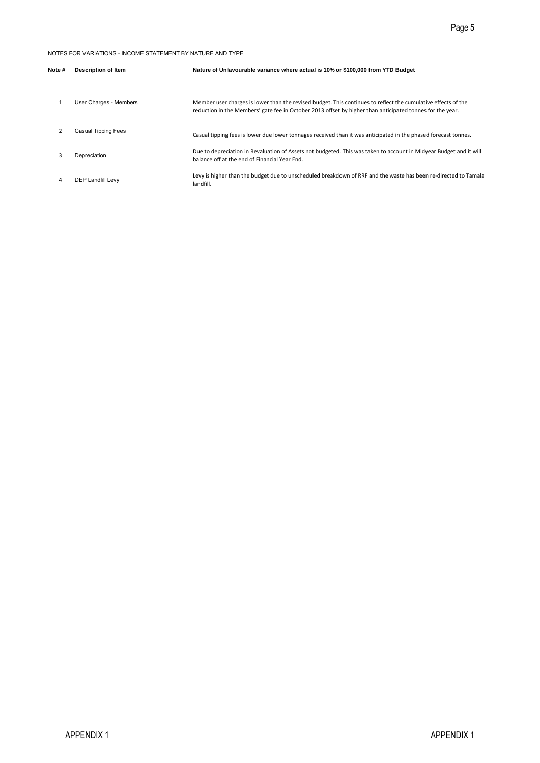NOTES FOR VARIATIONS - INCOME STATEMENT BY NATURE AND TYPE

| Note # | Description of Item | Nature of Unfavourable variance where actual is 10% or $100,000 from YTD Budget |
|---|---|---|
| 1 | User Charges - Members | Member user charges is lower than the revised budget. This continues to reflect the cumulative effects of the reduction in the Members' gate fee in October 2013 offset by higher than anticipated tonnes for the year. |
| 2 | Casual Tipping Fees | Casual tipping fees is lower due lower tonnages received than it was anticipated in the phased forecast tonnes. |
| 3 | Depreciation | Due to depreciation in Revaluation of Assets not budgeted. This was taken to account in Midyear Budget and it will balance off at the end of Financial Year End. |
| 4 | DEP Landfill Levy | Levy is higher than the budget due to unscheduled breakdown of RRF and the waste has been re-directed to Tamala landfill. |

APPENDIX 1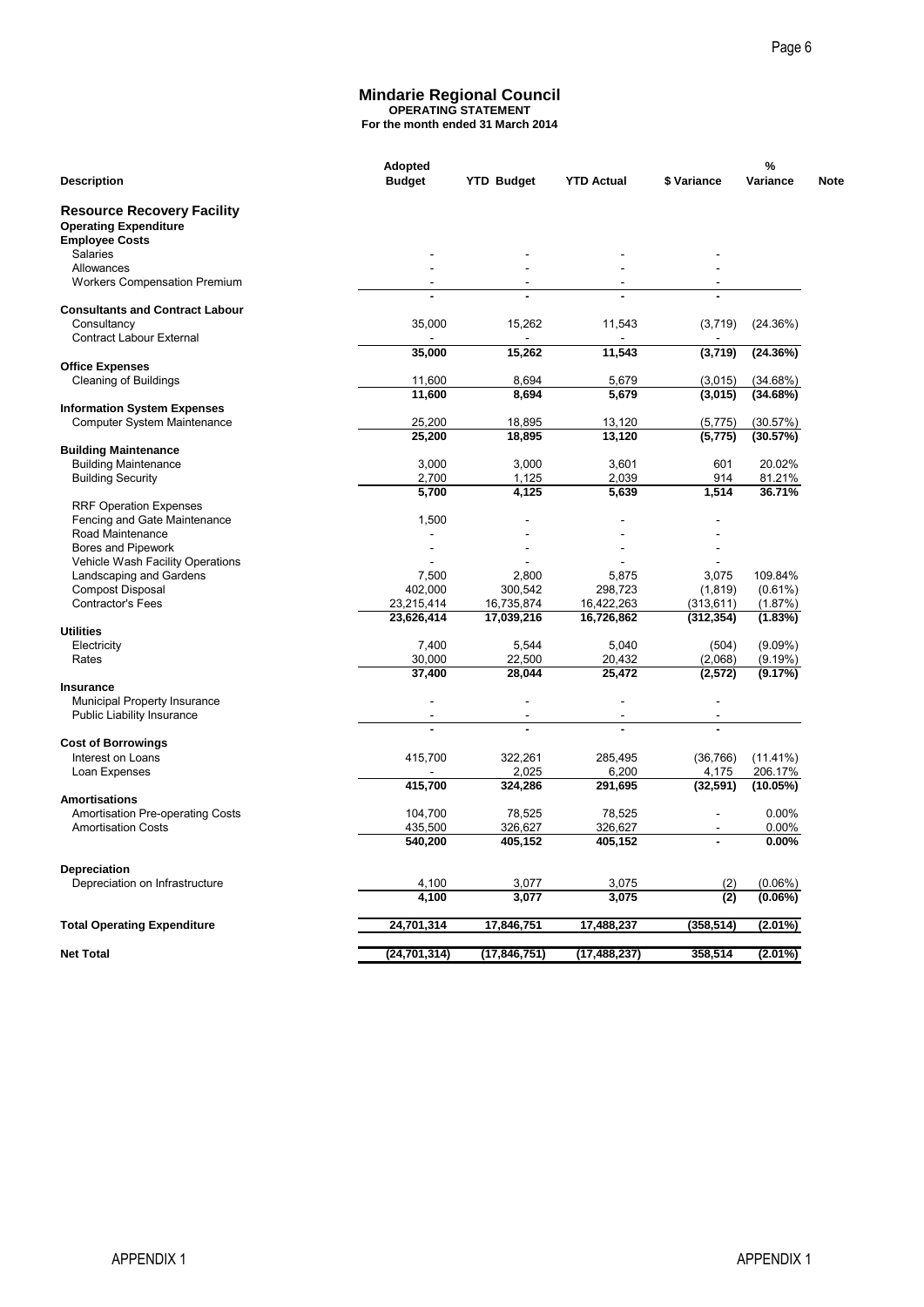# Mindarie Regional Council

**OPERATING STATEMENT**

**For the month ended 31 March 2014**

| Description | Adopted Budget | YTD Budget | YTD Actual | $ Variance | % Variance | Note |
|---|---|---|---|---|---|---|
| **Resource Recovery Facility** | | | | | | |
| **Operating Expenditure** | | | | | | |
| **Employee Costs** | | | | | | |
| Salaries | - | - | - | - | | |
| Allowances | - | - | - | - | | |
| Workers Compensation Premium | - | - | - | - | | |
| | **-** | **-** | **-** | **-** | | |
| **Consultants and Contract Labour** | | | | | | |
| Consultancy | 35,000 | 15,262 | 11,543 | (3,719) | (24.36%) | |
| Contract Labour External | - | - | - | - | | |
| | **35,000** | **15,262** | **11,543** | **(3,719)** | **(24.36%)** | |
| **Office Expenses** | | | | | | |
| Cleaning of Buildings | 11,600 | 8,694 | 5,679 | (3,015) | (34.68%) | |
| | **11,600** | **8,694** | **5,679** | **(3,015)** | **(34.68%)** | |
| **Information System Expenses** | | | | | | |
| Computer System Maintenance | 25,200 | 18,895 | 13,120 | (5,775) | (30.57%) | |
| | **25,200** | **18,895** | **13,120** | **(5,775)** | **(30.57%)** | |
| **Building Maintenance** | | | | | | |
| Building Maintenance | 3,000 | 3,000 | 3,601 | 601 | 20.02% | |
| Building Security | 2,700 | 1,125 | 2,039 | 914 | 81.21% | |
| | **5,700** | **4,125** | **5,639** | **1,514** | **36.71%** | |
| RRF Operation Expenses | | | | | | |
| Fencing and Gate Maintenance | 1,500 | - | - | - | | |
| Road Maintenance | - | - | - | - | | |
| Bores and Pipework | - | - | - | - | | |
| Vehicle Wash Facility Operations | - | - | - | - | | |
| Landscaping and Gardens | 7,500 | 2,800 | 5,875 | 3,075 | 109.84% | |
| Compost Disposal | 402,000 | 300,542 | 298,723 | (1,819) | (0.61%) | |
| Contractor's Fees | 23,215,414 | 16,735,874 | 16,422,263 | (313,611) | (1.87%) | |
| | **23,626,414** | **17,039,216** | **16,726,862** | **(312,354)** | **(1.83%)** | |
| **Utilities** | | | | | | |
| Electricity | 7,400 | 5,544 | 5,040 | (504) | (9.09%) | |
| Rates | 30,000 | 22,500 | 20,432 | (2,068) | (9.19%) | |
| | **37,400** | **28,044** | **25,472** | **(2,572)** | **(9.17%)** | |
| **Insurance** | | | | | | |
| Municipal Property Insurance | - | - | - | - | | |
| Public Liability Insurance | - | - | - | - | | |
| | **-** | **-** | **-** | **-** | | |
| **Cost of Borrowings** | | | | | | |
| Interest on Loans | 415,700 | 322,261 | 285,495 | (36,766) | (11.41%) | |
| Loan Expenses | - | 2,025 | 6,200 | 4,175 | 206.17% | |
| | **415,700** | **324,286** | **291,695** | **(32,591)** | **(10.05%)** | |
| **Amortisations** | | | | | | |
| Amortisation Pre-operating Costs | 104,700 | 78,525 | 78,525 | - | 0.00% | |
| Amortisation Costs | 435,500 | 326,627 | 326,627 | - | 0.00% | |
| | **540,200** | **405,152** | **405,152** | **-** | **0.00%** | |
| **Depreciation** | | | | | | |
| Depreciation on Infrastructure | 4,100 | 3,077 | 3,075 | (2) | (0.06%) | |
| | **4,100** | **3,077** | **3,075** | **(2)** | **(0.06%)** | |
| **Total Operating Expenditure** | **24,701,314** | **17,846,751** | **17,488,237** | **(358,514)** | **(2.01%)** | |
| **Net Total** | **(24,701,314)** | **(17,846,751)** | **(17,488,237)** | **358,514** | **(2.01%)** | |

APPENDIX 1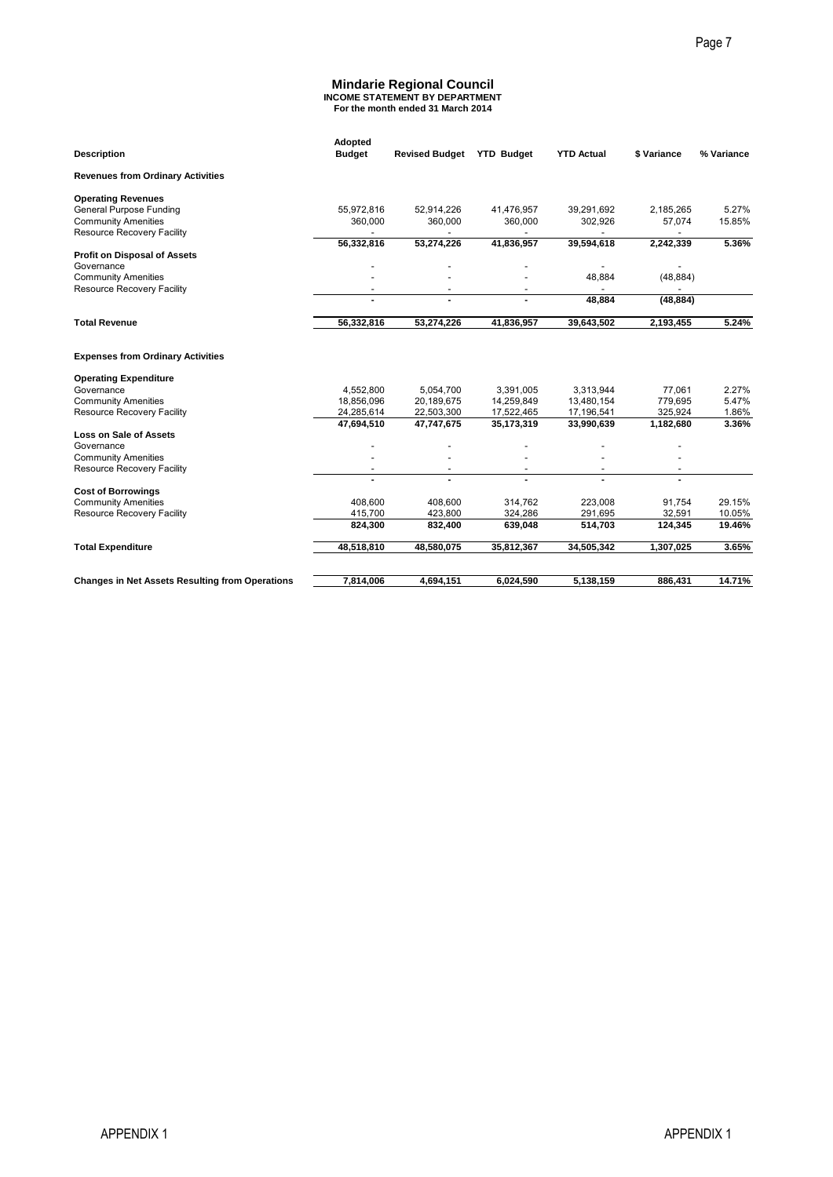# Mindarie Regional Council

**INCOME STATEMENT BY DEPARTMENT**

**For the month ended 31 March 2014**

| Description | Adopted Budget | Revised Budget | YTD Budget | YTD Actual | $ Variance | % Variance |
|---|---|---|---|---|---|---|
| **Revenues from Ordinary Activities** | | | | | | |
| **Operating Revenues** | | | | | | |
| General Purpose Funding | 55,972,816 | 52,914,226 | 41,476,957 | 39,291,692 | 2,185,265 | 5.27% |
| Community Amenities | 360,000 | 360,000 | 360,000 | 302,926 | 57,074 | 15.85% |
| Resource Recovery Facility | - | - | - | - | - | |
| | **56,332,816** | **53,274,226** | **41,836,957** | **39,594,618** | **2,242,339** | **5.36%** |
| **Profit on Disposal of Assets** | | | | | | |
| Governance | - | - | - | - | - | |
| Community Amenities | - | - | - | 48,884 | (48,884) | |
| Resource Recovery Facility | - | - | - | - | - | |
| | **-** | **-** | **-** | **48,884** | **(48,884)** | |
| **Total Revenue** | **56,332,816** | **53,274,226** | **41,836,957** | **39,643,502** | **2,193,455** | **5.24%** |
| **Expenses from Ordinary Activities** | | | | | | |
| **Operating Expenditure** | | | | | | |
| Governance | 4,552,800 | 5,054,700 | 3,391,005 | 3,313,944 | 77,061 | 2.27% |
| Community Amenities | 18,856,096 | 20,189,675 | 14,259,849 | 13,480,154 | 779,695 | 5.47% |
| Resource Recovery Facility | 24,285,614 | 22,503,300 | 17,522,465 | 17,196,541 | 325,924 | 1.86% |
| | **47,694,510** | **47,747,675** | **35,173,319** | **33,990,639** | **1,182,680** | **3.36%** |
| **Loss on Sale of Assets** | | | | | | |
| Governance | - | - | - | - | - | |
| Community Amenities | - | - | - | - | - | |
| Resource Recovery Facility | - | - | - | - | - | |
| | **-** | **-** | **-** | **-** | **-** | |
| **Cost of Borrowings** | | | | | | |
| Community Amenities | 408,600 | 408,600 | 314,762 | 223,008 | 91,754 | 29.15% |
| Resource Recovery Facility | 415,700 | 423,800 | 324,286 | 291,695 | 32,591 | 10.05% |
| | **824,300** | **832,400** | **639,048** | **514,703** | **124,345** | **19.46%** |
| **Total Expenditure** | **48,518,810** | **48,580,075** | **35,812,367** | **34,505,342** | **1,307,025** | **3.65%** |
| **Changes in Net Assets Resulting from Operations** | **7,814,006** | **4,694,151** | **6,024,590** | **5,138,159** | **886,431** | **14.71%** |

APPENDIX 1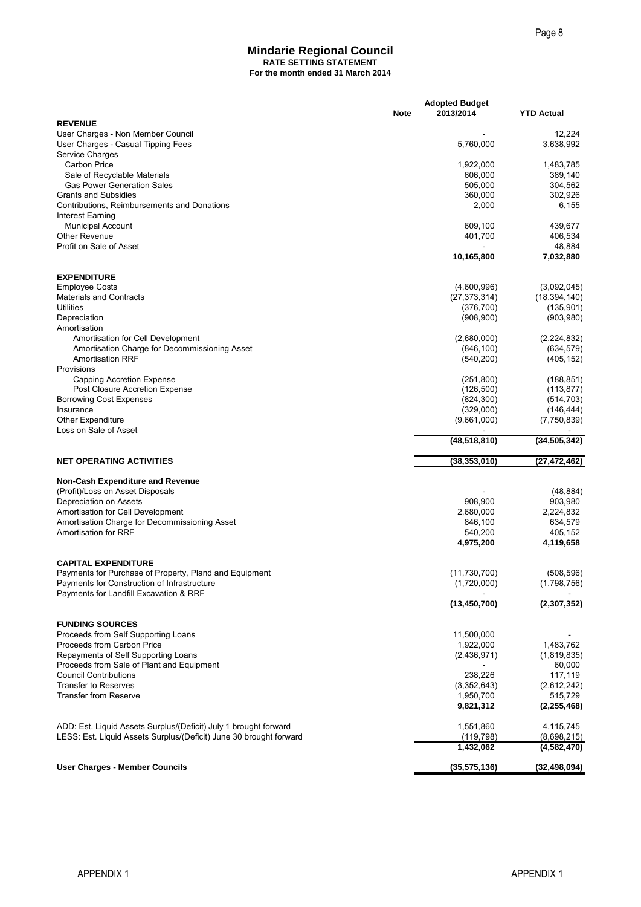# Mindarie Regional Council

**RATE SETTING STATEMENT**

**For the month ended 31 March 2014**

| | Note | Adopted Budget 2013/2014 | YTD Actual |
|---|---|---|---|
| **REVENUE** | | | |
| User Charges - Non Member Council | | - | 12,224 |
| User Charges - Casual Tipping Fees | | 5,760,000 | 3,638,992 |
| Service Charges | | | |
| Carbon Price | | 1,922,000 | 1,483,785 |
| Sale of Recyclable Materials | | 606,000 | 389,140 |
| Gas Power Generation Sales | | 505,000 | 304,562 |
| Grants and Subsidies | | 360,000 | 302,926 |
| Contributions, Reimbursements and Donations | | 2,000 | 6,155 |
| Interest Earning | | | |
| Municipal Account | | 609,100 | 439,677 |
| Other Revenue | | 401,700 | 406,534 |
| Profit on Sale of Asset | | - | 48,884 |
| | | **10,165,800** | **7,032,880** |
| **EXPENDITURE** | | | |
| Employee Costs | | (4,600,996) | (3,092,045) |
| Materials and Contracts | | (27,373,314) | (18,394,140) |
| Utilities | | (376,700) | (135,901) |
| Depreciation | | (908,900) | (903,980) |
| Amortisation | | | |
| Amortisation for Cell Development | | (2,680,000) | (2,224,832) |
| Amortisation Charge for Decommissioning Asset | | (846,100) | (634,579) |
| Amortisation RRF | | (540,200) | (405,152) |
| Provisions | | | |
| Capping Accretion Expense | | (251,800) | (188,851) |
| Post Closure Accretion Expense | | (126,500) | (113,877) |
| Borrowing Cost Expenses | | (824,300) | (514,703) |
| Insurance | | (329,000) | (146,444) |
| Other Expenditure | | (9,661,000) | (7,750,839) |
| Loss on Sale of Asset | | - | - |
| | | **(48,518,810)** | **(34,505,342)** |
| **NET OPERATING ACTIVITIES** | | **(38,353,010)** | **(27,472,462)** |
| **Non-Cash Expenditure and Revenue** | | | |
| (Profit)/Loss on Asset Disposals | | - | (48,884) |
| Depreciation on Assets | | 908,900 | 903,980 |
| Amortisation for Cell Development | | 2,680,000 | 2,224,832 |
| Amortisation Charge for Decommissioning Asset | | 846,100 | 634,579 |
| Amortisation for RRF | | 540,200 | 405,152 |
| | | **4,975,200** | **4,119,658** |
| **CAPITAL EXPENDITURE** | | | |
| Payments for Purchase of Property, Pland and Equipment | | (11,730,700) | (508,596) |
| Payments for Construction of Infrastructure | | (1,720,000) | (1,798,756) |
| Payments for Landfill Excavation & RRF | | - | - |
| | | **(13,450,700)** | **(2,307,352)** |
| **FUNDING SOURCES** | | | |
| Proceeds from Self Supporting Loans | | 11,500,000 | - |
| Proceeds from Carbon Price | | 1,922,000 | 1,483,762 |
| Repayments of Self Supporting Loans | | (2,436,971) | (1,819,835) |
| Proceeds from Sale of Plant and Equipment | | - | 60,000 |
| Council Contributions | | 238,226 | 117,119 |
| Transfer to Reserves | | (3,352,643) | (2,612,242) |
| Transfer from Reserve | | 1,950,700 | 515,729 |
| | | **9,821,312** | **(2,255,468)** |
| ADD: Est. Liquid Assets Surplus/(Deficit) July 1 brought forward | | 1,551,860 | 4,115,745 |
| LESS: Est. Liquid Assets Surplus/(Deficit) June 30 brought forward | | (119,798) | (8,698,215) |
| | | **1,432,062** | **(4,582,470)** |
| **User Charges - Member Councils** | | **(35,575,136)** | **(32,498,094)** |

APPENDIX 1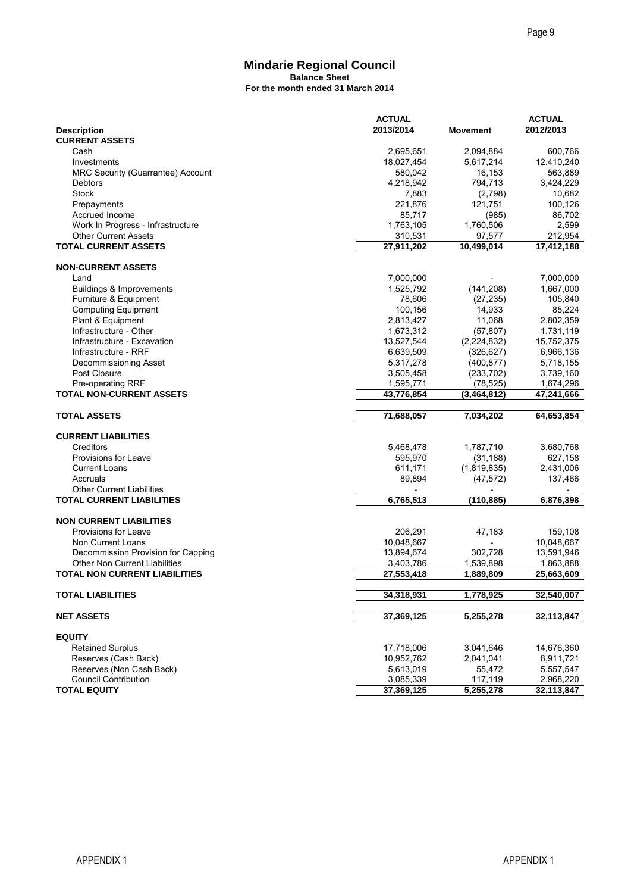# Mindarie Regional Council

**Balance Sheet**
**For the month ended 31 March 2014**

| Description | ACTUAL 2013/2014 | Movement | ACTUAL 2012/2013 |
|---|---|---|---|
| **CURRENT ASSETS** | | | |
| Cash | 2,695,651 | 2,094,884 | 600,766 |
| Investments | 18,027,454 | 5,617,214 | 12,410,240 |
| MRC Security (Guarrantee) Account | 580,042 | 16,153 | 563,889 |
| Debtors | 4,218,942 | 794,713 | 3,424,229 |
| Stock | 7,883 | (2,798) | 10,682 |
| Prepayments | 221,876 | 121,751 | 100,126 |
| Accrued Income | 85,717 | (985) | 86,702 |
| Work In Progress - Infrastructure | 1,763,105 | 1,760,506 | 2,599 |
| Other Current Assets | 310,531 | 97,577 | 212,954 |
| **TOTAL CURRENT ASSETS** | **27,911,202** | **10,499,014** | **17,412,188** |
| **NON-CURRENT ASSETS** | | | |
| Land | 7,000,000 | - | 7,000,000 |
| Buildings & Improvements | 1,525,792 | (141,208) | 1,667,000 |
| Furniture & Equipment | 78,606 | (27,235) | 105,840 |
| Computing Equipment | 100,156 | 14,933 | 85,224 |
| Plant & Equipment | 2,813,427 | 11,068 | 2,802,359 |
| Infrastructure - Other | 1,673,312 | (57,807) | 1,731,119 |
| Infrastructure - Excavation | 13,527,544 | (2,224,832) | 15,752,375 |
| Infrastructure - RRF | 6,639,509 | (326,627) | 6,966,136 |
| Decommissioning Asset | 5,317,278 | (400,877) | 5,718,155 |
| Post Closure | 3,505,458 | (233,702) | 3,739,160 |
| Pre-operating RRF | 1,595,771 | (78,525) | 1,674,296 |
| **TOTAL NON-CURRENT ASSETS** | **43,776,854** | **(3,464,812)** | **47,241,666** |
| **TOTAL ASSETS** | **71,688,057** | **7,034,202** | **64,653,854** |
| **CURRENT LIABILITIES** | | | |
| Creditors | 5,468,478 | 1,787,710 | 3,680,768 |
| Provisions for Leave | 595,970 | (31,188) | 627,158 |
| Current Loans | 611,171 | (1,819,835) | 2,431,006 |
| Accruals | 89,894 | (47,572) | 137,466 |
| Other Current Liabilities | - | - | - |
| **TOTAL CURRENT LIABILITIES** | **6,765,513** | **(110,885)** | **6,876,398** |
| **NON CURRENT LIABILITIES** | | | |
| Provisions for Leave | 206,291 | 47,183 | 159,108 |
| Non Current Loans | 10,048,667 | - | 10,048,667 |
| Decommission Provision for Capping | 13,894,674 | 302,728 | 13,591,946 |
| Other Non Current Liabilities | 3,403,786 | 1,539,898 | 1,863,888 |
| **TOTAL NON CURRENT LIABILITIES** | **27,553,418** | **1,889,809** | **25,663,609** |
| **TOTAL LIABILITIES** | **34,318,931** | **1,778,925** | **32,540,007** |
| **NET ASSETS** | **37,369,125** | **5,255,278** | **32,113,847** |
| **EQUITY** | | | |
| Retained Surplus | 17,718,006 | 3,041,646 | 14,676,360 |
| Reserves (Cash Back) | 10,952,762 | 2,041,041 | 8,911,721 |
| Reserves (Non Cash Back) | 5,613,019 | 55,472 | 5,557,547 |
| Council Contribution | 3,085,339 | 117,119 | 2,968,220 |
| **TOTAL EQUITY** | **37,369,125** | **5,255,278** | **32,113,847** |

APPENDIX 1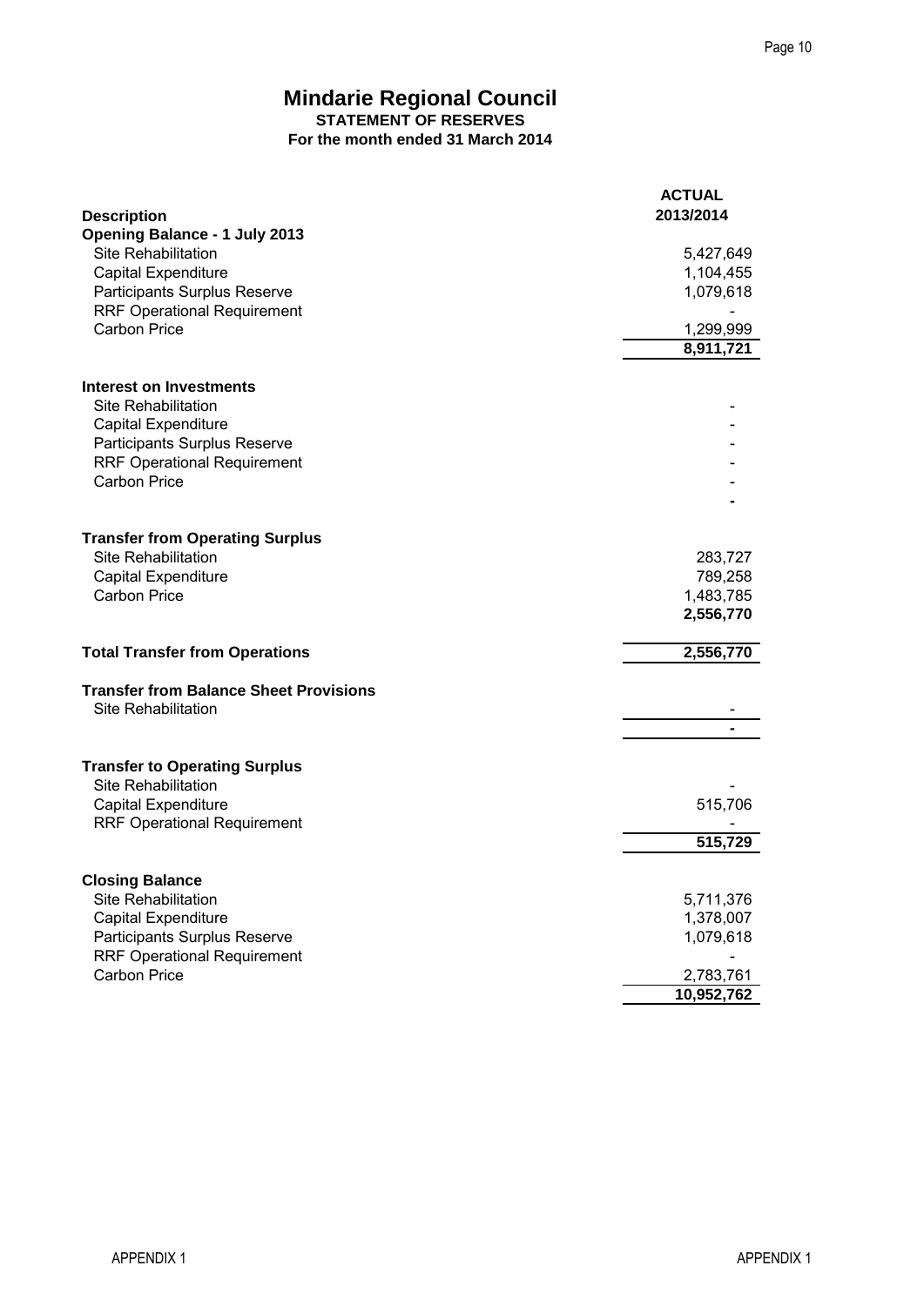# Mindarie Regional Council

## STATEMENT OF RESERVES

### For the month ended 31 March 2014

| Description | ACTUAL 2013/2014 |
|---|---|
| **Opening Balance - 1 July 2013** | |
| Site Rehabilitation | 5,427,649 |
| Capital Expenditure | 1,104,455 |
| Participants Surplus Reserve | 1,079,618 |
| RRF Operational Requirement | - |
| Carbon Price | 1,299,999 |
| | **8,911,721** |
| **Interest on Investments** | |
| Site Rehabilitation | - |
| Capital Expenditure | - |
| Participants Surplus Reserve | - |
| RRF Operational Requirement | - |
| Carbon Price | - |
| | **-** |
| **Transfer from Operating Surplus** | |
| Site Rehabilitation | 283,727 |
| Capital Expenditure | 789,258 |
| Carbon Price | 1,483,785 |
| | **2,556,770** |
| **Total Transfer from Operations** | **2,556,770** |
| **Transfer from Balance Sheet Provisions** | |
| Site Rehabilitation | - |
| | **-** |
| **Transfer to Operating Surplus** | |
| Site Rehabilitation | - |
| Capital Expenditure | 515,706 |
| RRF Operational Requirement | - |
| | **515,729** |
| **Closing Balance** | |
| Site Rehabilitation | 5,711,376 |
| Capital Expenditure | 1,378,007 |
| Participants Surplus Reserve | 1,079,618 |
| RRF Operational Requirement | - |
| Carbon Price | 2,783,761 |
| | **10,952,762** |

APPENDIX 1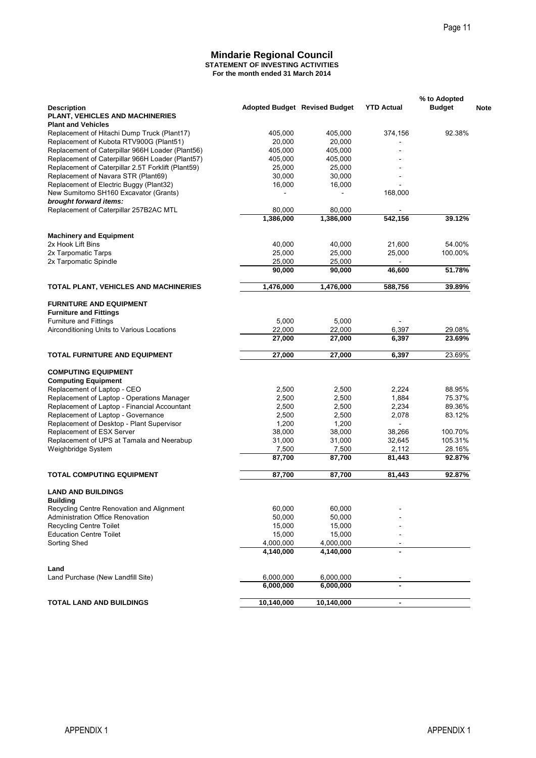# Mindarie Regional Council

**STATEMENT OF INVESTING ACTIVITIES**
**For the month ended 31 March 2014**

| Description | Adopted Budget | Revised Budget | YTD Actual | % to Adopted Budget | Note |
|---|---|---|---|---|---|
| **PLANT, VEHICLES AND MACHINERIES** | | | | | |
| **Plant and Vehicles** | | | | | |
| Replacement of Hitachi Dump Truck (Plant17) | 405,000 | 405,000 | 374,156 | 92.38% | |
| Replacement of Kubota RTV900G (Plant51) | 20,000 | 20,000 | - | | |
| Replacement of Caterpillar 966H Loader (Plant56) | 405,000 | 405,000 | - | | |
| Replacement of Caterpillar 966H Loader (Plant57) | 405,000 | 405,000 | - | | |
| Replacement of Caterpillar 2.5T Forklift (Plant59) | 25,000 | 25,000 | - | | |
| Replacement of Navara STR (Plant69) | 30,000 | 30,000 | - | | |
| Replacement of Electric Buggy (Plant32) | 16,000 | 16,000 | - | | |
| New Sumitomo SH160 Excavator (Grants) | - | - | 168,000 | | |
| ***brought forward items:*** | | | | | |
| Replacement of Caterpillar 257B2AC MTL | 80,000 | 80,000 | - | | |
| | **1,386,000** | **1,386,000** | **542,156** | **39.12%** | |
| **Machinery and Equipment** | | | | | |
| 2x Hook Lift Bins | 40,000 | 40,000 | 21,600 | 54.00% | |
| 2x Tarpomatic Tarps | 25,000 | 25,000 | 25,000 | 100.00% | |
| 2x Tarpomatic Spindle | 25,000 | 25,000 | - | | |
| | **90,000** | **90,000** | **46,600** | **51.78%** | |
| **TOTAL PLANT, VEHICLES AND MACHINERIES** | **1,476,000** | **1,476,000** | **588,756** | **39.89%** | |
| **FURNITURE AND EQUIPMENT** | | | | | |
| **Furniture and Fittings** | | | | | |
| Furniture and Fittings | 5,000 | 5,000 | - | | |
| Airconditioning Units to Various Locations | 22,000 | 22,000 | 6,397 | 29.08% | |
| | **27,000** | **27,000** | **6,397** | **23.69%** | |
| **TOTAL FURNITURE AND EQUIPMENT** | **27,000** | **27,000** | **6,397** | 23.69% | |
| **COMPUTING EQUIPMENT** | | | | | |
| **Computing Equipment** | | | | | |
| Replacement of Laptop - CEO | 2,500 | 2,500 | 2,224 | 88.95% | |
| Replacement of Laptop - Operations Manager | 2,500 | 2,500 | 1,884 | 75.37% | |
| Replacement of Laptop - Financial Accountant | 2,500 | 2,500 | 2,234 | 89.36% | |
| Replacement of Laptop - Governance | 2,500 | 2,500 | 2,078 | 83.12% | |
| Replacement of Desktop - Plant Supervisor | 1,200 | 1,200 | - | | |
| Replacement of ESX Server | 38,000 | 38,000 | 38,266 | 100.70% | |
| Replacement of UPS at Tamala and Neerabup | 31,000 | 31,000 | 32,645 | 105.31% | |
| Weighbridge System | 7,500 | 7,500 | 2,112 | 28.16% | |
| | **87,700** | **87,700** | **81,443** | **92.87%** | |
| **TOTAL COMPUTING EQUIPMENT** | **87,700** | **87,700** | **81,443** | **92.87%** | |
| **LAND AND BUILDINGS** | | | | | |
| **Building** | | | | | |
| Recycling Centre Renovation and Alignment | 60,000 | 60,000 | - | | |
| Administration Office Renovation | 50,000 | 50,000 | - | | |
| Recycling Centre Toilet | 15,000 | 15,000 | - | | |
| Education Centre Toilet | 15,000 | 15,000 | - | | |
| Sorting Shed | 4,000,000 | 4,000,000 | - | | |
| | **4,140,000** | **4,140,000** | **-** | | |
| **Land** | | | | | |
| Land Purchase (New Landfill Site) | 6,000,000 | 6,000,000 | - | | |
| | **6,000,000** | **6,000,000** | **-** | | |
| **TOTAL LAND AND BUILDINGS** | **10,140,000** | **10,140,000** | **-** | | |

APPENDIX 1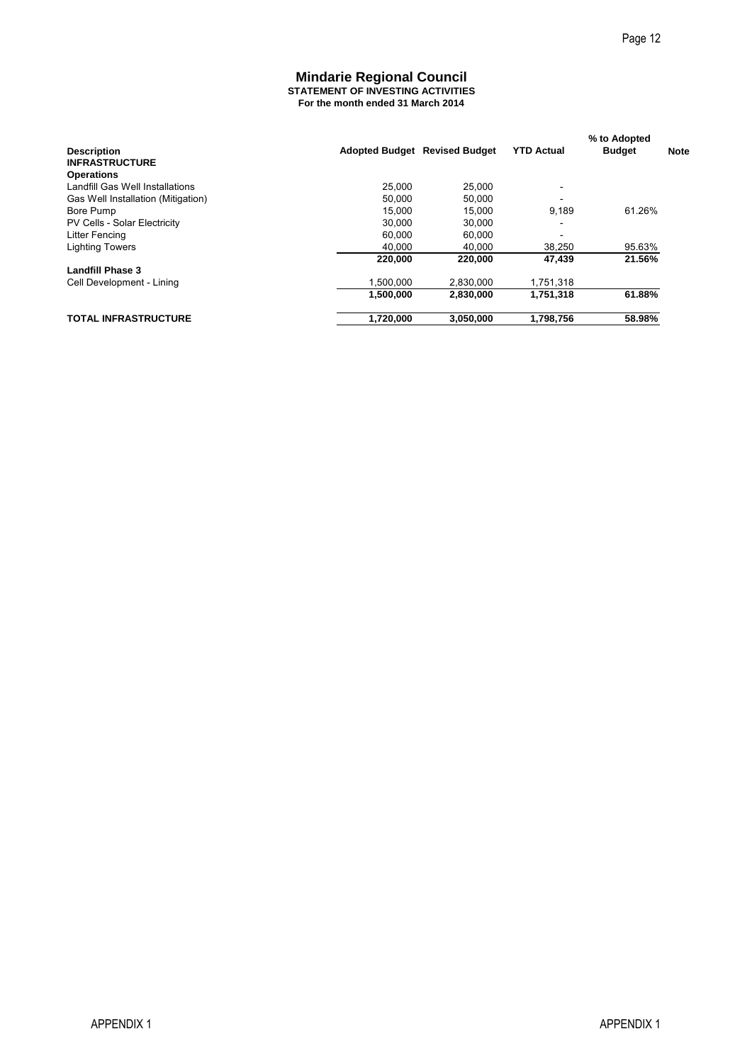# Mindarie Regional Council

**STATEMENT OF INVESTING ACTIVITIES**
**For the month ended 31 March 2014**

| Description | Adopted Budget | Revised Budget | YTD Actual | % to Adopted Budget | Note |
|---|---|---|---|---|---|
| **INFRASTRUCTURE** | | | | | |
| **Operations** | | | | | |
| Landfill Gas Well Installations | 25,000 | 25,000 | - | | |
| Gas Well Installation (Mitigation) | 50,000 | 50,000 | - | | |
| Bore Pump | 15,000 | 15,000 | 9,189 | 61.26% | |
| PV Cells - Solar Electricity | 30,000 | 30,000 | - | | |
| Litter Fencing | 60,000 | 60,000 | - | | |
| Lighting Towers | 40,000 | 40,000 | 38,250 | 95.63% | |
| | **220,000** | **220,000** | **47,439** | **21.56%** | |
| **Landfill Phase 3** | | | | | |
| Cell Development - Lining | 1,500,000 | 2,830,000 | 1,751,318 | | |
| | **1,500,000** | **2,830,000** | **1,751,318** | **61.88%** | |
| **TOTAL INFRASTRUCTURE** | **1,720,000** | **3,050,000** | **1,798,756** | **58.98%** | |

APPENDIX 1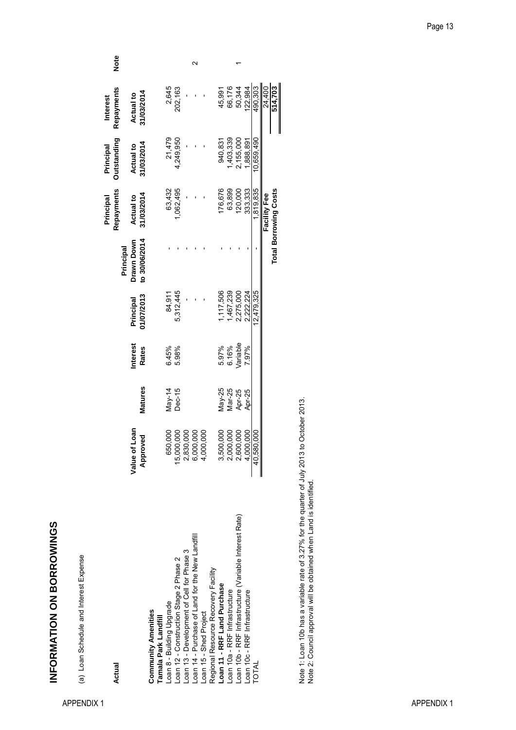# INFORMATION ON BORROWINGS

(a) Loan Schedule and Interest Expense

| Actual | Value of Loan Approved | Matures | Interest Rates | Principal 01/07/2013 | Principal Drawn Down to 30/06/2014 | Principal Repayments Actual to 31/03/2014 | Principal Outstanding Actual to 31/03/2014 | Interest Repayments Actual to 31/03/2014 | Note |
|---|---|---|---|---|---|---|---|---|---|
| **Community Amenities** | | | | | | | | | |
| **Tamala Park Landfill** | | | | | | | | | |
| Loan 8 - Building Upgrade | 650,000 | May-14 | 6.45% | 84,911 | - | 63,432 | 21,479 | 2,645 | |
| Loan 12 - Construction Stage 2 Phase 2 | 15,000,000 | Dec-15 | 5.98% | 5,312,445 | - | 1,062,495 | 4,249,950 | 202,163 | |
| Loan 13 - Development of Cell for Phase 3 | 2,830,000 | | | - | - | - | - | - | |
| Loan 14 - Purchase of Land for the New Landfill | 6,000,000 | | | - | - | - | - | - | 2 |
| Loan 15 - Shed Project | 4,000,000 | | | - | - | - | - | - | |
| Regional Resource Recovery Facility | | | | | | | | | |
| **Loan 11 - RRF Land Purchase** | 3,500,000 | May-25 | 5.97% | 1,117,506 | - | 176,676 | 940,831 | 45,991 | |
| Loan 10a - RRF Infrastructure | 2,000,000 | Mar-25 | 6.16% | 1,467,239 | - | 63,899 | 1,403,339 | 66,176 | |
| Loan 10b - RRF Infrastructure (Variable Interest Rate) | 2,600,000 | Apr-25 | Variable | 2,275,000 | - | 120,000 | 2,155,000 | 50,344 | 1 |
| Loan 10c - RRF Infrastructure | 4,000,000 | Apr-25 | 7.97% | 2,222,224 | - | 333,333 | 1,888,891 | 122,984 | |
| TOTAL | 40,580,000 | | | 12,479,325 | - | 1,819,835 | 10,659,490 | 490,303 | |
| | | | | | | **Facility Fee** | | 24,400 | |
| | | | | | | **Total Borrowing Costs** | | 514,703 | |

Note 1: Loan 10b has a variable rate of 3.27% for the quarter of July 2013 to October 2013.
Note 2: Council approval will be obtained when Land is identified.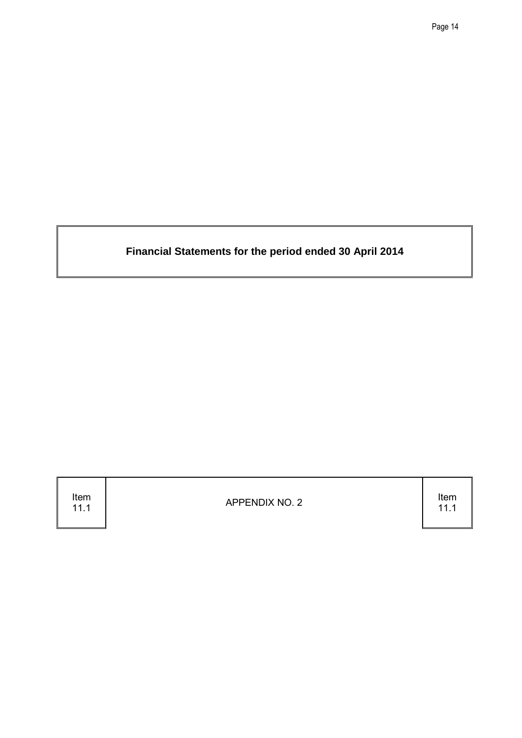**Financial Statements for the period ended 30 April 2014**

| Item 11.1 | APPENDIX NO. 2 | Item 11.1 |
| --- | --- | --- |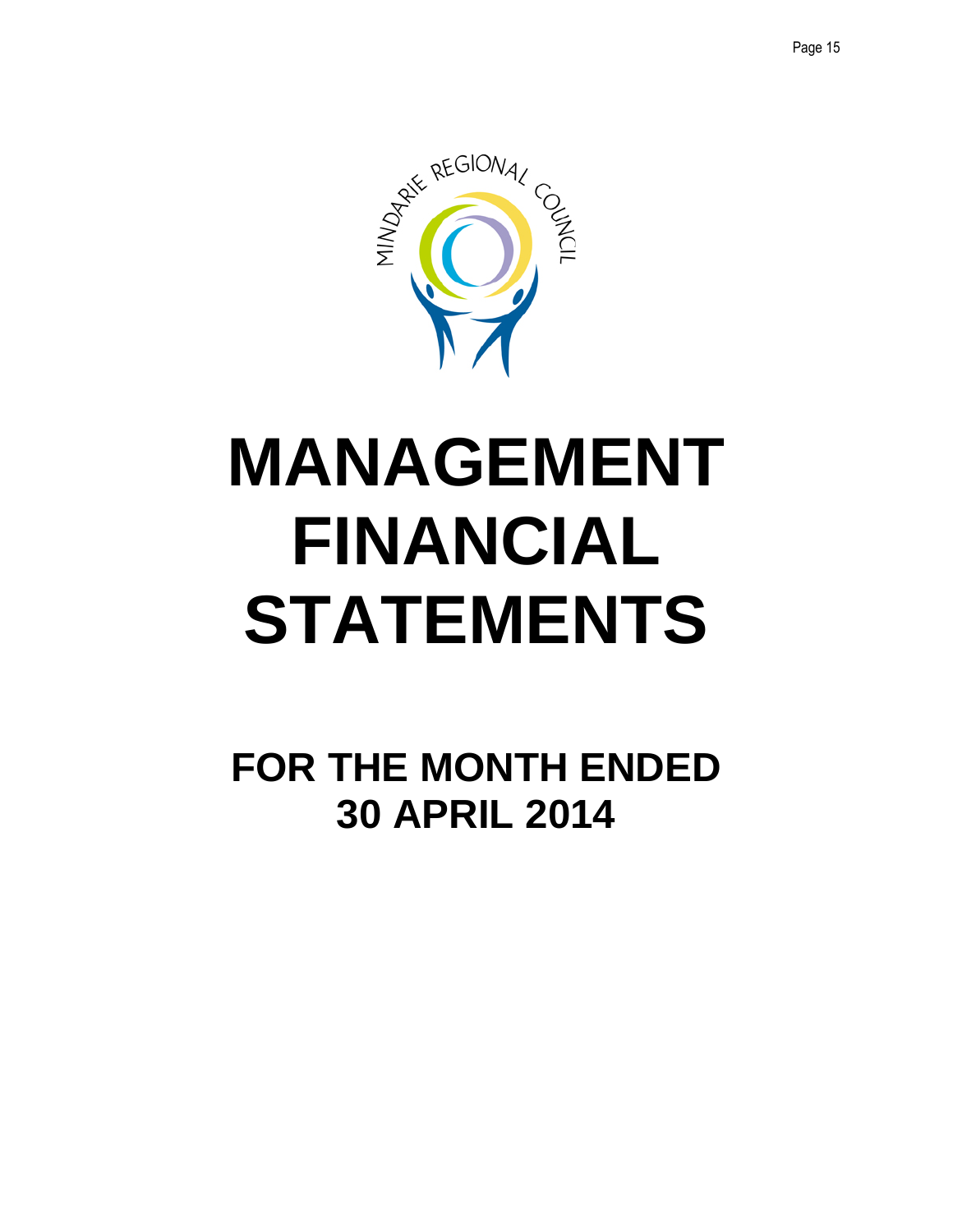# MANAGEMENT FINANCIAL STATEMENTS

## FOR THE MONTH ENDED 30 APRIL 2014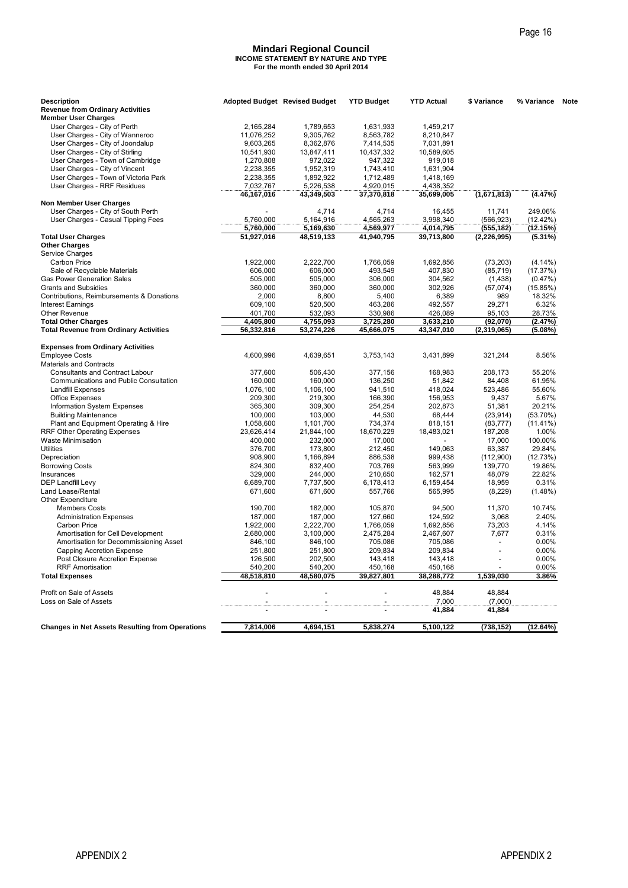# Mindari Regional Council

**INCOME STATEMENT BY NATURE AND TYPE**

**For the month ended 30 April 2014**

| Description | Adopted Budget | Revised Budget | YTD Budget | YTD Actual | $ Variance | % Variance | Note |
|---|---|---|---|---|---|---|---|
| **Revenue from Ordinary Activities** | | | | | | | |
| **Member User Charges** | | | | | | | |
| User Charges - City of Perth | 2,165,284 | 1,789,653 | 1,631,933 | 1,459,217 | | | |
| User Charges - City of Wanneroo | 11,076,252 | 9,305,762 | 8,563,782 | 8,210,847 | | | |
| User Charges - City of Joondalup | 9,603,265 | 8,362,876 | 7,414,535 | 7,031,891 | | | |
| User Charges - City of Stirling | 10,541,930 | 13,847,411 | 10,437,332 | 10,589,605 | | | |
| User Charges - Town of Cambridge | 1,270,808 | 972,022 | 947,322 | 919,018 | | | |
| User Charges - City of Vincent | 2,238,355 | 1,952,319 | 1,743,410 | 1,631,904 | | | |
| User Charges - Town of Victoria Park | 2,238,355 | 1,892,922 | 1,712,489 | 1,418,169 | | | |
| User Charges - RRF Residues | 7,032,767 | 5,226,538 | 4,920,015 | 4,438,352 | | | |
| | **46,167,016** | **43,349,503** | **37,370,818** | **35,699,005** | **(1,671,813)** | **(4.47%)** | |
| **Non Member User Charges** | | | | | | | |
| User Charges - City of South Perth | - | 4,714 | 4,714 | 16,455 | 11,741 | 249.06% | |
| User Charges - Casual Tipping Fees | 5,760,000 | 5,164,916 | 4,565,263 | 3,998,340 | (566,923) | (12.42%) | |
| | **5,760,000** | **5,169,630** | **4,569,977** | **4,014,795** | **(555,182)** | **(12.15%)** | |
| **Total User Charges** | **51,927,016** | **48,519,133** | **41,940,795** | **39,713,800** | **(2,226,995)** | **(5.31%)** | |
| **Other Charges** | | | | | | | |
| Service Charges | | | | | | | |
| Carbon Price | 1,922,000 | 2,222,700 | 1,766,059 | 1,692,856 | (73,203) | (4.14%) | |
| Sale of Recyclable Materials | 606,000 | 606,000 | 493,549 | 407,830 | (85,719) | (17.37%) | |
| Gas Power Generation Sales | 505,000 | 505,000 | 306,000 | 304,562 | (1,438) | (0.47%) | |
| Grants and Subsidies | 360,000 | 360,000 | 360,000 | 302,926 | (57,074) | (15.85%) | |
| Contributions, Reimbursements & Donations | 2,000 | 8,800 | 5,400 | 6,389 | 989 | 18.32% | |
| Interest Earnings | 609,100 | 520,500 | 463,286 | 492,557 | 29,271 | 6.32% | |
| Other Revenue | 401,700 | 532,093 | 330,986 | 426,089 | 95,103 | 28.73% | |
| **Total Other Charges** | **4,405,800** | **4,755,093** | **3,725,280** | **3,633,210** | **(92,070)** | **(2.47%)** | |
| **Total Revenue from Ordinary Activities** | **56,332,816** | **53,274,226** | **45,666,075** | **43,347,010** | **(2,319,065)** | **(5.08%)** | |
| **Expenses from Ordinary Activities** | | | | | | | |
| Employee Costs | 4,600,996 | 4,639,651 | 3,753,143 | 3,431,899 | 321,244 | 8.56% | |
| Materials and Contracts | | | | | | | |
| Consultants and Contract Labour | 377,600 | 506,430 | 377,156 | 168,983 | 208,173 | 55.20% | |
| Communications and Public Consultation | 160,000 | 160,000 | 136,250 | 51,842 | 84,408 | 61.95% | |
| Landfill Expenses | 1,076,100 | 1,106,100 | 941,510 | 418,024 | 523,486 | 55.60% | |
| Office Expenses | 209,300 | 219,300 | 166,390 | 156,953 | 9,437 | 5.67% | |
| Information System Expenses | 365,300 | 309,300 | 254,254 | 202,873 | 51,381 | 20.21% | |
| Building Maintenance | 100,000 | 103,000 | 44,530 | 68,444 | (23,914) | (53.70%) | |
| Plant and Equipment Operating & Hire | 1,058,600 | 1,101,700 | 734,374 | 818,151 | (83,777) | (11.41%) | |
| RRF Other Operating Expenses | 23,626,414 | 21,844,100 | 18,670,229 | 18,483,021 | 187,208 | 1.00% | |
| Waste Minimisation | 400,000 | 232,000 | 17,000 | - | 17,000 | 100.00% | |
| Utilities | 376,700 | 173,800 | 212,450 | 149,063 | 63,387 | 29.84% | |
| Depreciation | 908,900 | 1,166,894 | 886,538 | 999,438 | (112,900) | (12.73%) | |
| Borrowing Costs | 824,300 | 832,400 | 703,769 | 563,999 | 139,770 | 19.86% | |
| Insurances | 329,000 | 244,000 | 210,650 | 162,571 | 48,079 | 22.82% | |
| DEP Landfill Levy | 6,689,700 | 7,737,500 | 6,178,413 | 6,159,454 | 18,959 | 0.31% | |
| Land Lease/Rental | 671,600 | 671,600 | 557,766 | 565,995 | (8,229) | (1.48%) | |
| Other Expenditure | | | | | | | |
| Members Costs | 190,700 | 182,000 | 105,870 | 94,500 | 11,370 | 10.74% | |
| Administration Expenses | 187,000 | 187,000 | 127,660 | 124,592 | 3,068 | 2.40% | |
| Carbon Price | 1,922,000 | 2,222,700 | 1,766,059 | 1,692,856 | 73,203 | 4.14% | |
| Amortisation for Cell Development | 2,680,000 | 3,100,000 | 2,475,284 | 2,467,607 | 7,677 | 0.31% | |
| Amortisation for Decommissioning Asset | 846,100 | 846,100 | 705,086 | 705,086 | - | 0.00% | |
| Capping Accretion Expense | 251,800 | 251,800 | 209,834 | 209,834 | - | 0.00% | |
| Post Closure Accretion Expense | 126,500 | 202,500 | 143,418 | 143,418 | - | 0.00% | |
| RRF Amortisation | 540,200 | 540,200 | 450,168 | 450,168 | - | 0.00% | |
| **Total Expenses** | **48,518,810** | **48,580,075** | **39,827,801** | **38,288,772** | **1,539,030** | **3.86%** | |
| Profit on Sale of Assets | - | - | - | 48,884 | 48,884 | | |
| Loss on Sale of Assets | - | - | - | 7,000 | (7,000) | | |
| | **-** | **-** | **-** | **41,884** | **41,884** | | |
| **Changes in Net Assets Resulting from Operations** | **7,814,006** | **4,694,151** | **5,838,274** | **5,100,122** | **(738,152)** | **(12.64%)** | |

APPENDIX 2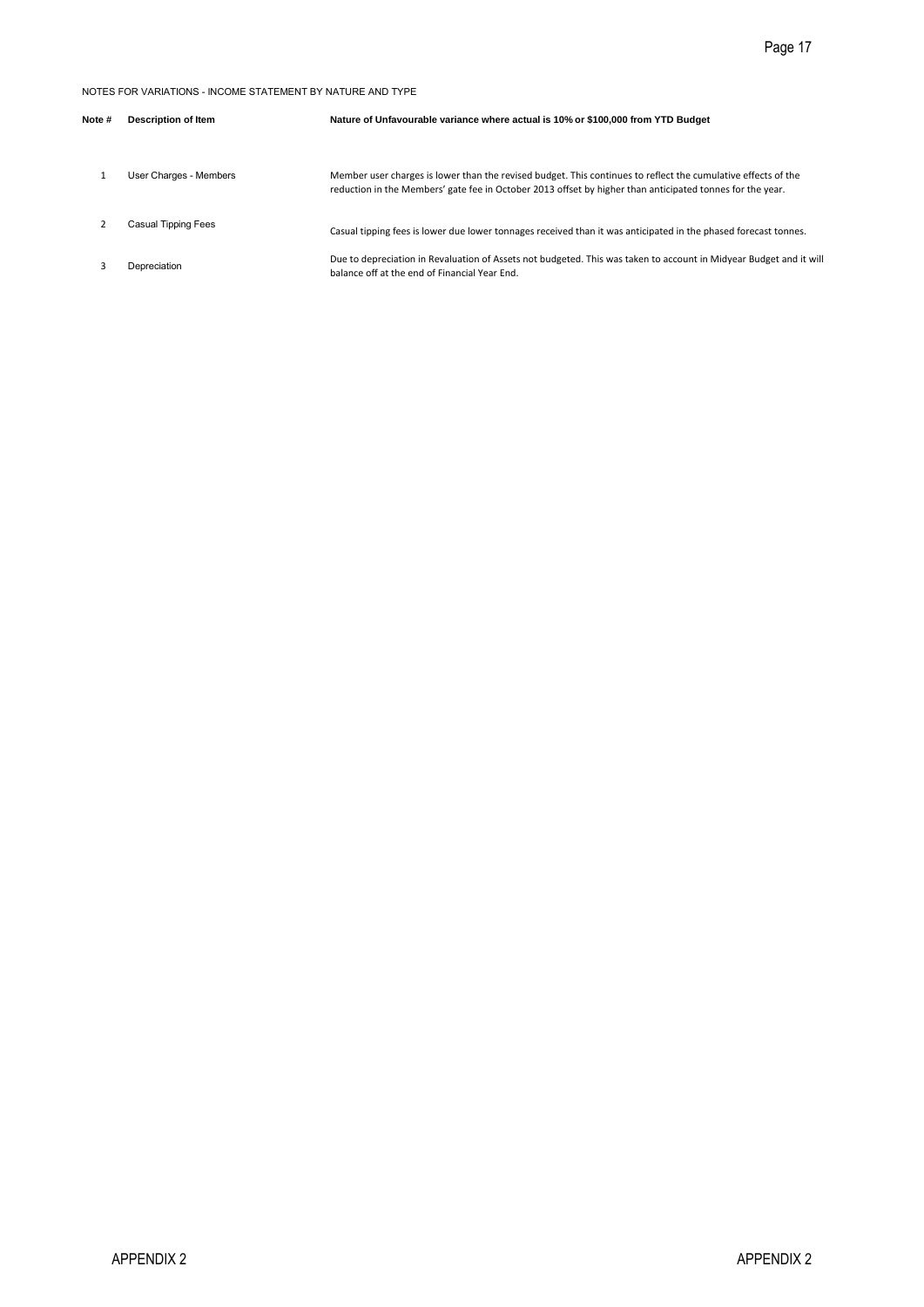NOTES FOR VARIATIONS - INCOME STATEMENT BY NATURE AND TYPE

| Note # | Description of Item | Nature of Unfavourable variance where actual is 10% or $100,000 from YTD Budget |
|---|---|---|
| 1 | User Charges - Members | Member user charges is lower than the revised budget. This continues to reflect the cumulative effects of the reduction in the Members' gate fee in October 2013 offset by higher than anticipated tonnes for the year. |
| 2 | Casual Tipping Fees | Casual tipping fees is lower due lower tonnages received than it was anticipated in the phased forecast tonnes. |
| 3 | Depreciation | Due to depreciation in Revaluation of Assets not budgeted. This was taken to account in Midyear Budget and it will balance off at the end of Financial Year End. |

APPENDIX 2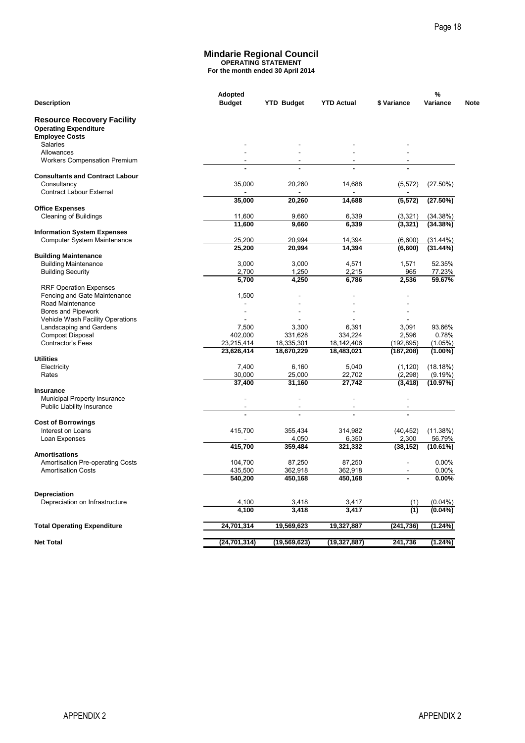# Mindarie Regional Council

**OPERATING STATEMENT**

**For the month ended 30 April 2014**

| Description | Adopted Budget | YTD Budget | YTD Actual | $ Variance | % Variance | Note |
|---|---|---|---|---|---|---|
| **Resource Recovery Facility** | | | | | | |
| **Operating Expenditure** | | | | | | |
| **Employee Costs** | | | | | | |
| Salaries | - | - | - | - | | |
| Allowances | - | - | - | - | | |
| Workers Compensation Premium | - | - | - | - | | |
| | **-** | **-** | **-** | **-** | | |
| **Consultants and Contract Labour** | | | | | | |
| Consultancy | 35,000 | 20,260 | 14,688 | (5,572) | (27.50%) | |
| Contract Labour External | - | - | - | - | | |
| | **35,000** | **20,260** | **14,688** | **(5,572)** | **(27.50%)** | |
| **Office Expenses** | | | | | | |
| Cleaning of Buildings | 11,600 | 9,660 | 6,339 | (3,321) | (34.38%) | |
| | **11,600** | **9,660** | **6,339** | **(3,321)** | **(34.38%)** | |
| **Information System Expenses** | | | | | | |
| Computer System Maintenance | 25,200 | 20,994 | 14,394 | (6,600) | (31.44%) | |
| | **25,200** | **20,994** | **14,394** | **(6,600)** | **(31.44%)** | |
| **Building Maintenance** | | | | | | |
| Building Maintenance | 3,000 | 3,000 | 4,571 | 1,571 | 52.35% | |
| Building Security | 2,700 | 1,250 | 2,215 | 965 | 77.23% | |
| | **5,700** | **4,250** | **6,786** | **2,536** | **59.67%** | |
| RRF Operation Expenses | | | | | | |
| Fencing and Gate Maintenance | 1,500 | - | - | - | | |
| Road Maintenance | - | - | - | - | | |
| Bores and Pipework | - | - | - | - | | |
| Vehicle Wash Facility Operations | - | - | - | - | | |
| Landscaping and Gardens | 7,500 | 3,300 | 6,391 | 3,091 | 93.66% | |
| Compost Disposal | 402,000 | 331,628 | 334,224 | 2,596 | 0.78% | |
| Contractor's Fees | 23,215,414 | 18,335,301 | 18,142,406 | (192,895) | (1.05%) | |
| | **23,626,414** | **18,670,229** | **18,483,021** | **(187,208)** | **(1.00%)** | |
| **Utilities** | | | | | | |
| Electricity | 7,400 | 6,160 | 5,040 | (1,120) | (18.18%) | |
| Rates | 30,000 | 25,000 | 22,702 | (2,298) | (9.19%) | |
| | **37,400** | **31,160** | **27,742** | **(3,418)** | **(10.97%)** | |
| **Insurance** | | | | | | |
| Municipal Property Insurance | - | - | - | - | | |
| Public Liability Insurance | - | - | - | - | | |
| | **-** | **-** | **-** | **-** | | |
| **Cost of Borrowings** | | | | | | |
| Interest on Loans | 415,700 | 355,434 | 314,982 | (40,452) | (11.38%) | |
| Loan Expenses | - | 4,050 | 6,350 | 2,300 | 56.79% | |
| | **415,700** | **359,484** | **321,332** | **(38,152)** | **(10.61%)** | |
| **Amortisations** | | | | | | |
| Amortisation Pre-operating Costs | 104,700 | 87,250 | 87,250 | - | 0.00% | |
| Amortisation Costs | 435,500 | 362,918 | 362,918 | - | 0.00% | |
| | **540,200** | **450,168** | **450,168** | **-** | **0.00%** | |
| **Depreciation** | | | | | | |
| Depreciation on Infrastructure | 4,100 | 3,418 | 3,417 | (1) | (0.04%) | |
| | **4,100** | **3,418** | **3,417** | **(1)** | **(0.04%)** | |
| **Total Operating Expenditure** | **24,701,314** | **19,569,623** | **19,327,887** | **(241,736)** | **(1.24%)** | |
| **Net Total** | **(24,701,314)** | **(19,569,623)** | **(19,327,887)** | **241,736** | **(1.24%)** | |

APPENDIX 2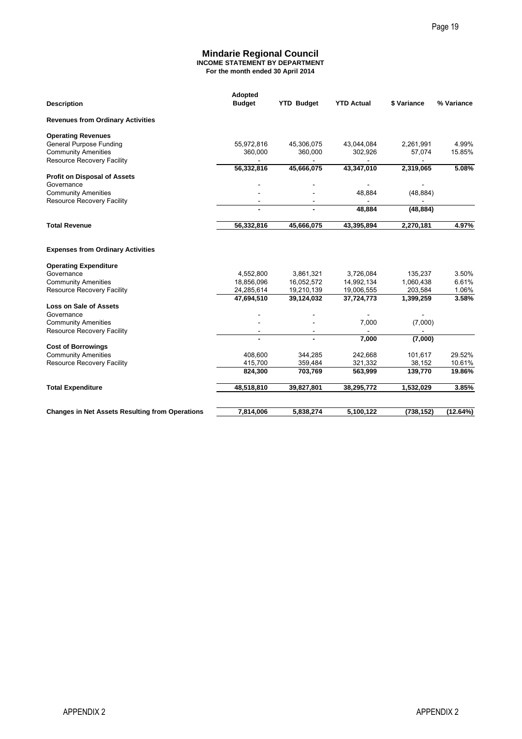# Mindarie Regional Council

**INCOME STATEMENT BY DEPARTMENT**
**For the month ended 30 April 2014**

| Description | Adopted Budget | YTD Budget | YTD Actual | $ Variance | % Variance |
|---|---|---|---|---|---|
| **Revenues from Ordinary Activities** | | | | | |
| **Operating Revenues** | | | | | |
| General Purpose Funding | 55,972,816 | 45,306,075 | 43,044,084 | 2,261,991 | 4.99% |
| Community Amenities | 360,000 | 360,000 | 302,926 | 57,074 | 15.85% |
| Resource Recovery Facility | - | - | - | - | |
| | **56,332,816** | **45,666,075** | **43,347,010** | **2,319,065** | **5.08%** |
| **Profit on Disposal of Assets** | | | | | |
| Governance | - | - | - | - | |
| Community Amenities | - | - | 48,884 | (48,884) | |
| Resource Recovery Facility | - | - | - | - | |
| | **-** | **-** | **48,884** | **(48,884)** | |
| **Total Revenue** | **56,332,816** | **45,666,075** | **43,395,894** | **2,270,181** | **4.97%** |
| **Expenses from Ordinary Activities** | | | | | |
| **Operating Expenditure** | | | | | |
| Governance | 4,552,800 | 3,861,321 | 3,726,084 | 135,237 | 3.50% |
| Community Amenities | 18,856,096 | 16,052,572 | 14,992,134 | 1,060,438 | 6.61% |
| Resource Recovery Facility | 24,285,614 | 19,210,139 | 19,006,555 | 203,584 | 1.06% |
| | **47,694,510** | **39,124,032** | **37,724,773** | **1,399,259** | **3.58%** |
| **Loss on Sale of Assets** | | | | | |
| Governance | - | - | - | - | |
| Community Amenities | - | - | 7,000 | (7,000) | |
| Resource Recovery Facility | - | - | - | - | |
| | **-** | **-** | **7,000** | **(7,000)** | |
| **Cost of Borrowings** | | | | | |
| Community Amenities | 408,600 | 344,285 | 242,668 | 101,617 | 29.52% |
| Resource Recovery Facility | 415,700 | 359,484 | 321,332 | 38,152 | 10.61% |
| | **824,300** | **703,769** | **563,999** | **139,770** | **19.86%** |
| **Total Expenditure** | **48,518,810** | **39,827,801** | **38,295,772** | **1,532,029** | **3.85%** |
| **Changes in Net Assets Resulting from Operations** | **7,814,006** | **5,838,274** | **5,100,122** | **(738,152)** | **(12.64%)** |

APPENDIX 2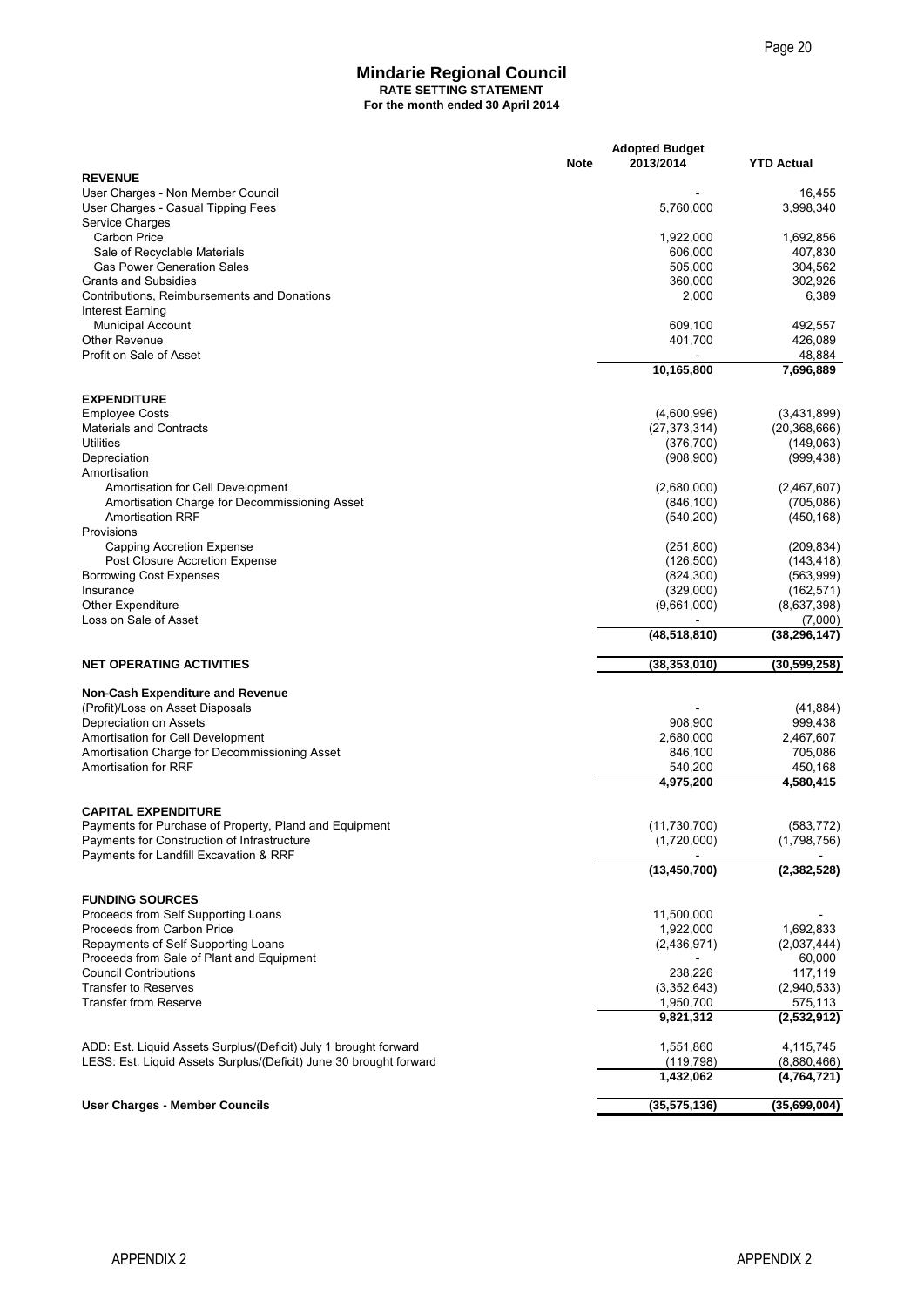# Mindarie Regional Council

**RATE SETTING STATEMENT**

**For the month ended 30 April 2014**

| | Note | Adopted Budget 2013/2014 | YTD Actual |
|---|---|---|---|
| **REVENUE** | | | |
| User Charges - Non Member Council | | - | 16,455 |
| User Charges - Casual Tipping Fees | | 5,760,000 | 3,998,340 |
| Service Charges | | | |
| Carbon Price | | 1,922,000 | 1,692,856 |
| Sale of Recyclable Materials | | 606,000 | 407,830 |
| Gas Power Generation Sales | | 505,000 | 304,562 |
| Grants and Subsidies | | 360,000 | 302,926 |
| Contributions, Reimbursements and Donations | | 2,000 | 6,389 |
| Interest Earning | | | |
| Municipal Account | | 609,100 | 492,557 |
| Other Revenue | | 401,700 | 426,089 |
| Profit on Sale of Asset | | - | 48,884 |
| | | **10,165,800** | **7,696,889** |
| **EXPENDITURE** | | | |
| Employee Costs | | (4,600,996) | (3,431,899) |
| Materials and Contracts | | (27,373,314) | (20,368,666) |
| Utilities | | (376,700) | (149,063) |
| Depreciation | | (908,900) | (999,438) |
| Amortisation | | | |
| Amortisation for Cell Development | | (2,680,000) | (2,467,607) |
| Amortisation Charge for Decommissioning Asset | | (846,100) | (705,086) |
| Amortisation RRF | | (540,200) | (450,168) |
| Provisions | | | |
| Capping Accretion Expense | | (251,800) | (209,834) |
| Post Closure Accretion Expense | | (126,500) | (143,418) |
| Borrowing Cost Expenses | | (824,300) | (563,999) |
| Insurance | | (329,000) | (162,571) |
| Other Expenditure | | (9,661,000) | (8,637,398) |
| Loss on Sale of Asset | | - | (7,000) |
| | | **(48,518,810)** | **(38,296,147)** |
| **NET OPERATING ACTIVITIES** | | **(38,353,010)** | **(30,599,258)** |
| **Non-Cash Expenditure and Revenue** | | | |
| (Profit)/Loss on Asset Disposals | | - | (41,884) |
| Depreciation on Assets | | 908,900 | 999,438 |
| Amortisation for Cell Development | | 2,680,000 | 2,467,607 |
| Amortisation Charge for Decommissioning Asset | | 846,100 | 705,086 |
| Amortisation for RRF | | 540,200 | 450,168 |
| | | **4,975,200** | **4,580,415** |
| **CAPITAL EXPENDITURE** | | | |
| Payments for Purchase of Property, Pland and Equipment | | (11,730,700) | (583,772) |
| Payments for Construction of Infrastructure | | (1,720,000) | (1,798,756) |
| Payments for Landfill Excavation & RRF | | - | - |
| | | **(13,450,700)** | **(2,382,528)** |
| **FUNDING SOURCES** | | | |
| Proceeds from Self Supporting Loans | | 11,500,000 | - |
| Proceeds from Carbon Price | | 1,922,000 | 1,692,833 |
| Repayments of Self Supporting Loans | | (2,436,971) | (2,037,444) |
| Proceeds from Sale of Plant and Equipment | | - | 60,000 |
| Council Contributions | | 238,226 | 117,119 |
| Transfer to Reserves | | (3,352,643) | (2,940,533) |
| Transfer from Reserve | | 1,950,700 | 575,113 |
| | | **9,821,312** | **(2,532,912)** |
| ADD: Est. Liquid Assets Surplus/(Deficit) July 1 brought forward | | 1,551,860 | 4,115,745 |
| LESS: Est. Liquid Assets Surplus/(Deficit) June 30 brought forward | | (119,798) | (8,880,466) |
| | | **1,432,062** | **(4,764,721)** |
| **User Charges - Member Councils** | | **(35,575,136)** | **(35,699,004)** |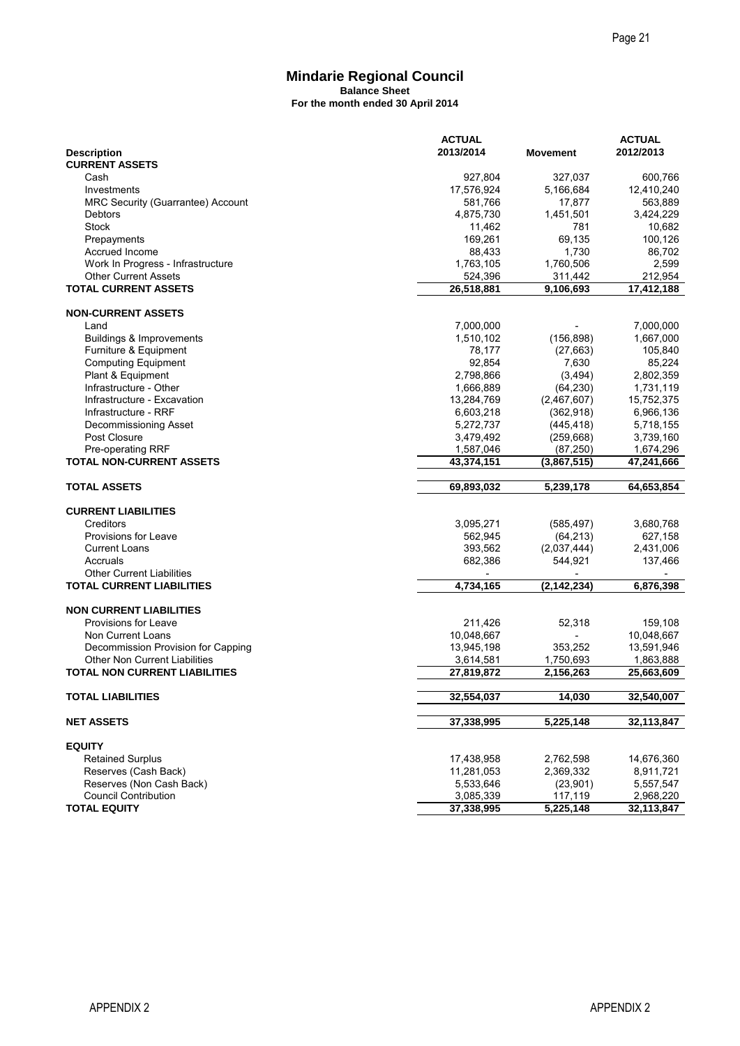# Mindarie Regional Council

**Balance Sheet**

**For the month ended 30 April 2014**

| Description | ACTUAL 2013/2014 | Movement | ACTUAL 2012/2013 |
|---|---|---|---|
| **CURRENT ASSETS** | | | |
| Cash | 927,804 | 327,037 | 600,766 |
| Investments | 17,576,924 | 5,166,684 | 12,410,240 |
| MRC Security (Guarrantee) Account | 581,766 | 17,877 | 563,889 |
| Debtors | 4,875,730 | 1,451,501 | 3,424,229 |
| Stock | 11,462 | 781 | 10,682 |
| Prepayments | 169,261 | 69,135 | 100,126 |
| Accrued Income | 88,433 | 1,730 | 86,702 |
| Work In Progress - Infrastructure | 1,763,105 | 1,760,506 | 2,599 |
| Other Current Assets | 524,396 | 311,442 | 212,954 |
| **TOTAL CURRENT ASSETS** | **26,518,881** | **9,106,693** | **17,412,188** |
| **NON-CURRENT ASSETS** | | | |
| Land | 7,000,000 | - | 7,000,000 |
| Buildings & Improvements | 1,510,102 | (156,898) | 1,667,000 |
| Furniture & Equipment | 78,177 | (27,663) | 105,840 |
| Computing Equipment | 92,854 | 7,630 | 85,224 |
| Plant & Equipment | 2,798,866 | (3,494) | 2,802,359 |
| Infrastructure - Other | 1,666,889 | (64,230) | 1,731,119 |
| Infrastructure - Excavation | 13,284,769 | (2,467,607) | 15,752,375 |
| Infrastructure - RRF | 6,603,218 | (362,918) | 6,966,136 |
| Decommissioning Asset | 5,272,737 | (445,418) | 5,718,155 |
| Post Closure | 3,479,492 | (259,668) | 3,739,160 |
| Pre-operating RRF | 1,587,046 | (87,250) | 1,674,296 |
| **TOTAL NON-CURRENT ASSETS** | **43,374,151** | **(3,867,515)** | **47,241,666** |
| **TOTAL ASSETS** | **69,893,032** | **5,239,178** | **64,653,854** |
| **CURRENT LIABILITIES** | | | |
| Creditors | 3,095,271 | (585,497) | 3,680,768 |
| Provisions for Leave | 562,945 | (64,213) | 627,158 |
| Current Loans | 393,562 | (2,037,444) | 2,431,006 |
| Accruals | 682,386 | 544,921 | 137,466 |
| Other Current Liabilities | - | - | - |
| **TOTAL CURRENT LIABILITIES** | **4,734,165** | **(2,142,234)** | **6,876,398** |
| **NON CURRENT LIABILITIES** | | | |
| Provisions for Leave | 211,426 | 52,318 | 159,108 |
| Non Current Loans | 10,048,667 | - | 10,048,667 |
| Decommission Provision for Capping | 13,945,198 | 353,252 | 13,591,946 |
| Other Non Current Liabilities | 3,614,581 | 1,750,693 | 1,863,888 |
| **TOTAL NON CURRENT LIABILITIES** | **27,819,872** | **2,156,263** | **25,663,609** |
| **TOTAL LIABILITIES** | **32,554,037** | **14,030** | **32,540,007** |
| **NET ASSETS** | **37,338,995** | **5,225,148** | **32,113,847** |
| **EQUITY** | | | |
| Retained Surplus | 17,438,958 | 2,762,598 | 14,676,360 |
| Reserves (Cash Back) | 11,281,053 | 2,369,332 | 8,911,721 |
| Reserves (Non Cash Back) | 5,533,646 | (23,901) | 5,557,547 |
| Council Contribution | 3,085,339 | 117,119 | 2,968,220 |
| **TOTAL EQUITY** | **37,338,995** | **5,225,148** | **32,113,847** |

APPENDIX 2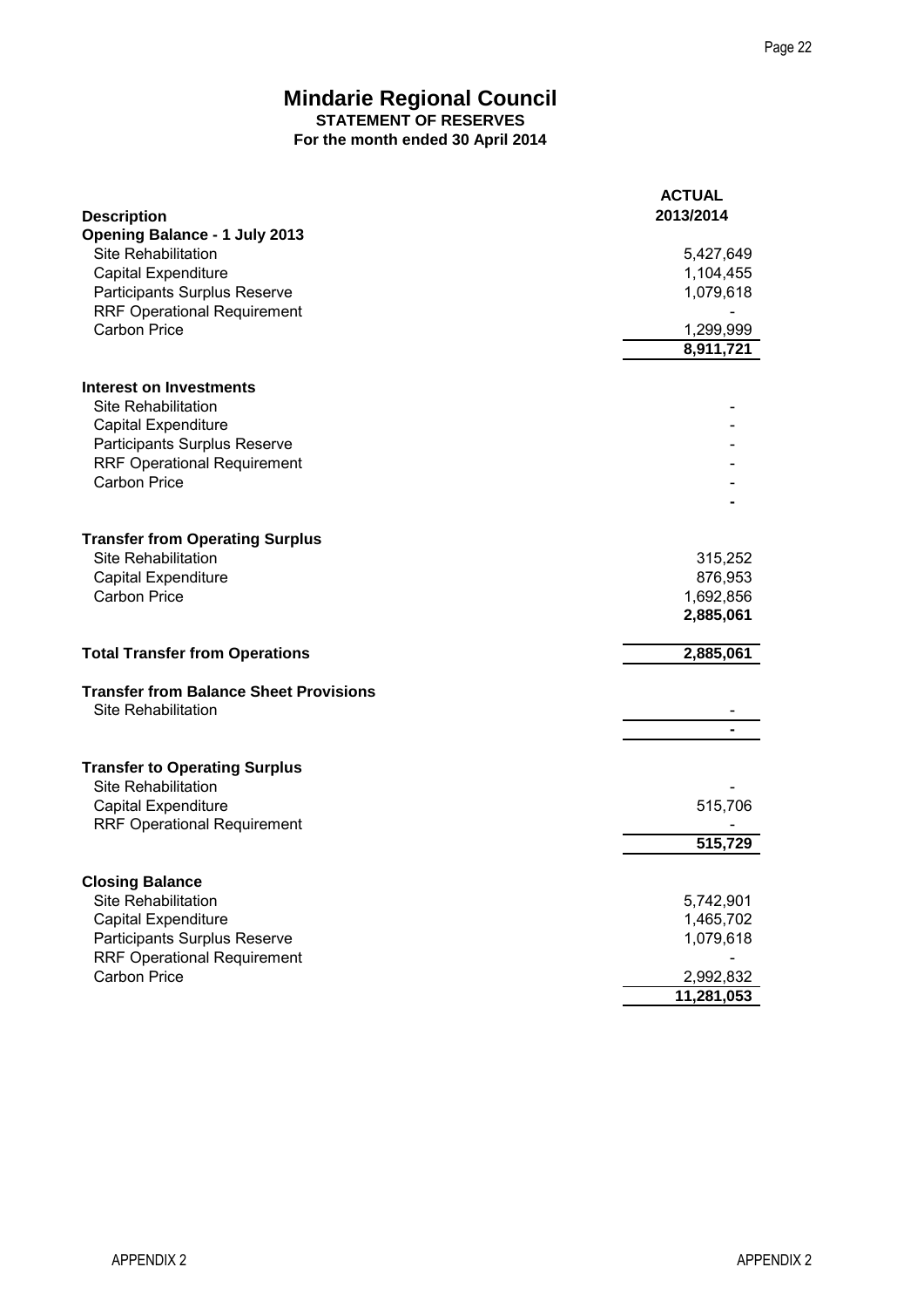# Mindarie Regional Council

**STATEMENT OF RESERVES**

**For the month ended 30 April 2014**

| Description | ACTUAL 2013/2014 |
|---|---|
| **Opening Balance - 1 July 2013** | |
| Site Rehabilitation | 5,427,649 |
| Capital Expenditure | 1,104,455 |
| Participants Surplus Reserve | 1,079,618 |
| RRF Operational Requirement | - |
| Carbon Price | 1,299,999 |
| | **8,911,721** |
| **Interest on Investments** | |
| Site Rehabilitation | - |
| Capital Expenditure | - |
| Participants Surplus Reserve | - |
| RRF Operational Requirement | - |
| Carbon Price | - |
| | **-** |
| **Transfer from Operating Surplus** | |
| Site Rehabilitation | 315,252 |
| Capital Expenditure | 876,953 |
| Carbon Price | 1,692,856 |
| | **2,885,061** |
| **Total Transfer from Operations** | **2,885,061** |
| **Transfer from Balance Sheet Provisions** | |
| Site Rehabilitation | - |
| | **-** |
| **Transfer to Operating Surplus** | |
| Site Rehabilitation | - |
| Capital Expenditure | 515,706 |
| RRF Operational Requirement | - |
| | **515,729** |
| **Closing Balance** | |
| Site Rehabilitation | 5,742,901 |
| Capital Expenditure | 1,465,702 |
| Participants Surplus Reserve | 1,079,618 |
| RRF Operational Requirement | - |
| Carbon Price | 2,992,832 |
| | **11,281,053** |

APPENDIX 2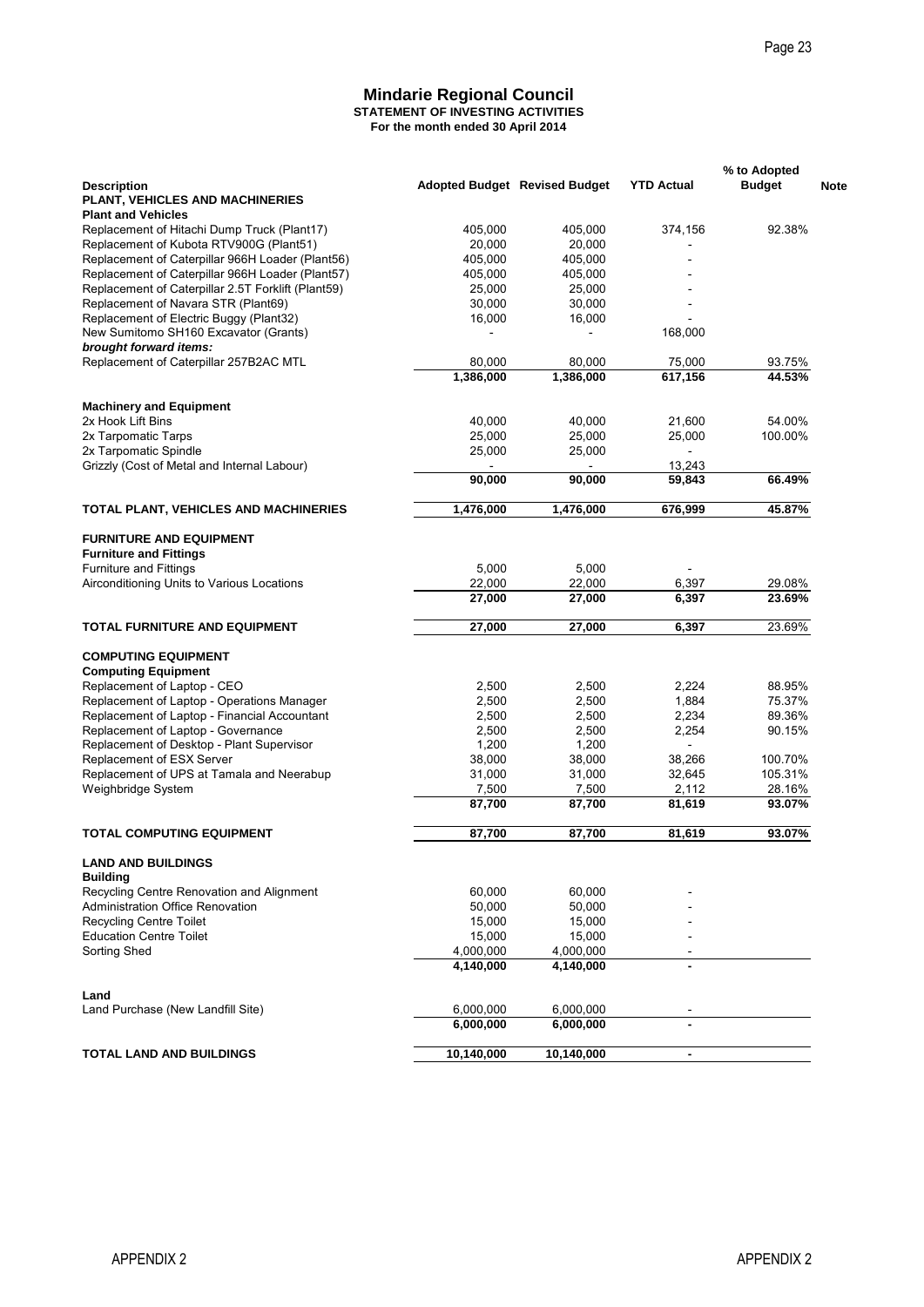# Mindarie Regional Council

**STATEMENT OF INVESTING ACTIVITIES**

**For the month ended 30 April 2014**

| Description | Adopted Budget | Revised Budget | YTD Actual | % to Adopted Budget | Note |
|---|---|---|---|---|---|
| **PLANT, VEHICLES AND MACHINERIES** | | | | | |
| **Plant and Vehicles** | | | | | |
| Replacement of Hitachi Dump Truck (Plant17) | 405,000 | 405,000 | 374,156 | 92.38% | |
| Replacement of Kubota RTV900G (Plant51) | 20,000 | 20,000 | - | | |
| Replacement of Caterpillar 966H Loader (Plant56) | 405,000 | 405,000 | - | | |
| Replacement of Caterpillar 966H Loader (Plant57) | 405,000 | 405,000 | - | | |
| Replacement of Caterpillar 2.5T Forklift (Plant59) | 25,000 | 25,000 | - | | |
| Replacement of Navara STR (Plant69) | 30,000 | 30,000 | - | | |
| Replacement of Electric Buggy (Plant32) | 16,000 | 16,000 | - | | |
| New Sumitomo SH160 Excavator (Grants) | - | - | 168,000 | | |
| ***brought forward items:*** | | | | | |
| Replacement of Caterpillar 257B2AC MTL | 80,000 | 80,000 | 75,000 | 93.75% | |
| | **1,386,000** | **1,386,000** | **617,156** | **44.53%** | |
| **Machinery and Equipment** | | | | | |
| 2x Hook Lift Bins | 40,000 | 40,000 | 21,600 | 54.00% | |
| 2x Tarpomatic Tarps | 25,000 | 25,000 | 25,000 | 100.00% | |
| 2x Tarpomatic Spindle | 25,000 | 25,000 | - | | |
| Grizzly (Cost of Metal and Internal Labour) | - | - | 13,243 | | |
| | **90,000** | **90,000** | **59,843** | **66.49%** | |
| **TOTAL PLANT, VEHICLES AND MACHINERIES** | **1,476,000** | **1,476,000** | **676,999** | **45.87%** | |
| **FURNITURE AND EQUIPMENT** | | | | | |
| **Furniture and Fittings** | | | | | |
| Furniture and Fittings | 5,000 | 5,000 | - | | |
| Airconditioning Units to Various Locations | 22,000 | 22,000 | 6,397 | 29.08% | |
| | **27,000** | **27,000** | **6,397** | **23.69%** | |
| **TOTAL FURNITURE AND EQUIPMENT** | **27,000** | **27,000** | **6,397** | 23.69% | |
| **COMPUTING EQUIPMENT** | | | | | |
| **Computing Equipment** | | | | | |
| Replacement of Laptop - CEO | 2,500 | 2,500 | 2,224 | 88.95% | |
| Replacement of Laptop - Operations Manager | 2,500 | 2,500 | 1,884 | 75.37% | |
| Replacement of Laptop - Financial Accountant | 2,500 | 2,500 | 2,234 | 89.36% | |
| Replacement of Laptop - Governance | 2,500 | 2,500 | 2,254 | 90.15% | |
| Replacement of Desktop - Plant Supervisor | 1,200 | 1,200 | - | | |
| Replacement of ESX Server | 38,000 | 38,000 | 38,266 | 100.70% | |
| Replacement of UPS at Tamala and Neerabup | 31,000 | 31,000 | 32,645 | 105.31% | |
| Weighbridge System | 7,500 | 7,500 | 2,112 | 28.16% | |
| | **87,700** | **87,700** | **81,619** | **93.07%** | |
| **TOTAL COMPUTING EQUIPMENT** | **87,700** | **87,700** | **81,619** | **93.07%** | |
| **LAND AND BUILDINGS** | | | | | |
| **Building** | | | | | |
| Recycling Centre Renovation and Alignment | 60,000 | 60,000 | - | | |
| Administration Office Renovation | 50,000 | 50,000 | - | | |
| Recycling Centre Toilet | 15,000 | 15,000 | - | | |
| Education Centre Toilet | 15,000 | 15,000 | - | | |
| Sorting Shed | 4,000,000 | 4,000,000 | - | | |
| | **4,140,000** | **4,140,000** | **-** | | |
| **Land** | | | | | |
| Land Purchase (New Landfill Site) | 6,000,000 | 6,000,000 | - | | |
| | **6,000,000** | **6,000,000** | **-** | | |
| **TOTAL LAND AND BUILDINGS** | **10,140,000** | **10,140,000** | **-** | | |

APPENDIX 2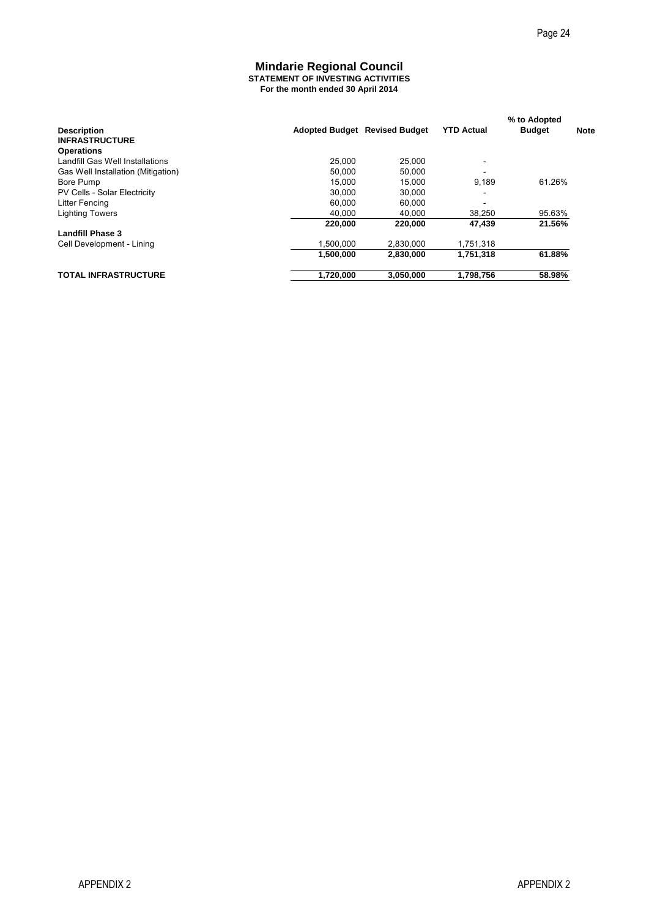# Mindarie Regional Council

**STATEMENT OF INVESTING ACTIVITIES**

**For the month ended 30 April 2014**

| Description | Adopted Budget | Revised Budget | YTD Actual | % to Adopted Budget | Note |
|---|---|---|---|---|---|
| **INFRASTRUCTURE** | | | | | |
| **Operations** | | | | | |
| Landfill Gas Well Installations | 25,000 | 25,000 | - | | |
| Gas Well Installation (Mitigation) | 50,000 | 50,000 | - | | |
| Bore Pump | 15,000 | 15,000 | 9,189 | 61.26% | |
| PV Cells - Solar Electricity | 30,000 | 30,000 | - | | |
| Litter Fencing | 60,000 | 60,000 | - | | |
| Lighting Towers | 40,000 | 40,000 | 38,250 | 95.63% | |
| | **220,000** | **220,000** | **47,439** | **21.56%** | |
| **Landfill Phase 3** | | | | | |
| Cell Development - Lining | 1,500,000 | 2,830,000 | 1,751,318 | | |
| | **1,500,000** | **2,830,000** | **1,751,318** | **61.88%** | |
| **TOTAL INFRASTRUCTURE** | **1,720,000** | **3,050,000** | **1,798,756** | **58.98%** | |

APPENDIX 2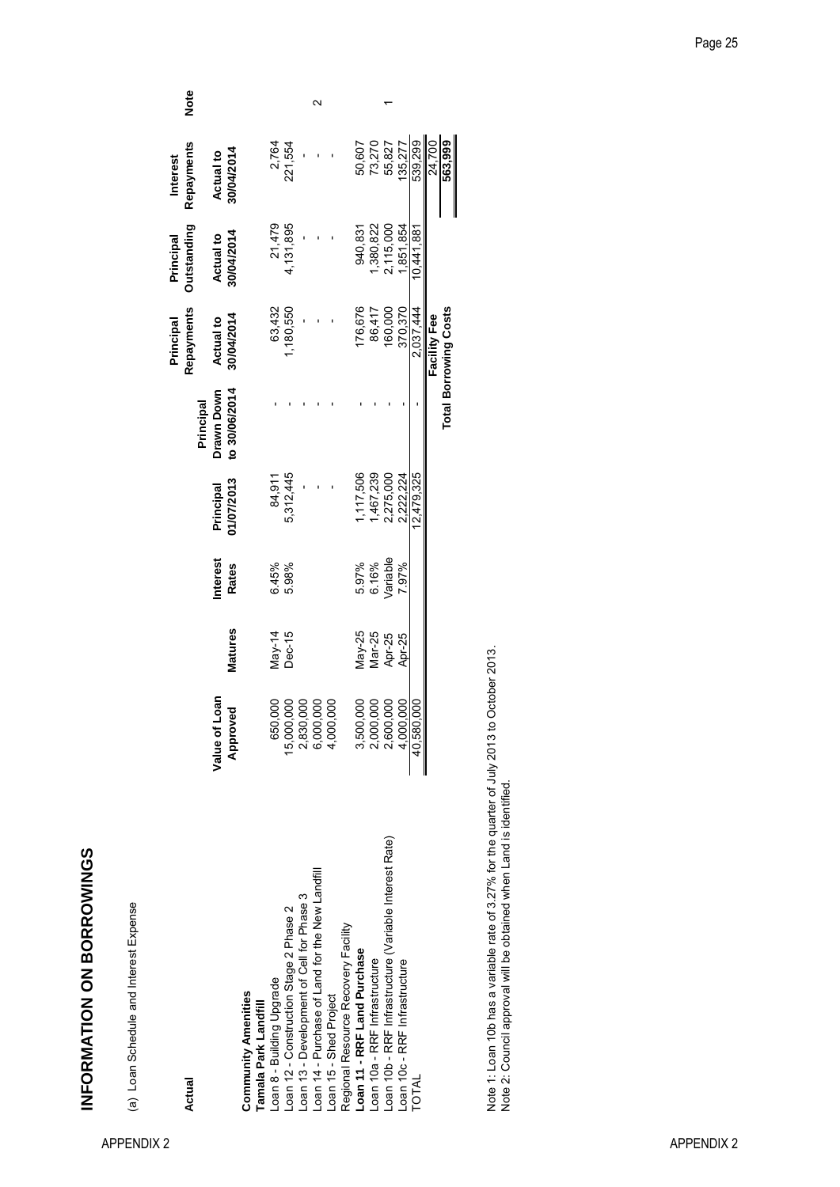# INFORMATION ON BORROWINGS

(a) Loan Schedule and Interest Expense

| Actual | Value of Loan Approved | Matures | Interest Rates | Principal 01/07/2013 | Principal Drawn Down to 30/06/2014 | Principal Repayments Actual to 30/04/2014 | Principal Outstanding Actual to 30/04/2014 | Interest Repayments Actual to 30/04/2014 | Note |
|---|---|---|---|---|---|---|---|---|---|
| **Community Amenities** | | | | | | | | | |
| **Tamala Park Landfill** | | | | | | | | | |
| Loan 8 - Building Upgrade | 650,000 | May-14 | 6.45% | 84,911 | - | 63,432 | 21,479 | 2,764 | |
| Loan 12 - Construction Stage 2 Phase 2 | 15,000,000 | Dec-15 | 5.98% | 5,312,445 | - | 1,180,550 | 4,131,895 | 221,554 | |
| Loan 13 - Development of Cell for Phase 3 | 2,830,000 | | | - | - | - | - | - | |
| Loan 14 - Purchase of Land for the New Landfill | 6,000,000 | | | - | - | - | - | - | 2 |
| Loan 15 - Shed Project | 4,000,000 | | | - | - | - | - | - | |
| Regional Resource Recovery Facility | | | | | | | | | |
| **Loan 11 - RRF Land Purchase** | 3,500,000 | May-25 | 5.97% | 1,117,506 | - | 176,676 | 940,831 | 50,607 | |
| Loan 10a - RRF Infrastructure | 2,000,000 | Mar-25 | 6.16% | 1,467,239 | - | 86,417 | 1,380,822 | 73,270 | |
| Loan 10b - RRF Infrastructure (Variable Interest Rate) | 2,600,000 | Apr-25 | Variable | 2,275,000 | - | 160,000 | 2,115,000 | 55,827 | 1 |
| Loan 10c - RRF Infrastructure | 4,000,000 | Apr-25 | 7.97% | 2,222,224 | - | 370,370 | 1,851,854 | 135,277 | |
| TOTAL | 40,580,000 | | | 12,479,325 | - | 2,037,444 | 10,441,881 | 539,299 | |
| | | | | | | **Facility Fee** | | 24,700 | |
| | | | | | | **Total Borrowing Costs** | | **563,999** | |

Note 1: Loan 10b has a variable rate of 3.27% for the quarter of July 2013 to October 2013.
Note 2: Council approval will be obtained when Land is identified.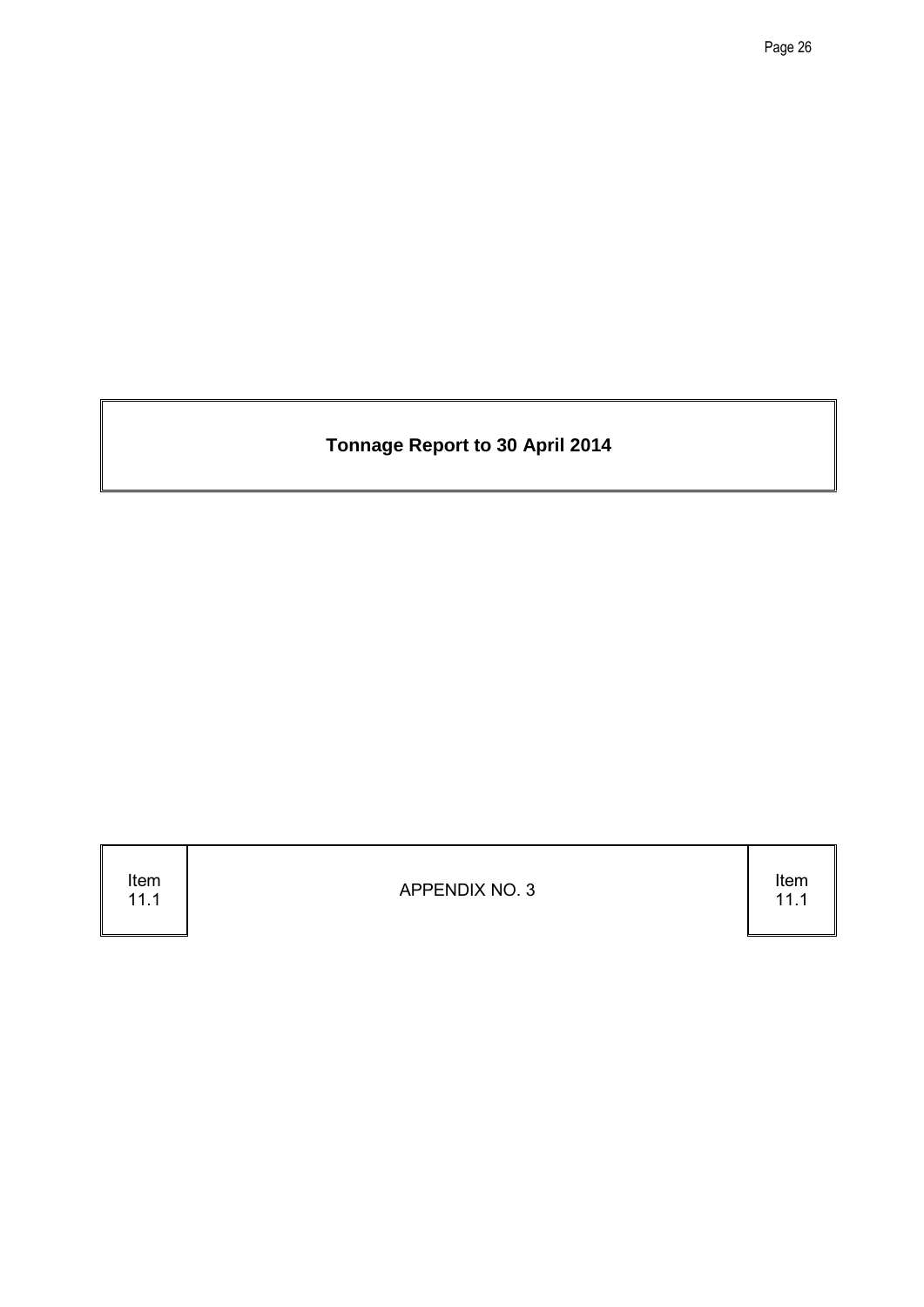# Tonnage Report to 30 April 2014

| Item 11.1 | APPENDIX NO. 3 | Item 11.1 |
|---|---|---|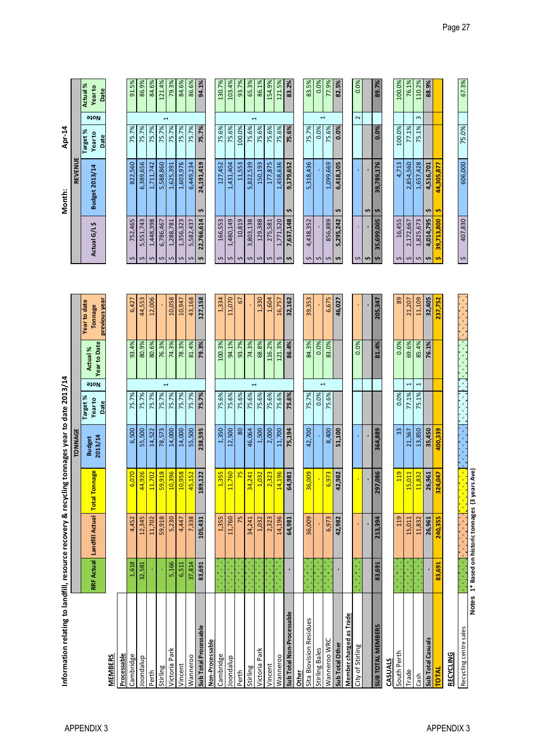## Information relating to landfill, resource recovery & recycling tonnages year to date 2013/14

Month: Apr-14

| | TONNAGE | | | | | | | | REVENUE | | | | |
|---|---|---|---|---|---|---|---|---|---|---|---|---|---|
| | RRF Actual | Landfill Actual | Total Tonnage | Budget 2013/14 | Target % Year to Date | Note | Actual % Year to Date | Year to date Tonnage previous year | Actual G/L $ | Budget 2013/14 | Target % Year to Date | Note | Actual % Year to Date |
| **MEMBERS** | | | | | | | | | | | | | |
| **Processable** | | | | | | | | | | | | | |
| Cambridge | 1,618 | 4,452 | 6,070 | 6,500 | 75.7% | | 93.4% | 6,427 | $ 752,465 | 822,560 | 75.7% | | 91.5% |
| Joondalup | 32,581 | 12,345 | 44,926 | 55,500 | 75.7% | | 80.9% | 44,553 | $ 5,551,743 | 6,389,656 | 75.7% | | 86.9% |
| Perth | - | 11,702 | 11,702 | 14,522 | 75.7% | | 80.6% | 12,006 | $ 1,448,398 | 1,711,742 | 75.7% | | 84.6% |
| Stirling | - | 59,918 | 59,918 | 78,573 | 75.7% | 1 | 76.3% | - | $ 6,786,467 | 5,588,860 | 75.7% | 1 | 121.4% |
| Victoria Park | 5,166 | 5,230 | 10,396 | 14,000 | 75.7% | | 74.3% | 10,058 | $ 1,288,781 | 1,625,391 | 75.7% | | 79.3% |
| Vincent | 6,511 | 4,447 | 10,958 | 14,000 | 75.7% | | 78.3% | 10,947 | $ 1,356,323 | 1,603,976 | 75.7% | | 84.6% |
| Wanneroo | 37,814 | 7,338 | 45,152 | 55,500 | 75.7% | | 81.4% | 43,168 | $ 5,582,437 | 6,449,234 | 75.7% | | 86.6% |
| **Sub Total Processable** | **83,691** | **105,431** | **189,122** | **238,595** | **75.7%** | | **79.3%** | **127,158** | **$ 22,766,614** | **$ 24,191,419** | **75.7%** | | **94.1%** |
| **Non-Processable** | | | | | | | | | | | | | |
| Cambridge | | 1,355 | 1,355 | 1,350 | 75.6% | | 100.3% | 1,334 | $ 166,553 | 127,452 | 75.6% | | 130.7% |
| Joondalup | | 11,760 | 11,760 | 12,500 | 75.6% | | 94.1% | 11,070 | $ 1,480,149 | 1,431,404 | 75.6% | | 103.4% |
| Perth | | 75 | 75 | 80 | 75.6% | | 93.7% | 67 | $ 10,819 | 11,553 | 100.0% | | 93.7% |
| Stirling | | 34,241 | 34,241 | 46,064 | 75.6% | 1 | 74.3% | - | $ 3,803,138 | 5,822,539 | 75.6% | 1 | 65.3% |
| Victoria Park | | 1,032 | 1,032 | 1,500 | 75.6% | | 68.8% | 1,330 | $ 129,388 | 150,193 | 75.6% | | 86.1% |
| Vincent | | 2,323 | 2,323 | 2,000 | 75.6% | | 116.2% | 1,604 | $ 275,581 | 177,875 | 75.6% | | 154.9% |
| Wanneroo | | 14,196 | 14,196 | 11,700 | 75.6% | | 121.3% | 16,757 | $ 1,771,520 | 1,458,636 | 75.6% | | 121.5% |
| **Sub Total Non-Processable** | **-** | **64,981** | **64,981** | **75,194** | **75.6%** | | **86.4%** | **32,162** | **$ 7,637,148** | **$ 9,179,652** | **75.6%** | | **83.2%** |
| **Other** | | | | | | | | | | | | | |
| Sita Biovision Residues | | 36,009 | 36,009 | 42,700 | 75.7% | | 84.3% | 39,353 | $ 4,438,352 | 5,318,436 | 75.7% | | 83.5% |
| Stirling Bales | | - | - | - | 0.0% | 1 | 0.0% | - | $ - | - | 0.0% | 1 | 0.0% |
| Wanneroo WRC | | 6,973 | 6,973 | 8,400 | 75.6% | | 83.0% | 6,675 | $ 856,889 | 1,099,669 | 75.6% | | 77.9% |
| **Sub Total Other** | **-** | **42,982** | **42,982** | **51,100** | | | | **46,027** | **$ 5,295,242** | **$ 6,418,105** | **0.0%** | | **82.5%** |
| **Member charged as Trade** | | | | | | | | | | | | | |
| City of Stirling | | - | - | - | | | 0.0% | - | $ - | - | | 2 | 0.0% |
| | | - | - | - | | | | - | $ - | $ - | | | |
| **SUB TOTAL MEMBERS** | **83,691** | **213,394** | **297,086** | **364,889** | | | **81.4%** | **205,347** | **$ 35,699,005** | **$ 39,789,176** | **0.0%** | | **89.7%** |
| **CASUALS** | | | | | | | | | | | | | |
| South Perth | | 119 | 119 | 33 | 0.0% | | 0.0% | 89 | $ 16,455 | 4,713 | 100.0% | | 100.0% |
| Trade | | 15,011 | 15,011 | 21,567 | 77.1% | 1 | 69.6% | 21,207 | $ 2,172,667 | 2,854,560 | 77.1% | | 76.1% |
| Cash | | 11,832 | 11,832 | 13,850 | 75.1% | 1 | 85.4% | 11,109 | $ 1,825,673 | 1,657,428 | 75.1% | 3 | 110.2% |
| **Sub Total Casuals** | **-** | **26,961** | **26,961** | **35,450** | | | **76.1%** | **32,405** | **$ 4,014,795** | **$ 4,516,701** | | | **88.9%** |
| **TOTAL** | **83,691** | **240,355** | **324,047** | **400,339** | | | | **237,752** | **$ 39,713,800** | **$ 44,305,877** | | | |
| **RECYCLING** | | | | | | | | | | | | | |
| Recycling centre sales | | | | | | | | | $ 407,830 | 606,000 | 75.0% | | 67.3% |

**Notes** 1* Based on historic tonnages (3 years Ave)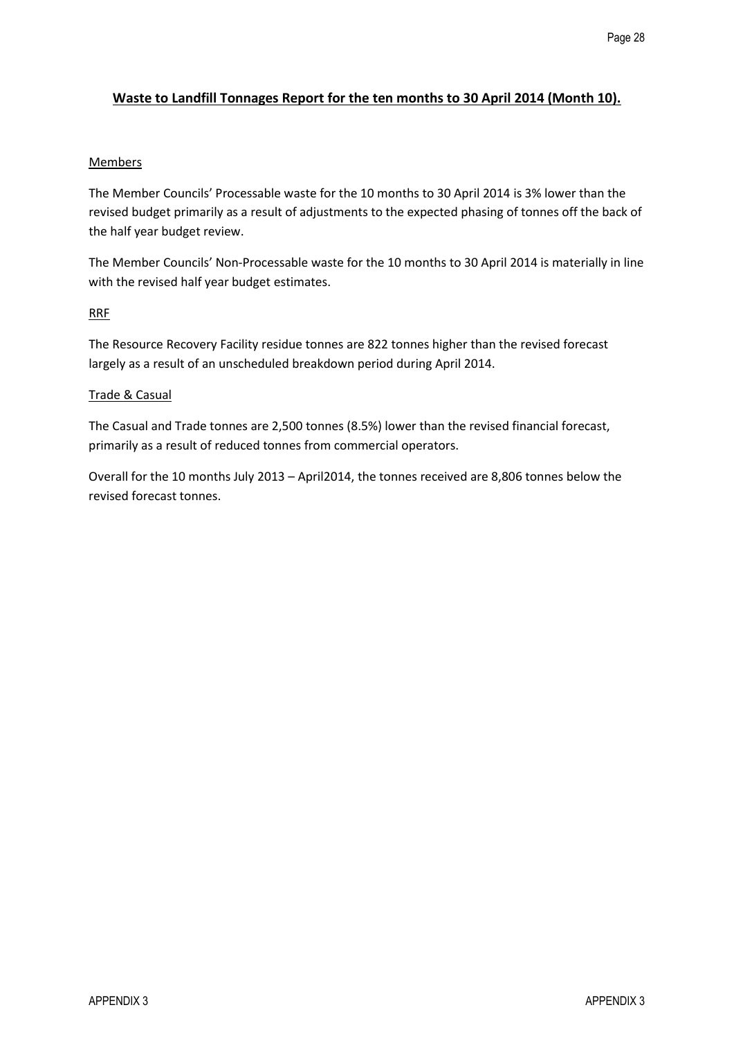## Waste to Landfill Tonnages Report for the ten months to 30 April 2014 (Month 10).

### Members

The Member Councils' Processable waste for the 10 months to 30 April 2014 is 3% lower than the revised budget primarily as a result of adjustments to the expected phasing of tonnes off the back of the half year budget review.

The Member Councils' Non-Processable waste for the 10 months to 30 April 2014 is materially in line with the revised half year budget estimates.

### RRF

The Resource Recovery Facility residue tonnes are 822 tonnes higher than the revised forecast largely as a result of an unscheduled breakdown period during April 2014.

### Trade & Casual

The Casual and Trade tonnes are 2,500 tonnes (8.5%) lower than the revised financial forecast, primarily as a result of reduced tonnes from commercial operators.

Overall for the 10 months July 2013 – April2014, the tonnes received are 8,806 tonnes below the revised forecast tonnes.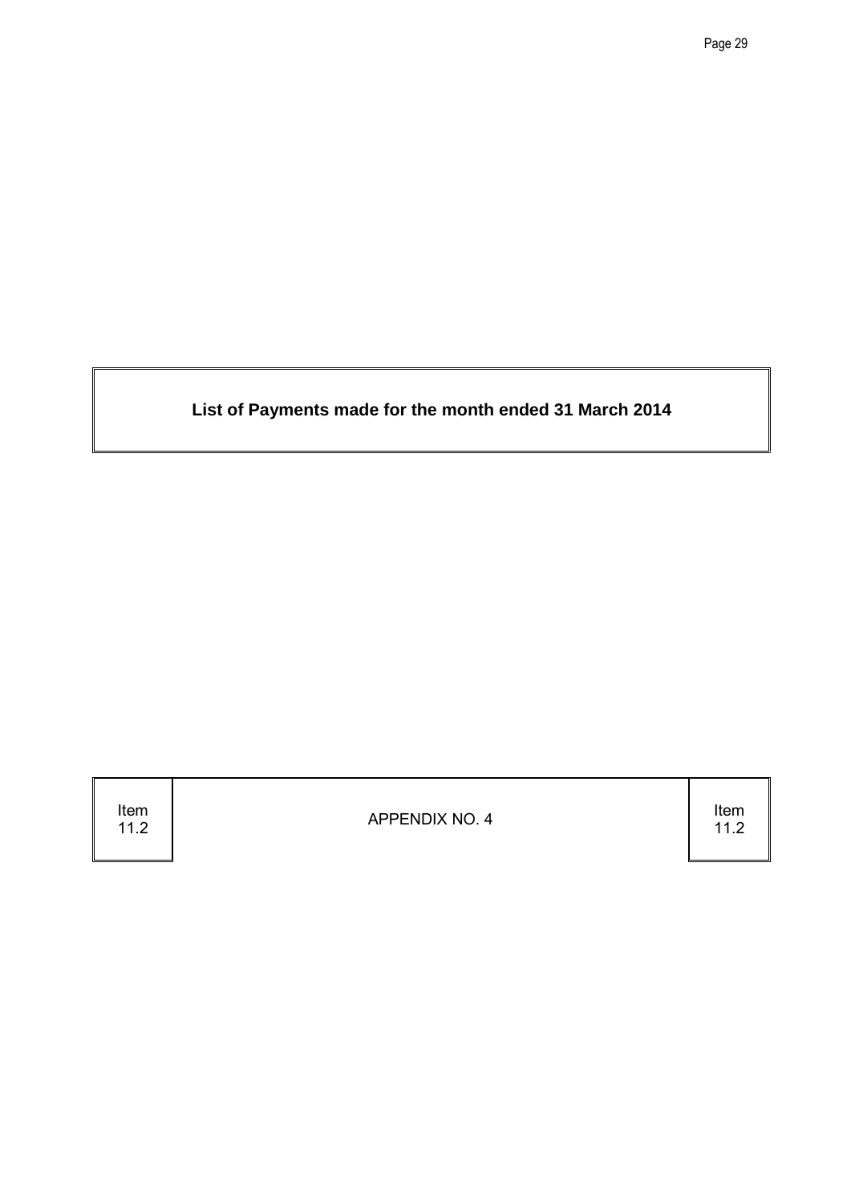**List of Payments made for the month ended 31 March 2014**

| Item 11.2 | APPENDIX NO. 4 | Item 11.2 |
| --- | --- | --- |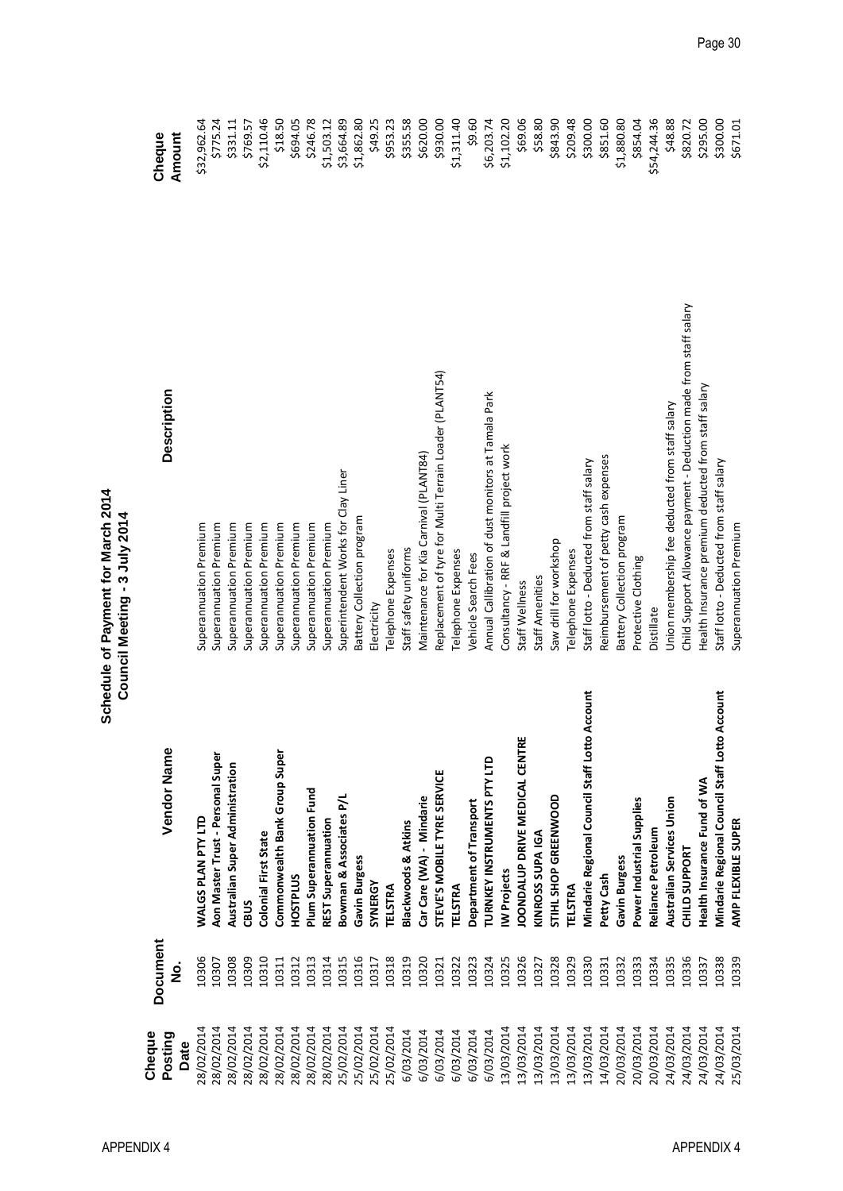# Schedule of Payment for March 2014
## Council Meeting - 3 July 2014

| Cheque Posting Date | Document No. | Vendor Name | Description | Cheque Amount |
|---|---|---|---|---|
| 28/02/2014 | 10306 | WALGS PLAN PTY LTD | Superannuation Premium | $32,962.64 |
| 28/02/2014 | 10307 | Aon Master Trust - Personal Super | Superannuation Premium | $775.24 |
| 28/02/2014 | 10308 | Australian Super Administration | Superannuation Premium | $331.11 |
| 28/02/2014 | 10309 | CBUS | Superannuation Premium | $769.57 |
| 28/02/2014 | 10310 | Colonial First State | Superannuation Premium | $2,110.46 |
| 28/02/2014 | 10311 | Commonwealth Bank Group Super | Superannuation Premium | $18.50 |
| 28/02/2014 | 10312 | HOSTPLUS | Superannuation Premium | $694.05 |
| 28/02/2014 | 10313 | Plum Superannuation Fund | Superannuation Premium | $246.78 |
| 28/02/2014 | 10314 | REST Superannuation | Superannuation Premium | $1,503.12 |
| 25/02/2014 | 10315 | Bowman & Associates P/L | Superintendent Works for Clay Liner | $3,664.89 |
| 25/02/2014 | 10316 | Gavin Burgess | Battery Collection program | $1,862.80 |
| 25/02/2014 | 10317 | SYNERGY | Electricity | $49.25 |
| 25/02/2014 | 10318 | TELSTRA | Telephone Expenses | $953.23 |
| 6/03/2014 | 10319 | Blackwoods & Atkins | Staff safety uniforms | $355.58 |
| 6/03/2014 | 10320 | Car Care (WA) - Mindarie | Maintenance for Kia Carnival (PLANT84) | $620.00 |
| 6/03/2014 | 10321 | STEVE'S MOBILE TYRE SERVICE | Replacement of tyre for Multi Terrain Loader (PLANT54) | $930.00 |
| 6/03/2014 | 10322 | TELSTRA | Telephone Expenses | $1,311.40 |
| 6/03/2014 | 10323 | Department of Transport | Vehicle Search Fees | $9.60 |
| 6/03/2014 | 10324 | TURNKEY INSTRUMENTS PTY LTD | Annual Callibration of dust monitors at Tamala Park | $6,203.74 |
| 13/03/2014 | 10325 | IW Projects | Consultancy - RRF & Landfill project work | $1,102.20 |
| 13/03/2014 | 10326 | JOONDALUP DRIVE MEDICAL CENTRE | Staff Wellness | $69.06 |
| 13/03/2014 | 10327 | KINROSS SUPA IGA | Staff Amenities | $58.80 |
| 13/03/2014 | 10328 | STIHL SHOP GREENWOOD | Saw drill for workshop | $843.90 |
| 13/03/2014 | 10329 | TELSTRA | Telephone Expenses | $209.48 |
| 13/03/2014 | 10330 | Mindarie Regional Council Staff Lotto Account | Staff lotto - Deducted from staff salary | $300.00 |
| 14/03/2014 | 10331 | Petty Cash | Reimbursement of petty cash expenses | $851.60 |
| 20/03/2014 | 10332 | Gavin Burgess | Battery Collection program | $1,880.80 |
| 20/03/2014 | 10333 | Power Industrial Supplies | Protective Clothing | $854.04 |
| 20/03/2014 | 10334 | Reliance Petroleum | Distillate | $54,244.36 |
| 24/03/2014 | 10335 | Australian Services Union | Union membership fee deducted from staff salary | $48.88 |
| 24/03/2014 | 10336 | CHILD SUPPORT | Child Support Allowance payment - Deduction made from staff salary | $820.72 |
| 24/03/2014 | 10337 | Health Insurance Fund of WA | Health Insurance premium deducted from staff salary | $295.00 |
| 24/03/2014 | 10338 | Mindarie Regional Council Staff Lotto Account | Staff lotto - Deducted from staff salary | $300.00 |
| 25/03/2014 | 10339 | AMP FLEXIBLE SUPER | Superannuation Premium | $671.01 |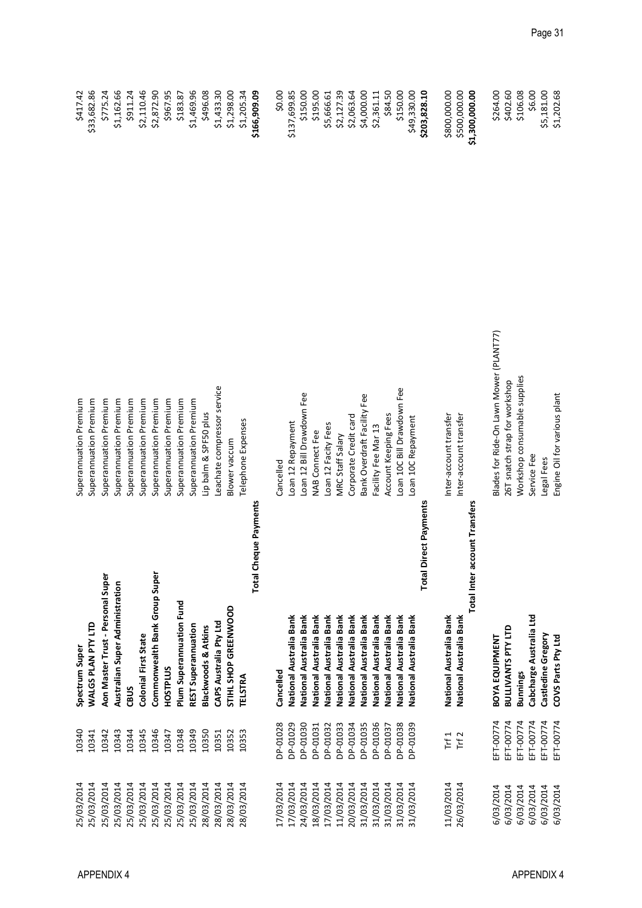| | | | | |
|---|---|---|---|---|
| 25/03/2014 | 10340 | **Spectrum Super** | Superannuation Premium | $417.42 |
| 25/03/2014 | 10341 | **WALGS PLAN PTY LTD** | Superannuation Premium | $33,682.86 |
| 25/03/2014 | 10342 | **Aon Master Trust - Personal Super** | Superannuation Premium | $775.24 |
| 25/03/2014 | 10343 | **Australian Super Administration** | Superannuation Premium | $1,162.66 |
| 25/03/2014 | 10344 | **CBUS** | Superannuation Premium | $911.24 |
| 25/03/2014 | 10345 | **Colonial First State** | Superannuation Premium | $2,110.46 |
| 25/03/2014 | 10346 | **Commonwealth Bank Group Super** | Superannuation Premium | $2,872.90 |
| 25/03/2014 | 10347 | **HOSTPLUS** | Superannuation Premium | $967.95 |
| 25/03/2014 | 10348 | **Plum Superannuation Fund** | Superannuation Premium | $183.87 |
| 25/03/2014 | 10349 | **REST Superannuation** | Superannuation Premium | $1,469.96 |
| 28/03/2014 | 10350 | **Blackwoods & Atkins** | Lip balm & SPF50 plus | $496.08 |
| 28/03/2014 | 10351 | **CAPS Australia Pty Ltd** | Leachate compressor service | $1,433.30 |
| 28/03/2014 | 10352 | **STIHL SHOP GREENWOOD** | Blower vaccum | $1,298.00 |
| 28/03/2014 | 10353 | **TELSTRA** | Telephone Expenses | $1,205.34 |
| | | **Total Cheque Payments** | | **$166,909.09** |
| | | | | |
| 17/03/2014 | DP-01028 | **Cancelled** | Cancelled | $0.00 |
| 17/03/2014 | DP-01029 | **National Australia Bank** | Loan 12 Repayment | $137,699.85 |
| 24/03/2014 | DP-01030 | **National Australia Bank** | Loan 12 Bill Drawdown Fee | $150.00 |
| 18/03/2014 | DP-01031 | **National Australia Bank** | NAB Connect Fee | $195.00 |
| 17/03/2014 | DP-01032 | **National Australia Bank** | Loan 12 Facity Fees | $5,666.61 |
| 11/03/2014 | DP-01033 | **National Australia Bank** | MRC Staff Salary | $2,127.39 |
| 20/03/2014 | DP-01034 | **National Australia Bank** | Corporate Credit card | $2,063.64 |
| 31/03/2014 | DP-01035 | **National Australia Bank** | Bank Overdraft Facility Fee | $4,000.00 |
| 31/03/2014 | DP-01036 | **National Australia Bank** | Facility Fee Mar 13 | $2,361.11 |
| 31/03/2014 | DP-01037 | **National Australia Bank** | Account Keeping Fees | $84.50 |
| 31/03/2014 | DP-01038 | **National Australia Bank** | Loan 10C Bill Drawdown Fee | $150.00 |
| 31/03/2014 | DP-01039 | **National Australia Bank** | Loan 10C Repayment | $49,330.00 |
| | | **Total Direct Payments** | | **$203,828.10** |
| | | | | |
| 11/03/2014 | Trf 1 | **National Australia Bank** | Inter-account transfer | $800,000.00 |
| 26/03/2014 | Trf 2 | **National Australia Bank** | Inter-account transfer | $500,000.00 |
| | | **Total Inter account Transfers** | | **$1,300,000.00** |
| | | | | |
| 6/03/2014 | EFT-00774 | **BOYA EQUIPMENT** | Blades for Ride-On Lawn Mower (PLANT77) | $264.00 |
| 6/03/2014 | EFT-00774 | **BULLIVANTS PTY LTD** | 26T snatch strap for workshop | $402.60 |
| 6/03/2014 | EFT-00774 | **Bunnings** | Workshop consumable supplies | $106.08 |
| 6/03/2014 | EFT-00774 | **Cabcharge Australia Ltd** | Service Fee | $6.00 |
| 6/03/2014 | EFT-00774 | **Castledine Gregory** | Legal Fees | $5,181.00 |
| 6/03/2014 | EFT-00774 | **COVS Parts Pty Ltd** | Engine Oil for various plant | $1,202.68 |

APPENDIX 4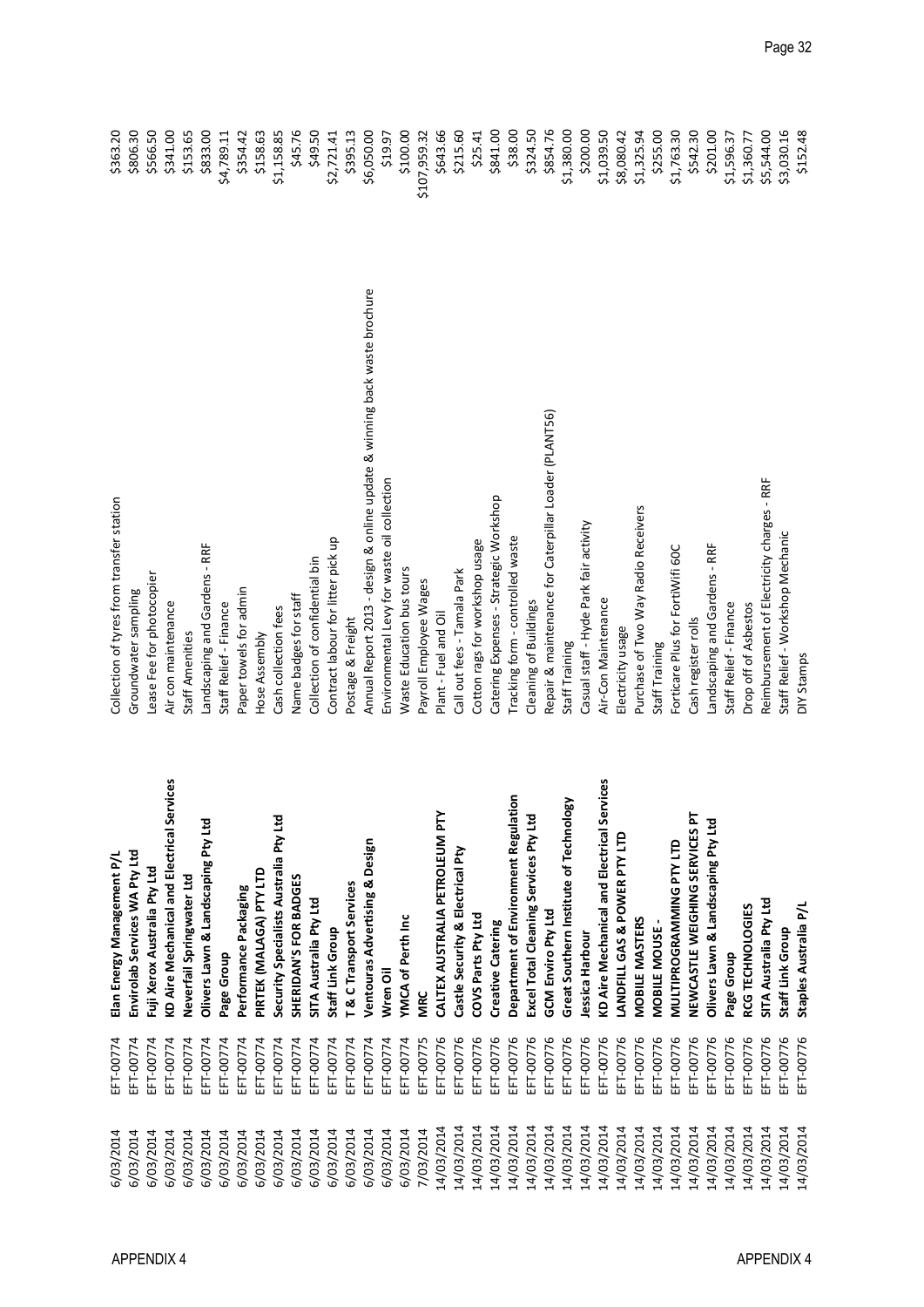| | | | | |
|---|---|---|---|---|
| 6/03/2014 | EFT-00774 | **Elan Energy Management P/L** | Collection of tyres from transfer station | $363.20 |
| 6/03/2014 | EFT-00774 | **Envirolab Services WA Pty Ltd** | Groundwater sampling | $806.30 |
| 6/03/2014 | EFT-00774 | **Fuji Xerox Australia Pty Ltd** | Lease Fee for photocopier | $566.50 |
| 6/03/2014 | EFT-00774 | **KD Aire Mechanical and Electrical Services** | Air con maintenance | $341.00 |
| 6/03/2014 | EFT-00774 | **Neverfail Springwater Ltd** | Staff Amenities | $153.65 |
| 6/03/2014 | EFT-00774 | **Olivers Lawn & Landscaping Pty Ltd** | Landscaping and Gardens - RRF | $833.00 |
| 6/03/2014 | EFT-00774 | **Page Group** | Staff Relief - Finance | $4,789.11 |
| 6/03/2014 | EFT-00774 | **Performance Packaging** | Paper towels for admin | $354.42 |
| 6/03/2014 | EFT-00774 | **PIRTEK (MALAGA) PTY LTD** | Hose Assembly | $158.63 |
| 6/03/2014 | EFT-00774 | **Security Specialists Australia Pty Ltd** | Cash collection fees | $1,158.85 |
| 6/03/2014 | EFT-00774 | **SHERIDAN'S FOR BADGES** | Name badges for staff | $45.76 |
| 6/03/2014 | EFT-00774 | **SITA Australia Pty Ltd** | Collection of confidential bin | $49.50 |
| 6/03/2014 | EFT-00774 | **Staff Link Group** | Contract labour for litter pick up | $2,721.41 |
| 6/03/2014 | EFT-00774 | **T & C Transport Services** | Postage & Freight | $395.13 |
| 6/03/2014 | EFT-00774 | **Ventouras Advertising & Design** | Annual Report 2013 - design & online update & winning back waste brochure | $6,050.00 |
| 6/03/2014 | EFT-00774 | **Wren Oil** | Environmental Levy for waste oil collection | $19.97 |
| 6/03/2014 | EFT-00774 | **YMCA of Perth Inc** | Waste Education bus tours | $100.00 |
| 7/03/2014 | EFT-00775 | **MRC** | Payroll Employee Wages | $107,959.32 |
| 14/03/2014 | EFT-00776 | **CALTEX AUSTRALIA PETROLEUM PTY** | Plant - Fuel and Oil | $643.66 |
| 14/03/2014 | EFT-00776 | **Castle Security & Electrical Pty** | Call out fees - Tamala Park | $215.60 |
| 14/03/2014 | EFT-00776 | **COVS Parts Pty Ltd** | Cotton rags for workshop usage | $25.41 |
| 14/03/2014 | EFT-00776 | **Creative Catering** | Catering Expenses - Strategic Workshop | $841.00 |
| 14/03/2014 | EFT-00776 | **Department of Environment Regulation** | Tracking form - controlled waste | $38.00 |
| 14/03/2014 | EFT-00776 | **Excel Total Cleaning Services Pty Ltd** | Cleaning of Buildings | $324.50 |
| 14/03/2014 | EFT-00776 | **GCM Enviro Pty Ltd** | Repair & maintenance for Caterpillar Loader (PLANT56) | $854.76 |
| 14/03/2014 | EFT-00776 | **Great Southern Institute of Technology** | Staff Training | $1,380.00 |
| 14/03/2014 | EFT-00776 | **Jessica Harbour** | Casual staff - Hyde Park fair activity | $200.00 |
| 14/03/2014 | EFT-00776 | **KD Aire Mechanical and Electrical Services** | Air-Con Maintenance | $1,039.50 |
| 14/03/2014 | EFT-00776 | **LANDFILL GAS & POWER PTY LTD** | Electricity usage | $8,080.42 |
| 14/03/2014 | EFT-00776 | **MOBILE MASTERS** | Purchase of Two Way Radio Receivers | $1,325.94 |
| 14/03/2014 | EFT-00776 | **MOBILE MOUSE -** | Staff Training | $255.00 |
| 14/03/2014 | EFT-00776 | **MULTIPROGRAMMING PTY LTD** | Forticare Plus for FortiWifi 60C | $1,763.30 |
| 14/03/2014 | EFT-00776 | **NEWCASTLE WEIGHING SERVICES PT** | Cash register rolls | $542.30 |
| 14/03/2014 | EFT-00776 | **Olivers Lawn & Landscaping Pty Ltd** | Landscaping and Gardens - RRF | $201.00 |
| 14/03/2014 | EFT-00776 | **Page Group** | Staff Relief - Finance | $1,596.37 |
| 14/03/2014 | EFT-00776 | **RCG TECHNOLOGIES** | Drop off of Asbestos | $1,360.77 |
| 14/03/2014 | EFT-00776 | **SITA Australia Pty Ltd** | Reimbursement of Electricity charges - RRF | $5,544.00 |
| 14/03/2014 | EFT-00776 | **Staff Link Group** | Staff Relief - Workshop Mechanic | $3,030.16 |
| 14/03/2014 | EFT-00776 | **Staples Australia P/L** | DIY Stamps | $152.48 |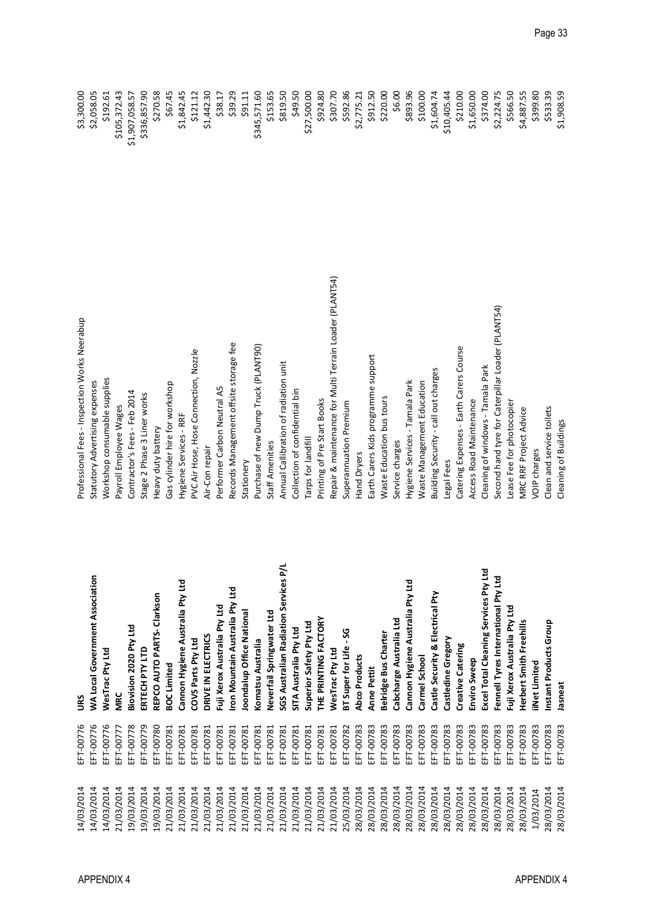| | | | | |
|---|---|---|---|---|
| 14/03/2014 | EFT-00776 | **URS** | Professional Fees - Inspection Works Neerabup | $3,300.00 |
| 14/03/2014 | EFT-00776 | **WA Local Government Association** | Statutory Advertising expenses | $2,058.05 |
| 14/03/2014 | EFT-00776 | **WesTrac Pty Ltd** | Workshop consumable supplies | $192.61 |
| 21/03/2014 | EFT-00777 | **MRC** | Payroll Employee Wages | $105,372.43 |
| 19/03/2014 | EFT-00778 | **Biovision 2020 Pty Ltd** | Contractor's Fees - Feb 2014 | $1,907,058.57 |
| 19/03/2014 | EFT-00779 | **ERTECH PTY LTD** | Stage 2 Phase 3 Liner works | $336,857.90 |
| 19/03/2014 | EFT-00780 | **REPCO AUTO PARTS- Clarkson** | Heavy duty battery | $270.58 |
| 21/03/2014 | EFT-00781 | **BOC Limited** | Gas cylinder hire for workshop | $67.45 |
| 21/03/2014 | EFT-00781 | **Cannon Hygiene Australia Pty Ltd** | Hygiene Services - RRF | $1,842.45 |
| 21/03/2014 | EFT-00781 | **COVS Parts Pty Ltd** | PVC Air Hose, Hose Connection, Nozzle | $121.12 |
| 21/03/2014 | EFT-00781 | **DRIVE IN ELECTRICS** | Air-Con repair | $1,442.30 |
| 21/03/2014 | EFT-00781 | **Fuji Xerox Australia Pty Ltd** | Performer Carbon Neutral A5 | $38.17 |
| 21/03/2014 | EFT-00781 | **Iron Mountain Australia Pty Ltd** | Records Management offsite storage fee | $39.29 |
| 21/03/2014 | EFT-00781 | **Joondalup Office National** | Stationery | $91.11 |
| 21/03/2014 | EFT-00781 | **Komatsu Australia** | Purchase of new Dump Truck (PLANT90) | $345,571.60 |
| 21/03/2014 | EFT-00781 | **Neverfail Springwater Ltd** | Staff Amenities | $153.65 |
| 21/03/2014 | EFT-00781 | **SGS Australian Radiation Services P/L** | Annual Callibration of radiation unit | $819.50 |
| 21/03/2014 | EFT-00781 | **SITA Australia Pty Ltd** | Collection of confidential bin | $49.50 |
| 21/03/2014 | EFT-00781 | **Superior Safety Pty Ltd** | Tarps for landfill | $27,500.00 |
| 21/03/2014 | EFT-00781 | **THE PRINTING FACTORY** | Printing of Pre Start Books | $924.80 |
| 21/03/2014 | EFT-00781 | **WesTrac Pty Ltd** | Repair & maintenance for Multi Terrain Loader (PLANT54) | $307.70 |
| 25/03/2014 | EFT-00782 | **BT Super for Life - SG** | Superannuation Premium | $592.86 |
| 28/03/2014 | EFT-00783 | **Abco Products** | Hand Dryers | $2,775.21 |
| 28/03/2014 | EFT-00783 | **Anne Pettit** | Earth Carers Kids programme support | $912.50 |
| 28/03/2014 | EFT-00783 | **Belridge Bus Charter** | Waste Education bus tours | $220.00 |
| 28/03/2014 | EFT-00783 | **Cabcharge Australia Ltd** | Service charges | $6.00 |
| 28/03/2014 | EFT-00783 | **Cannon Hygiene Australia Pty Ltd** | Hygiene Services - Tamala Park | $893.96 |
| 28/03/2014 | EFT-00783 | **Carmel School** | Waste Management Education | $100.00 |
| 28/03/2014 | EFT-00783 | **Castle Security & Electrical Pty** | Building Security - call out charges | $1,604.74 |
| 28/03/2014 | EFT-00783 | **Castledine Gregory** | Legal Fees | $10,405.44 |
| 28/03/2014 | EFT-00783 | **Creative Catering** | Catering Expenses - Earth Carers Course | $210.00 |
| 28/03/2014 | EFT-00783 | **Enviro Sweep** | Access Road Maintenance | $1,650.00 |
| 28/03/2014 | EFT-00783 | **Excel Total Cleaning Services Pty Ltd** | Cleaning of windows - Tamala Park | $374.00 |
| 28/03/2014 | EFT-00783 | **Fennell Tyres International Pty Ltd** | Second hand tyre for Caterpillar Loader (PLANT54) | $2,224.75 |
| 28/03/2014 | EFT-00783 | **Fuji Xerox Australia Pty Ltd** | Lease Fee for photocopier | $566.50 |
| 28/03/2014 | EFT-00783 | **Herbert Smith Freehills** | MRC RRF Project Advice | $4,887.55 |
| 1/03/2014 | EFT-00783 | **iiNet Limited** | VOIP charges | $399.80 |
| 28/03/2014 | EFT-00783 | **Instant Products Group** | Clean and service toilets | $533.39 |
| 28/03/2014 | EFT-00783 | **Jasneat** | Cleaning of Buildings | $1,908.59 |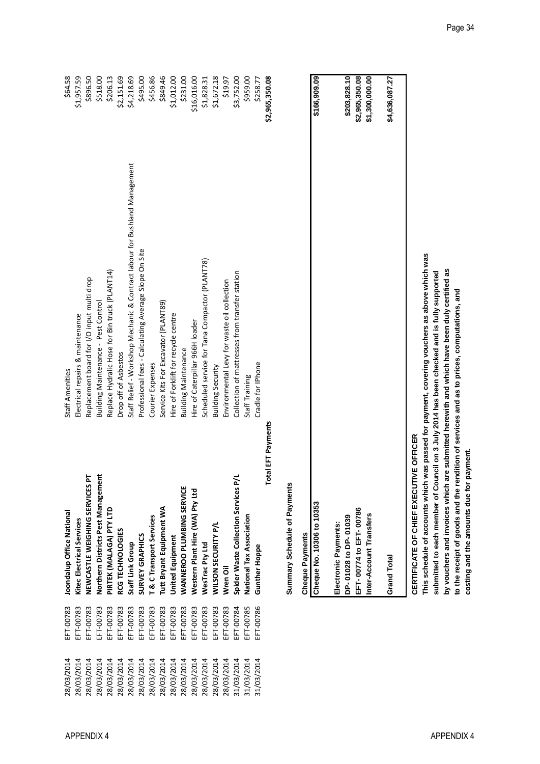| Date | Reference | Payee | Description | Amount |
|---|---|---|---|---|
| 28/03/2014 | EFT-00783 | **Joondalup Office National** | Staff Amenities | $64.58 |
| 28/03/2014 | EFT-00783 | **Kitec Electrical Services** | Electrical repairs & maintenance | $1,957.59 |
| 28/03/2014 | EFT-00783 | **NEWCASTLE WEIGHING SERVICES PT** | Replacement board for I/O input multi drop | $896.50 |
| 28/03/2014 | EFT-00783 | **Northern Districts Pest Management** | Building Maintenance - Pest Control | $518.00 |
| 28/03/2014 | EFT-00783 | **PIRTEK (MALAGA) PTY LTD** | Replace Hydralic Hose for Bin truck (PLANT14) | $206.13 |
| 28/03/2014 | EFT-00783 | **RCG TECHNOLOGIES** | Drop off of Asbestos | $2,151.69 |
| 28/03/2014 | EFT-00783 | **Staff Link Group** | Staff Relief - Workshop Mechanic & Contract labour for Bushland Management | $4,218.69 |
| 28/03/2014 | EFT-00783 | **SURVEY GRAPHICS** | Professional fees - Calculating Average Slope On Site | $495.00 |
| 28/03/2014 | EFT-00783 | **T & C Transport Services** | Courier Expenses | $456.86 |
| 28/03/2014 | EFT-00783 | **Tutt Bryant Equipment WA** | Service Kits For Excavator (PLANT89) | $849.46 |
| 28/03/2014 | EFT-00783 | **United Equipment** | Hire of Forklift for recycle centre | $1,012.00 |
| 28/03/2014 | EFT-00783 | **WANNEROO PLUMBING SERVICE** | Building Maintenance | $231.00 |
| 28/03/2014 | EFT-00783 | **Western Plant Hire (WA) Pty Ltd** | Hire of Caterpillar 966H loader | $16,016.00 |
| 28/03/2014 | EFT-00783 | **WesTrac Pty Ltd** | Scheduled service for Tana Compactor (PLANT78) | $1,828.31 |
| 28/03/2014 | EFT-00783 | **WILSON SECURITY P/L** | Building Security | $1,672.18 |
| 28/03/2014 | EFT-00783 | **Wren Oil** | Environmental Levy for waste oil collection | $19.97 |
| 31/03/2014 | EFT-00784 | **Spider Waste Collection Services P/L** | Collection of mattresses from transfer station | $3,752.00 |
| 31/03/2014 | EFT-00785 | **National Tax Association** | Staff Training | $959.00 |
| 31/03/2014 | EFT-00786 | **Gunther Hoppe** | Cradle for IPhone | $258.77 |
| | | **Total EFT Payments** | | **$2,965,350.08** |

**Summary Schedule of Payments**

| **Cheque Payments** | |
|---|---|
| **Cheque No. 10306 to 10353** | **$166,909.09** |
| | |
| **Electronic Payments:** | |
| **DP- 01028 to DP- 01039** | **$203,828.10** |
| **EFT- 00774 to EFT- 00786** | **$2,965,350.08** |
| **Inter-Account Transfers** | **$1,300,000.00** |
| | |
| **Grand Total** | **$4,636,087.27** |

**CERTIFICATE OF CHIEF EXECUTIVE OFFICER**

**This schedule of accounts which was passed for payment, covering vouchers as above which was submitted to each member of Council on 3 July 2014 has been checked and is fully supported by vouchers and invoices which are submitted herewith and which have been duly certified as to the receipt of goods and the rendition of services and as to prices, computations, and costing and the amounts due for payment.**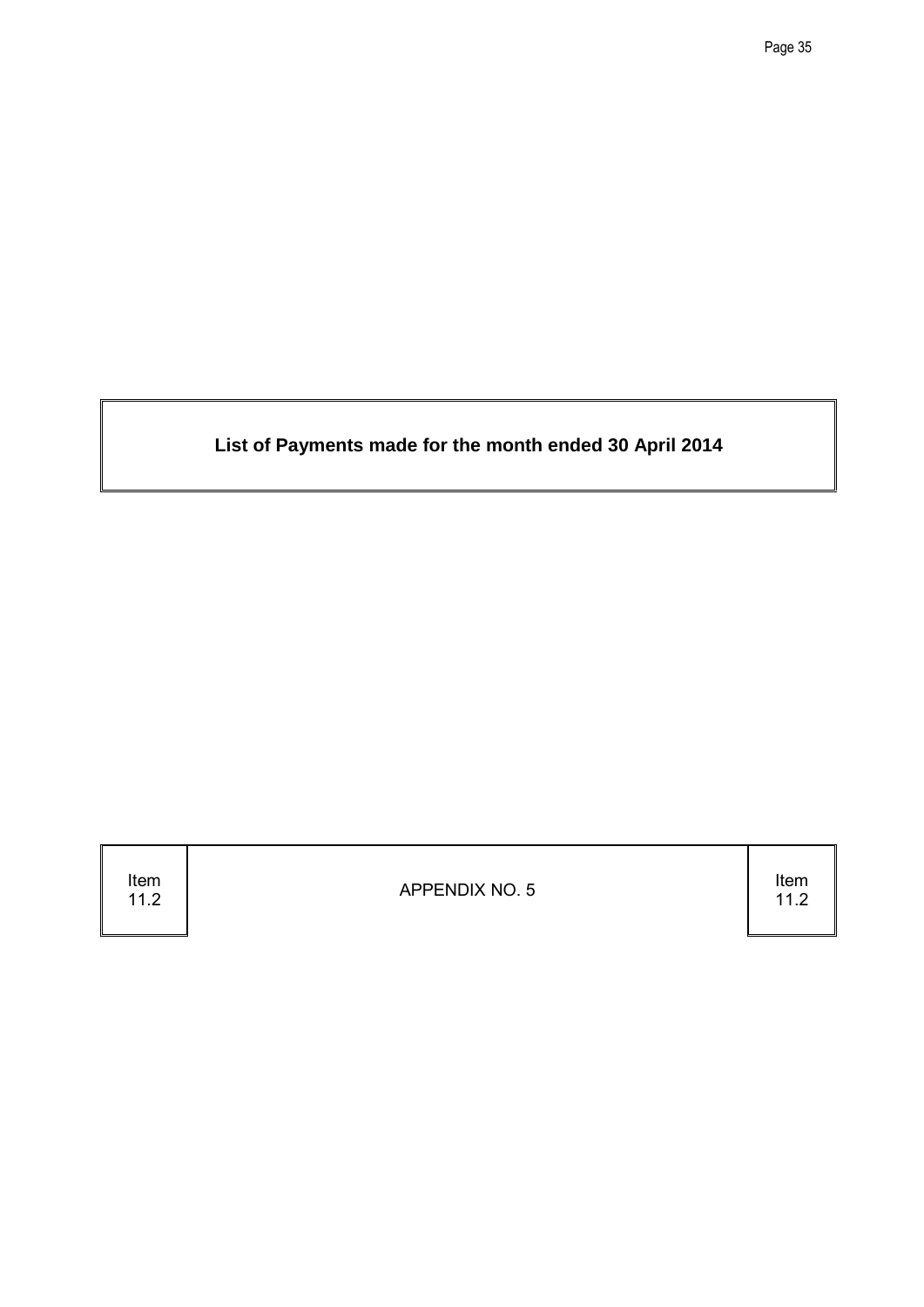**List of Payments made for the month ended 30 April 2014**

| Item 11.2 | APPENDIX NO. 5 | Item 11.2 |
|---|---|---|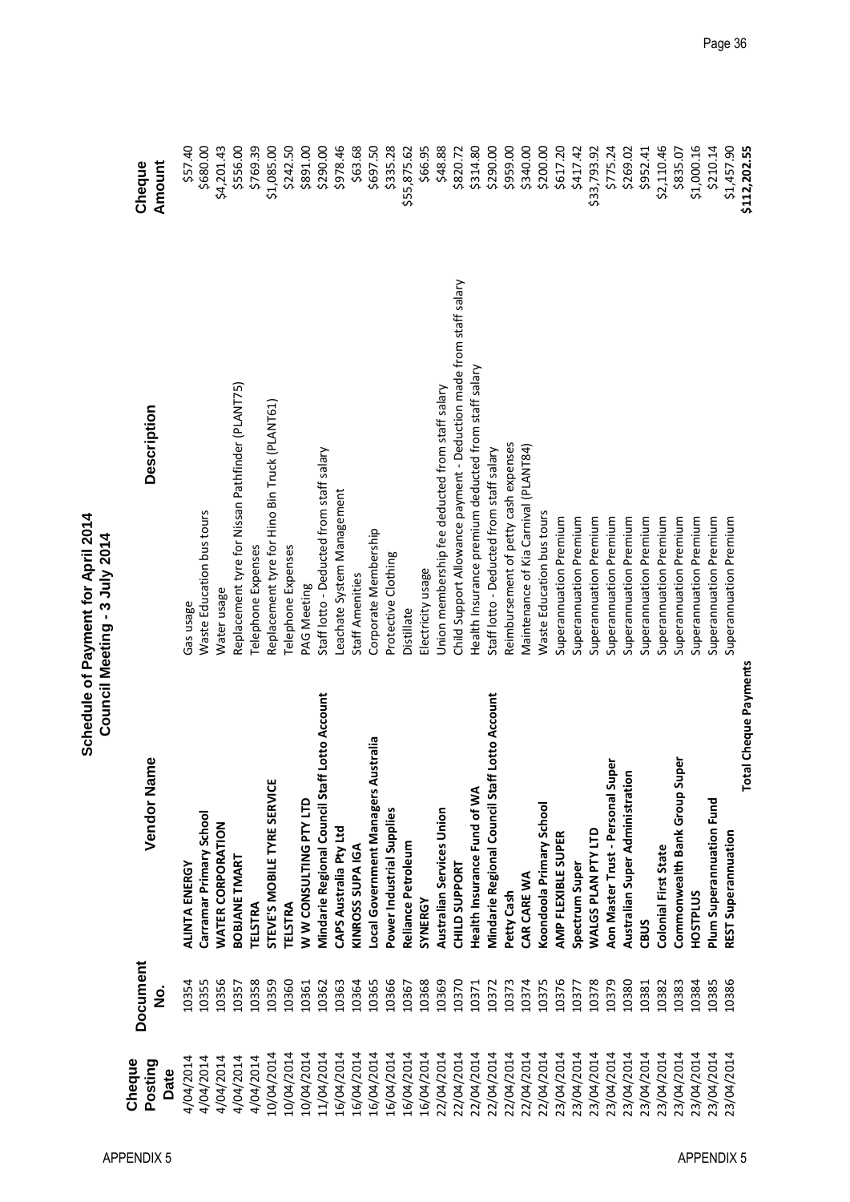# Schedule of Payment for April 2014
## Council Meeting - 3 July 2014

| Cheque Posting Date | Document No. | Vendor Name | Description | Cheque Amount |
|---|---|---|---|---|
| 4/04/2014 | 10354 | ALINTA ENERGY | Gas usage | $57.40 |
| 4/04/2014 | 10355 | Carramar Primary School | Waste Education bus tours | $680.00 |
| 4/04/2014 | 10356 | WATER CORPORATION | Water usage | $4,201.43 |
| 4/04/2014 | 10357 | BOBJANE TMART | Replacement tyre for Nissan Pathfinder (PLANT75) | $556.00 |
| 4/04/2014 | 10358 | TELSTRA | Telephone Expenses | $769.39 |
| 10/04/2014 | 10359 | STEVE'S MOBILE TYRE SERVICE | Replacement tyre for Hino Bin Truck (PLANT61) | $1,085.00 |
| 10/04/2014 | 10360 | TELSTRA | Telephone Expenses | $242.50 |
| 10/04/2014 | 10361 | W W CONSULTING PTY LTD | PAG Meeting | $891.00 |
| 11/04/2014 | 10362 | Mindarie Regional Council Staff Lotto Account | Staff lotto - Deducted from staff salary | $290.00 |
| 16/04/2014 | 10363 | CAPS Australia Pty Ltd | Leachate System Management | $978.46 |
| 16/04/2014 | 10364 | KINROSS SUPA IGA | Staff Amenities | $63.68 |
| 16/04/2014 | 10365 | Local Government Managers Australia | Corporate Membership | $697.50 |
| 16/04/2014 | 10366 | Power Industrial Supplies | Protective Clothing | $335.28 |
| 16/04/2014 | 10367 | Reliance Petroleum | Distillate | $55,875.62 |
| 16/04/2014 | 10368 | SYNERGY | Electricity usage | $66.95 |
| 22/04/2014 | 10369 | Australian Services Union | Union membership fee deducted from staff salary | $48.88 |
| 22/04/2014 | 10370 | CHILD SUPPORT | Child Support Allowance payment - Deduction made from staff salary | $820.72 |
| 22/04/2014 | 10371 | Health Insurance Fund of WA | Health Insurance premium deducted from staff salary | $314.80 |
| 22/04/2014 | 10372 | Mindarie Regional Council Staff Lotto Account | Staff lotto - Deducted from staff salary | $290.00 |
| 22/04/2014 | 10373 | Petty Cash | Reimbursement of petty cash expenses | $959.00 |
| 22/04/2014 | 10374 | CAR CARE WA | Maintenance of Kia Carnival (PLANT84) | $340.00 |
| 22/04/2014 | 10375 | Koondoola Primary School | Waste Education bus tours | $200.00 |
| 23/04/2014 | 10376 | AMP FLEXIBLE SUPER | Superannuation Premium | $617.20 |
| 23/04/2014 | 10377 | Spectrum Super | Superannuation Premium | $417.42 |
| 23/04/2014 | 10378 | WALGS PLAN PTY LTD | Superannuation Premium | $33,793.92 |
| 23/04/2014 | 10379 | Aon Master Trust - Personal Super | Superannuation Premium | $775.24 |
| 23/04/2014 | 10380 | Australian Super Administration | Superannuation Premium | $269.02 |
| 23/04/2014 | 10381 | CBUS | Superannuation Premium | $952.41 |
| 23/04/2014 | 10382 | Colonial First State | Superannuation Premium | $2,110.46 |
| 23/04/2014 | 10383 | Commonwealth Bank Group Super | Superannuation Premium | $835.07 |
| 23/04/2014 | 10384 | HOSTPLUS | Superannuation Premium | $1,000.16 |
| 23/04/2014 | 10385 | Plum Superannuation Fund | Superannuation Premium | $210.14 |
| 23/04/2014 | 10386 | REST Superannuation | Superannuation Premium | $1,457.90 |
| | | **Total Cheque Payments** | | **$112,202.55** |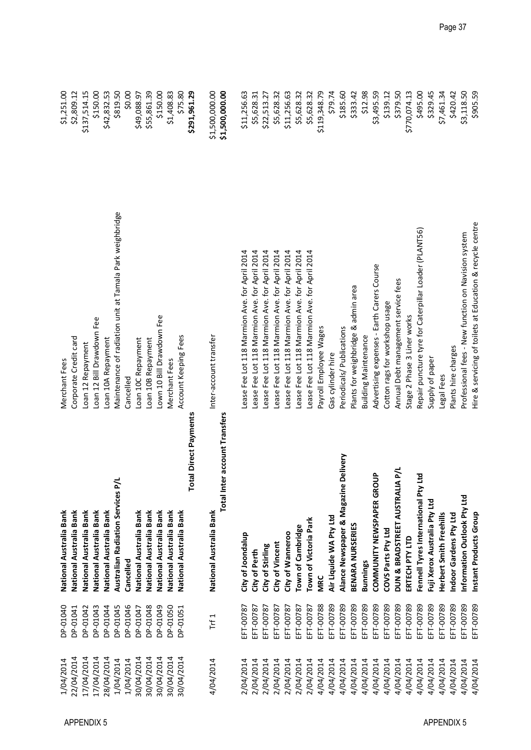| Date | Reference | Payee | Description | Amount |
|---|---|---|---|---|
| 1/04/2014 | DP-01040 | **National Australia Bank** | Merchant Fees | $1,251.00 |
| 22/04/2014 | DP-01041 | **National Australia Bank** | Corporate Credit card | $2,809.12 |
| 17/04/2014 | DP-01042 | **National Australia Bank** | Loan 12 Repayment | $137,514.15 |
| 17/04/2014 | DP-01043 | **National Australia Bank** | Loan 12 Bill Drawdown Fee | $150.00 |
| 28/04/2014 | DP-01044 | **National Australia Bank** | Loan 10A Repayment | $42,832.53 |
| 1/04/2014 | DP-01045 | **Australian Radiation Services P/L** | Maintenance of radiation unit at Tamala Park weighbridge | $819.50 |
| 1/04/2014 | DP-01046 | **Cancelled** | Cancelled | $0.00 |
| 30/04/2014 | DP-01047 | **National Australia Bank** | Loan 10C Repayment | $49,088.97 |
| 30/04/2014 | DP-01048 | **National Australia Bank** | Loan 10B Repayment | $55,861.39 |
| 30/04/2014 | DP-01049 | **National Australia Bank** | Lown 10 Bill Drawdown Fee | $150.00 |
| 30/04/2014 | DP-01050 | **National Australia Bank** | Merchant Fees | $1,408.83 |
| 30/04/2014 | DP-01051 | **National Australia Bank** | Account Keeping Fees | $75.80 |
| | | **Total Direct Payments** | | **$291,961.29** |
| 4/04/2014 | Trf 1 | **National Australia Bank** | Inter-account transfer | $1,500,000.00 |
| | | **Total Inter account Transfers** | | **$1,500,000.00** |
| 2/04/2014 | EFT-00787 | **City of Joondalup** | Lease Fee Lot 118 Marmion Ave. for April 2014 | $11,256.63 |
| 2/04/2014 | EFT-00787 | **City of Perth** | Lease Fee Lot 118 Marmion Ave. for April 2014 | $5,628.31 |
| 2/04/2014 | EFT-00787 | **City of Stirling** | Lease Fee Lot 118 Marmion Ave. for April 2014 | $22,513.27 |
| 2/04/2014 | EFT-00787 | **City of Vincent** | Lease Fee Lot 118 Marmion Ave. for April 2014 | $5,628.32 |
| 2/04/2014 | EFT-00787 | **City of Wanneroo** | Lease Fee Lot 118 Marmion Ave. for April 2014 | $11,256.63 |
| 2/04/2014 | EFT-00787 | **Town of Cambridge** | Lease Fee Lot 118 Marmion Ave. for April 2014 | $5,628.32 |
| 2/04/2014 | EFT-00787 | **Town of Victoria Park** | Lease Fee Lot 118 Marmion Ave. for April 2014 | $5,628.32 |
| 4/04/2014 | EFT-00788 | **MRC** | Payroll Employee Wages | $119,348.79 |
| 4/04/2014 | EFT-00789 | **Air Liquide WA Pty Ltd** | Gas cylinder hire | $79.74 |
| 4/04/2014 | EFT-00789 | **Alance Newspaper & Magazine Delivery** | Periodicals/ Publications | $185.60 |
| 4/04/2014 | EFT-00789 | **BENARA NURSERIES** | Plants for weighbridge & admin area | $333.42 |
| 4/04/2014 | EFT-00789 | **Bunnings** | Building Maintenance | $12.98 |
| 4/04/2014 | EFT-00789 | **COMMUNITY NEWSPAPER GROUP** | Advertising expenses - Earth Carers Course | $3,495.59 |
| 4/04/2014 | EFT-00789 | **COVS Parts Pty Ltd** | Cotton rags for workshop usage | $139.12 |
| 4/04/2014 | EFT-00789 | **DUN & BRADSTREET AUSTRALIA P/L** | Annual Debt management service fees | $379.50 |
| 4/04/2014 | EFT-00789 | **ERTECH PTY LTD** | Stage 2 Phase 3 Liner works | $770,074.13 |
| 4/04/2014 | EFT-00789 | **Fennell Tyres International Pty Ltd** | Repair puncture tyre for Caterpillar Loader (PLANT56) | $495.00 |
| 4/04/2014 | EFT-00789 | **Fuji Xerox Australia Pty Ltd** | Supply of paper | $329.45 |
| 4/04/2014 | EFT-00789 | **Herbert Smith Freehills** | Legal Fees | $7,461.34 |
| 4/04/2014 | EFT-00789 | **Indoor Gardens Pty Ltd** | Plants hire charges | $420.42 |
| 4/04/2014 | EFT-00789 | **Information Outlook Pty Ltd** | Professional fees - New function on Navision system | $3,118.50 |
| 4/04/2014 | EFT-00789 | **Instant Products Group** | Hire & servicing of toilets at Education & recycle centre | $905.59 |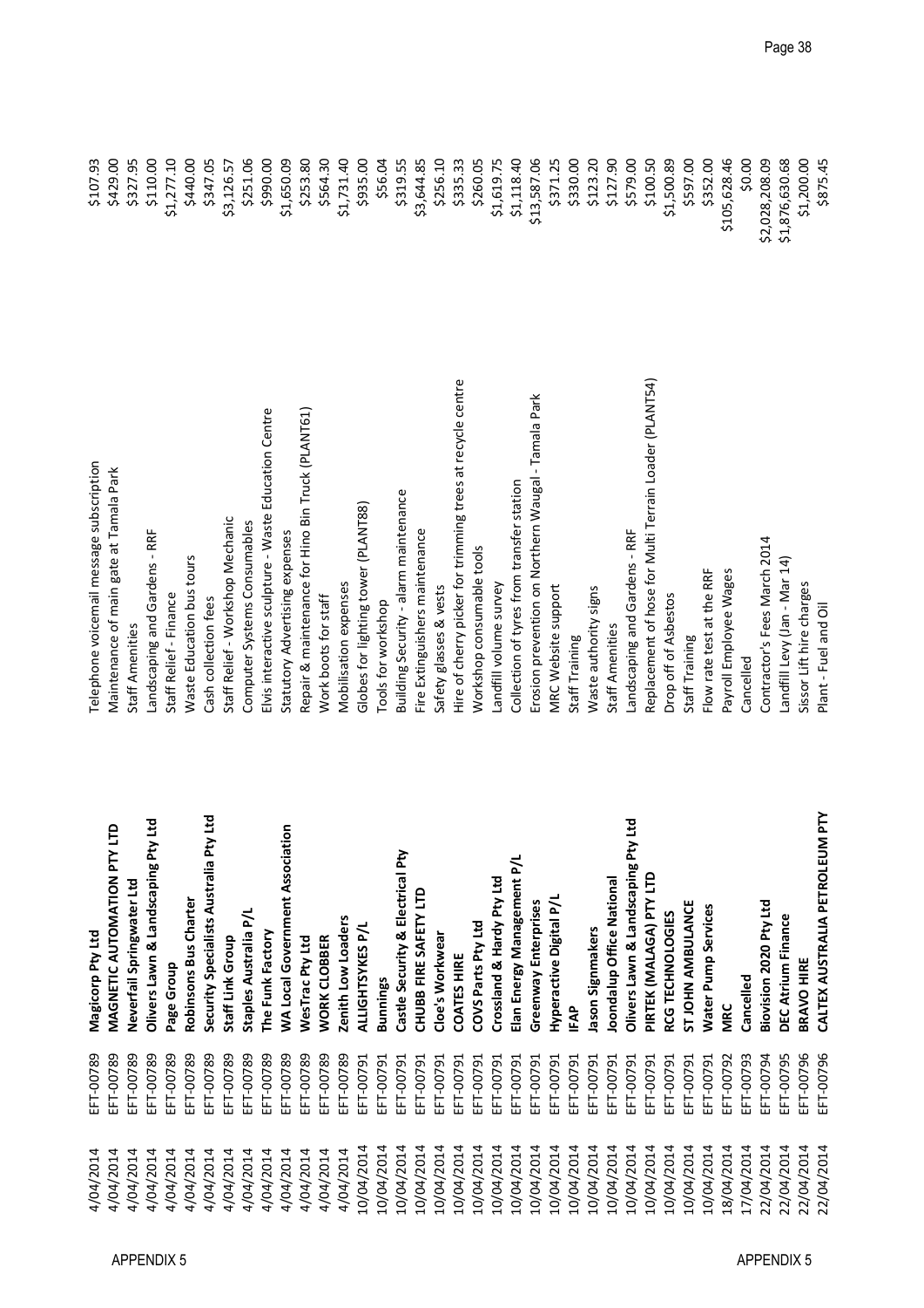| | | | | |
|---|---|---|---|---|
| 4/04/2014 | EFT-00789 | **Magicorp Pty Ltd** | Telephone voicemail message subscription | $107.93 |
| 4/04/2014 | EFT-00789 | **MAGNETIC AUTOMATION PTY LTD** | Maintenance of main gate at Tamala Park | $429.00 |
| 4/04/2014 | EFT-00789 | **Neverfail Springwater Ltd** | Staff Amenities | $327.95 |
| 4/04/2014 | EFT-00789 | **Olivers Lawn & Landscaping Pty Ltd** | Landscaping and Gardens - RRF | $110.00 |
| 4/04/2014 | EFT-00789 | **Page Group** | Staff Relief - Finance | $1,277.10 |
| 4/04/2014 | EFT-00789 | **Robinsons Bus Charter** | Waste Education bus tours | $440.00 |
| 4/04/2014 | EFT-00789 | **Security Specialists Australia Pty Ltd** | Cash collection fees | $347.05 |
| 4/04/2014 | EFT-00789 | **Staff Link Group** | Staff Relief - Workshop Mechanic | $3,126.57 |
| 4/04/2014 | EFT-00789 | **Staples Australia P/L** | Computer Systems Consumables | $251.06 |
| 4/04/2014 | EFT-00789 | **The Funk Factory** | Elvis interactive sculpture - Waste Education Centre | $990.00 |
| 4/04/2014 | EFT-00789 | **WA Local Government Association** | Statutory Advertising expenses | $1,650.09 |
| 4/04/2014 | EFT-00789 | **WesTrac Pty Ltd** | Repair & maintenance for Hino Bin Truck (PLANT61) | $253.80 |
| 4/04/2014 | EFT-00789 | **WORK CLOBBER** | Work boots for staff | $564.30 |
| 4/04/2014 | EFT-00789 | **Zenith Low Loaders** | Mobilisation expenses | $1,731.40 |
| 10/04/2014 | EFT-00791 | **ALLIGHTSYKES P/L** | Globes for lighting tower (PLANT88) | $935.00 |
| 10/04/2014 | EFT-00791 | **Bunnings** | Tools for workshop | $56.04 |
| 10/04/2014 | EFT-00791 | **Castle Security & Electrical Pty** | Building Security - alarm maintenance | $319.55 |
| 10/04/2014 | EFT-00791 | **CHUBB FIRE SAFETY LTD** | Fire Extinguishers maintenance | $3,644.85 |
| 10/04/2014 | EFT-00791 | **Cloe's Workwear** | Safety glasses & vests | $256.10 |
| 10/04/2014 | EFT-00791 | **COATES HIRE** | Hire of cherry picker for trimming trees at recycle centre | $335.33 |
| 10/04/2014 | EFT-00791 | **COVS Parts Pty Ltd** | Workshop consumable tools | $260.05 |
| 10/04/2014 | EFT-00791 | **Crossland & Hardy Pty Ltd** | Landfill volume survey | $1,619.75 |
| 10/04/2014 | EFT-00791 | **Elan Energy Management P/L** | Collection of tyres from transfer station | $1,118.40 |
| 10/04/2014 | EFT-00791 | **Greenway Enterprises** | Erosion prevention on Northern Waugal - Tamala Park | $13,587.06 |
| 10/04/2014 | EFT-00791 | **Hyperactive Digital P/L** | MRC Website support | $371.25 |
| 10/04/2014 | EFT-00791 | **IFAP** | Staff Training | $330.00 |
| 10/04/2014 | EFT-00791 | **Jason Signmakers** | Waste authority signs | $123.20 |
| 10/04/2014 | EFT-00791 | **Joondalup Office National** | Staff Amenities | $127.90 |
| 10/04/2014 | EFT-00791 | **Olivers Lawn & Landscaping Pty Ltd** | Landscaping and Gardens - RRF | $579.00 |
| 10/04/2014 | EFT-00791 | **PIRTEK (MALAGA) PTY LTD** | Replacement of hose for Multi Terrain Loader (PLANT54) | $100.50 |
| 10/04/2014 | EFT-00791 | **RCG TECHNOLOGIES** | Drop off of Asbestos | $1,500.89 |
| 10/04/2014 | EFT-00791 | **ST JOHN AMBULANCE** | Staff Training | $597.00 |
| 10/04/2014 | EFT-00791 | **Water Pump Services** | Flow rate test at the RRF | $352.00 |
| 18/04/2014 | EFT-00792 | **MRC** | Payroll Employee Wages | $105,628.46 |
| 17/04/2014 | EFT-00793 | **Cancelled** | Cancelled | $0.00 |
| 22/04/2014 | EFT-00794 | **Biovision 2020 Pty Ltd** | Contractor's Fees March 2014 | $2,028,208.09 |
| 22/04/2014 | EFT-00795 | **DEC Atrium Finance** | Landfill Levy (Jan - Mar 14) | $1,876,630.68 |
| 22/04/2014 | EFT-00796 | **BRAVO HIRE** | Sissor Lift hire charges | $1,200.00 |
| 22/04/2014 | EFT-00796 | **CALTEX AUSTRALIA PETROLEUM PTY** | Plant - Fuel and Oil | $875.45 |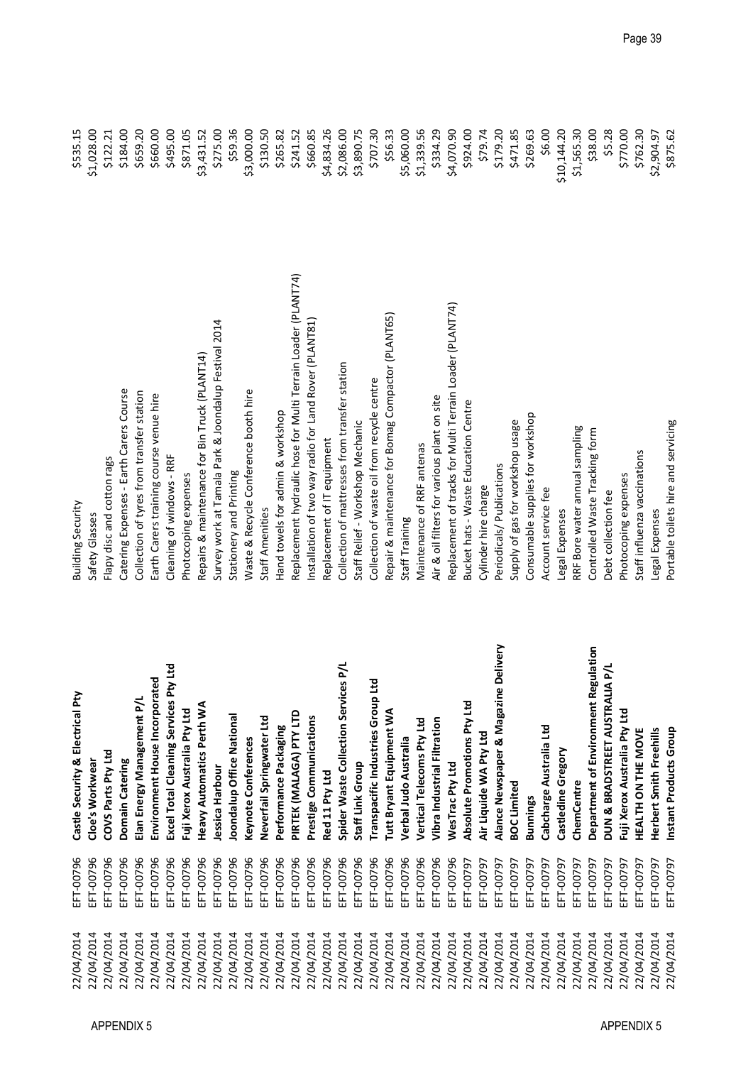| | | | | |
|---|---|---|---|---|
| 22/04/2014 | EFT-00796 | **Castle Security & Electrical Pty** | Building Security | $535.15 |
| 22/04/2014 | EFT-00796 | **Cloe's Workwear** | Safety Glasses | $1,028.00 |
| 22/04/2014 | EFT-00796 | **COVS Parts Pty Ltd** | Flapy disc and cotton rags | $122.21 |
| 22/04/2014 | EFT-00796 | **Domain Catering** | Catering Expenses - Earth Carers Course | $184.00 |
| 22/04/2014 | EFT-00796 | **Elan Energy Management P/L** | Collection of tyres from transfer station | $659.20 |
| 22/04/2014 | EFT-00796 | **Environment House Incorporated** | Earth Carers training course venue hire | $660.00 |
| 22/04/2014 | EFT-00796 | **Excel Total Cleaning Services Pty Ltd** | Cleaning of windows - RRF | $495.00 |
| 22/04/2014 | EFT-00796 | **Fuji Xerox Australia Pty Ltd** | Photocoping expenses | $871.05 |
| 22/04/2014 | EFT-00796 | **Heavy Automatics Perth WA** | Repairs & maintenance for Bin Truck (PLANT14) | $3,431.52 |
| 22/04/2014 | EFT-00796 | **Jessica Harbour** | Survey work at Tamala Park & Joondalup Festival 2014 | $275.00 |
| 22/04/2014 | EFT-00796 | **Joondalup Office National** | Stationery and Printing | $59.36 |
| 22/04/2014 | EFT-00796 | **Keynote Conferences** | Waste & Recycle Conference booth hire | $3,000.00 |
| 22/04/2014 | EFT-00796 | **Neverfail Springwater Ltd** | Staff Amenities | $130.50 |
| 22/04/2014 | EFT-00796 | **Performance Packaging** | Hand towels for admin & workshop | $265.82 |
| 22/04/2014 | EFT-00796 | **PIRTEK (MALAGA) PTY LTD** | Replacement hydraulic hose for Multi Terrain Loader (PLANT74) | $241.52 |
| 22/04/2014 | EFT-00796 | **Prestige Communications** | Installation of two way radio for Land Rover (PLANT81) | $660.85 |
| 22/04/2014 | EFT-00796 | **Red 11 Pty Ltd** | Replacement of IT equipment | $4,834.26 |
| 22/04/2014 | EFT-00796 | **Spider Waste Collection Services P/L** | Collection of mattresses from transfer station | $2,086.00 |
| 22/04/2014 | EFT-00796 | **Staff Link Group** | Staff Relief - Workshop Mechanic | $3,890.75 |
| 22/04/2014 | EFT-00796 | **Transpacific Industries Group Ltd** | Collection of waste oil from recycle centre | $707.30 |
| 22/04/2014 | EFT-00796 | **Tutt Bryant Equipment WA** | Repair & maintenance for Bomag Compactor (PLANT65) | $56.33 |
| 22/04/2014 | EFT-00796 | **Verbal Judo Australia** | Staff Training | $5,060.00 |
| 22/04/2014 | EFT-00796 | **Vertical Telecoms Pty Ltd** | Maintenance of RRF antenas | $1,339.56 |
| 22/04/2014 | EFT-00796 | **Vibra Industrial Filtration** | Air & oil filters for various plant on site | $334.29 |
| 22/04/2014 | EFT-00796 | **WesTrac Pty Ltd** | Replacement of tracks for Multi Terrain Loader (PLANT74) | $4,070.90 |
| 22/04/2014 | EFT-00797 | **Absolute Promotions Pty Ltd** | Bucket hats - Waste Education Centre | $924.00 |
| 22/04/2014 | EFT-00797 | **Air Liquide WA Pty Ltd** | Cylinder hire charge | $79.74 |
| 22/04/2014 | EFT-00797 | **Alance Newspaper & Magazine Delivery** | Periodicals/ Publications | $179.20 |
| 22/04/2014 | EFT-00797 | **BOC Limited** | Supply of gas for workshop usage | $471.85 |
| 22/04/2014 | EFT-00797 | **Bunnings** | Consumable supplies for workshop | $269.63 |
| 22/04/2014 | EFT-00797 | **Cabcharge Australia Ltd** | Account service fee | $6.00 |
| 22/04/2014 | EFT-00797 | **Castledine Gregory** | Legal Expenses | $10,144.20 |
| 22/04/2014 | EFT-00797 | **ChemCentre** | RRF Bore water annual sampling | $1,565.30 |
| 22/04/2014 | EFT-00797 | **Department of Environment Regulation** | Controlled Waste Tracking form | $38.00 |
| 22/04/2014 | EFT-00797 | **DUN & BRADSTREET AUSTRALIA P/L** | Debt collection fee | $5.28 |
| 22/04/2014 | EFT-00797 | **Fuji Xerox Australia Pty Ltd** | Photocoping expenses | $770.00 |
| 22/04/2014 | EFT-00797 | **HEALTH ON THE MOVE** | Staff influenza vaccinations | $762.30 |
| 22/04/2014 | EFT-00797 | **Herbert Smith Freehills** | Legal Expenses | $2,904.97 |
| 22/04/2014 | EFT-00797 | **Instant Products Group** | Portable toilets hire and servicing | $875.62 |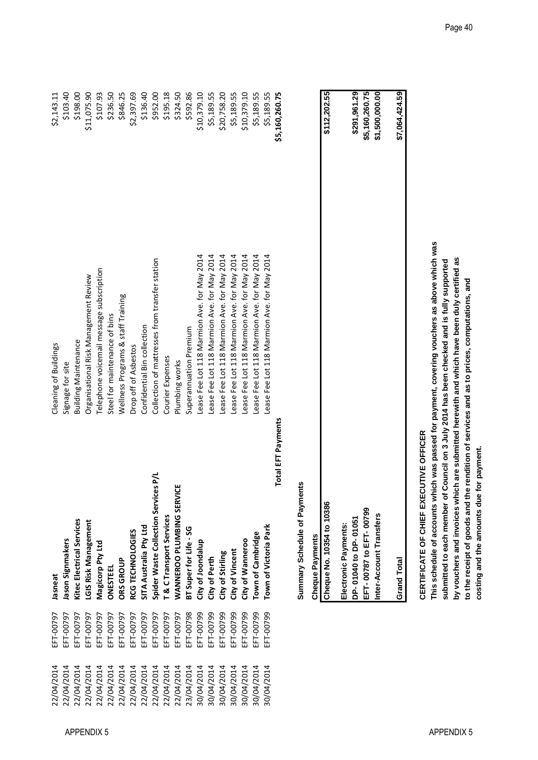| | | | | |
|---|---|---|---|---|
| 22/04/2014 | EFT-00797 | **Jasneat** | Cleaning of Buildings | $2,143.11 |
| 22/04/2014 | EFT-00797 | **Jason Signmakers** | Signage for site | $103.40 |
| 22/04/2014 | EFT-00797 | **Kitec Electrical Services** | Building Maintenance | $198.00 |
| 22/04/2014 | EFT-00797 | **LGIS Risk Management** | Organisational Risk Management Review | $11,075.90 |
| 22/04/2014 | EFT-00797 | **Magicorp Pty Ltd** | Telephone voicemail message subscription | $107.93 |
| 22/04/2014 | EFT-00797 | **ONESTEEL** | Steel for maintenance of bins | $236.50 |
| 22/04/2014 | EFT-00797 | **ORS GROUP** | Wellness Programs & staff Training | $846.25 |
| 22/04/2014 | EFT-00797 | **RCG TECHNOLOGIES** | Drop off of Asbestos | $2,397.69 |
| 22/04/2014 | EFT-00797 | **SITA Australia Pty Ltd** | Confidential Bin collection | $136.40 |
| 22/04/2014 | EFT-00797 | **Spider Waste Collection Services P/L** | Collection of mattresses from transfer station | $952.00 |
| 22/04/2014 | EFT-00797 | **T & C Transport Services** | Courier Expenses | $195.18 |
| 22/04/2014 | EFT-00797 | **WANNEROO PLUMBING SERVICE** | Plumbing works | $324.50 |
| 23/04/2014 | EFT-00798 | **BT Super for Life - SG** | Superannuation Premium | $592.86 |
| 30/04/2014 | EFT-00799 | **City of Joondalup** | Lease Fee Lot 118 Marmion Ave. for May 2014 | $10,379.10 |
| 30/04/2014 | EFT-00799 | **City of Perth** | Lease Fee Lot 118 Marmion Ave. for May 2014 | $5,189.55 |
| 30/04/2014 | EFT-00799 | **City of Stirling** | Lease Fee Lot 118 Marmion Ave. for May 2014 | $20,758.20 |
| 30/04/2014 | EFT-00799 | **City of Vincent** | Lease Fee Lot 118 Marmion Ave. for May 2014 | $5,189.55 |
| 30/04/2014 | EFT-00799 | **City of Wanneroo** | Lease Fee Lot 118 Marmion Ave. for May 2014 | $10,379.10 |
| 30/04/2014 | EFT-00799 | **Town of Cambridge** | Lease Fee Lot 118 Marmion Ave. for May 2014 | $5,189.55 |
| 30/04/2014 | EFT-00799 | **Town of Victoria Park** | Lease Fee Lot 118 Marmion Ave. for May 2014 | $5,189.55 |
| | | | **Total EFT Payments** | **$5,160,260.75** |

**Summary Schedule of Payments**

| **Cheque Payments** | |
|---|---|
| **Cheque No. 10354 to 10386** | **$112,202.55** |
| | |
| **Electronic Payments:** | |
| **DP- 01040 to DP- 01051** | **$291,961.29** |
| **EFT- 00787 to EFT- 00799** | **$5,160,260.75** |
| **Inter-Account Transfers** | **$1,500,000.00** |
| | |
| **Grand Total** | **$7,064,424.59** |

**CERTIFICATE OF CHIEF EXECUTIVE OFFICER**

**This schedule of accounts which was passed for payment, covering vouchers as above which was submitted to each member of Council on 3 July 2014 has been checked and is fully supported by vouchers and invoices which are submitted herewith and which have been duly certified as to the receipt of goods and the rendition of services and as to prices, computations, and costing and the amounts due for payment.**